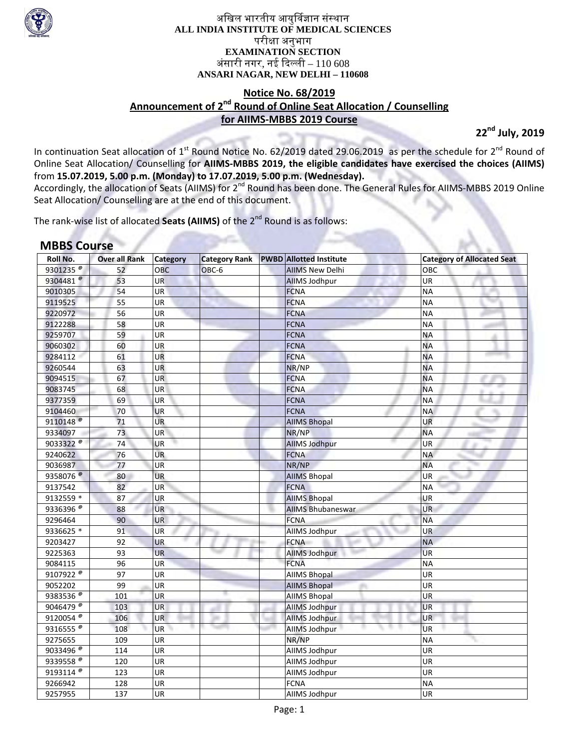अखिल भारतीय आयुर्विज्ञान संस्थान
**ALL INDIA INSTITUTE OF MEDICAL SCIENCES**
परीक्षा अनुभाग
**EXAMINATION SECTION**
अंसारी नगर, नई दिल्ली – 110 608
**ANSARI NAGAR, NEW DELHI – 110608**

## Notice No. 68/2019
## Announcement of 2nd Round of Online Seat Allocation / Counselling for AIIMS-MBBS 2019 Course

**22nd July, 2019**

In continuation Seat allocation of 1st Round Notice No. 62/2019 dated 29.06.2019 as per the schedule for 2nd Round of Online Seat Allocation/ Counselling for **AIIMS-MBBS 2019, the eligible candidates have exercised the choices (AIIMS)** from **15.07.2019, 5.00 p.m. (Monday) to 17.07.2019, 5.00 p.m. (Wednesday).**
Accordingly, the allocation of Seats (AIIMS) for 2nd Round has been done. The General Rules for AIIMS-MBBS 2019 Online Seat Allocation/ Counselling are at the end of this document.

The rank-wise list of allocated **Seats (AIIMS)** of the 2nd Round is as follows:

### MBBS Course

| Roll No. | Over all Rank | Category | Category Rank | PWBD | Allotted Institute | Category of Allocated Seat |
|---|---|---|---|---|---|---|
| 9301235 @ | 52 | OBC | OBC-6 | | AIIMS New Delhi | OBC |
| 9304481 @ | 53 | UR | | | AIIMS Jodhpur | UR |
| 9010305 | 54 | UR | | | FCNA | NA |
| 9119525 | 55 | UR | | | FCNA | NA |
| 9220972 | 56 | UR | | | FCNA | NA |
| 9122288 | 58 | UR | | | FCNA | NA |
| 9259707 | 59 | UR | | | FCNA | NA |
| 9060302 | 60 | UR | | | FCNA | NA |
| 9284112 | 61 | UR | | | FCNA | NA |
| 9260544 | 63 | UR | | | NR/NP | NA |
| 9094515 | 67 | UR | | | FCNA | NA |
| 9083745 | 68 | UR | | | FCNA | NA |
| 9377359 | 69 | UR | | | FCNA | NA |
| 9104460 | 70 | UR | | | FCNA | NA |
| 9110148 @ | 71 | UR | | | AIIMS Bhopal | UR |
| 9334097 | 73 | UR | | | NR/NP | NA |
| 9033322 @ | 74 | UR | | | AIIMS Jodhpur | UR |
| 9240622 | 76 | UR | | | FCNA | NA |
| 9036987 | 77 | UR | | | NR/NP | NA |
| 9358076 @ | 80 | UR | | | AIIMS Bhopal | UR |
| 9137542 | 82 | UR | | | FCNA | NA |
| 9132559 * | 87 | UR | | | AIIMS Bhopal | UR |
| 9336396 @ | 88 | UR | | | AIIMS Bhubaneswar | UR |
| 9296464 | 90 | UR | | | FCNA | NA |
| 9336625 * | 91 | UR | | | AIIMS Jodhpur | UR |
| 9203427 | 92 | UR | | | FCNA | NA |
| 9225363 | 93 | UR | | | AIIMS Jodhpur | UR |
| 9084115 | 96 | UR | | | FCNA | NA |
| 9107922 @ | 97 | UR | | | AIIMS Bhopal | UR |
| 9052202 | 99 | UR | | | AIIMS Bhopal | UR |
| 9383536 @ | 101 | UR | | | AIIMS Bhopal | UR |
| 9046479 @ | 103 | UR | | | AIIMS Jodhpur | UR |
| 9120054 @ | 106 | UR | | | AIIMS Jodhpur | UR |
| 9316555 @ | 108 | UR | | | AIIMS Jodhpur | UR |
| 9275655 | 109 | UR | | | NR/NP | NA |
| 9033496 @ | 114 | UR | | | AIIMS Jodhpur | UR |
| 9339558 @ | 120 | UR | | | AIIMS Jodhpur | UR |
| 9193114 @ | 123 | UR | | | AIIMS Jodhpur | UR |
| 9266942 | 128 | UR | | | FCNA | NA |
| 9257955 | 137 | UR | | | AIIMS Jodhpur | UR |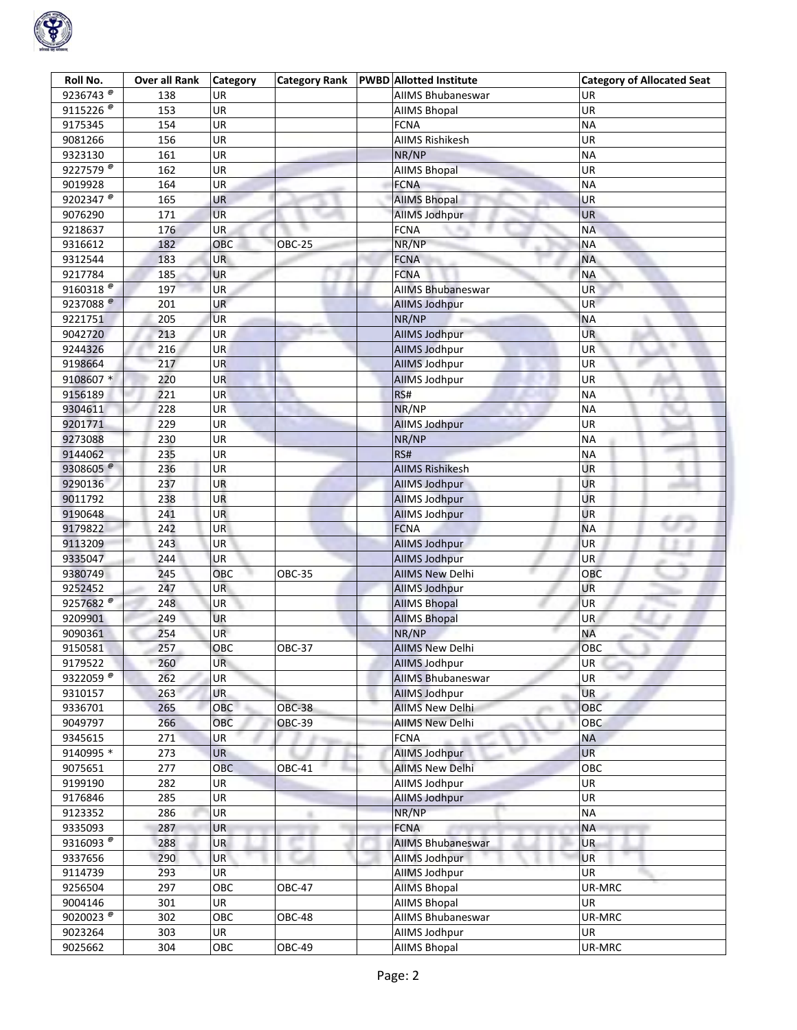| Roll No. | Over all Rank | Category | Category Rank | PWBD | Allotted Institute | Category of Allocated Seat |
|---|---|---|---|---|---|---|
| 9236743 @ | 138 | UR | | | AIIMS Bhubaneswar | UR |
| 9115226 @ | 153 | UR | | | AIIMS Bhopal | UR |
| 9175345 | 154 | UR | | | FCNA | NA |
| 9081266 | 156 | UR | | | AIIMS Rishikesh | UR |
| 9323130 | 161 | UR | | | NR/NP | NA |
| 9227579 @ | 162 | UR | | | AIIMS Bhopal | UR |
| 9019928 | 164 | UR | | | FCNA | NA |
| 9202347 @ | 165 | UR | | | AIIMS Bhopal | UR |
| 9076290 | 171 | UR | | | AIIMS Jodhpur | UR |
| 9218637 | 176 | UR | | | FCNA | NA |
| 9316612 | 182 | OBC | OBC-25 | | NR/NP | NA |
| 9312544 | 183 | UR | | | FCNA | NA |
| 9217784 | 185 | UR | | | FCNA | NA |
| 9160318 @ | 197 | UR | | | AIIMS Bhubaneswar | UR |
| 9237088 @ | 201 | UR | | | AIIMS Jodhpur | UR |
| 9221751 | 205 | UR | | | NR/NP | NA |
| 9042720 | 213 | UR | | | AIIMS Jodhpur | UR |
| 9244326 | 216 | UR | | | AIIMS Jodhpur | UR |
| 9198664 | 217 | UR | | | AIIMS Jodhpur | UR |
| 9108607 * | 220 | UR | | | AIIMS Jodhpur | UR |
| 9156189 | 221 | UR | | | RS# | NA |
| 9304611 | 228 | UR | | | NR/NP | NA |
| 9201771 | 229 | UR | | | AIIMS Jodhpur | UR |
| 9273088 | 230 | UR | | | NR/NP | NA |
| 9144062 | 235 | UR | | | RS# | NA |
| 9308605 @ | 236 | UR | | | AIIMS Rishikesh | UR |
| 9290136 | 237 | UR | | | AIIMS Jodhpur | UR |
| 9011792 | 238 | UR | | | AIIMS Jodhpur | UR |
| 9190648 | 241 | UR | | | AIIMS Jodhpur | UR |
| 9179822 | 242 | UR | | | FCNA | NA |
| 9113209 | 243 | UR | | | AIIMS Jodhpur | UR |
| 9335047 | 244 | UR | | | AIIMS Jodhpur | UR |
| 9380749 | 245 | OBC | OBC-35 | | AIIMS New Delhi | OBC |
| 9252452 | 247 | UR | | | AIIMS Jodhpur | UR |
| 9257682 @ | 248 | UR | | | AIIMS Bhopal | UR |
| 9209901 | 249 | UR | | | AIIMS Bhopal | UR |
| 9090361 | 254 | UR | | | NR/NP | NA |
| 9150581 | 257 | OBC | OBC-37 | | AIIMS New Delhi | OBC |
| 9179522 | 260 | UR | | | AIIMS Jodhpur | UR |
| 9322059 @ | 262 | UR | | | AIIMS Bhubaneswar | UR |
| 9310157 | 263 | UR | | | AIIMS Jodhpur | UR |
| 9336701 | 265 | OBC | OBC-38 | | AIIMS New Delhi | OBC |
| 9049797 | 266 | OBC | OBC-39 | | AIIMS New Delhi | OBC |
| 9345615 | 271 | UR | | | FCNA | NA |
| 9140995 * | 273 | UR | | | AIIMS Jodhpur | UR |
| 9075651 | 277 | OBC | OBC-41 | | AIIMS New Delhi | OBC |
| 9199190 | 282 | UR | | | AIIMS Jodhpur | UR |
| 9176846 | 285 | UR | | | AIIMS Jodhpur | UR |
| 9123352 | 286 | UR | | | NR/NP | NA |
| 9335093 | 287 | UR | | | FCNA | NA |
| 9316093 @ | 288 | UR | | | AIIMS Bhubaneswar | UR |
| 9337656 | 290 | UR | | | AIIMS Jodhpur | UR |
| 9114739 | 293 | UR | | | AIIMS Jodhpur | UR |
| 9256504 | 297 | OBC | OBC-47 | | AIIMS Bhopal | UR-MRC |
| 9004146 | 301 | UR | | | AIIMS Bhopal | UR |
| 9020023 @ | 302 | OBC | OBC-48 | | AIIMS Bhubaneswar | UR-MRC |
| 9023264 | 303 | UR | | | AIIMS Jodhpur | UR |
| 9025662 | 304 | OBC | OBC-49 | | AIIMS Bhopal | UR-MRC |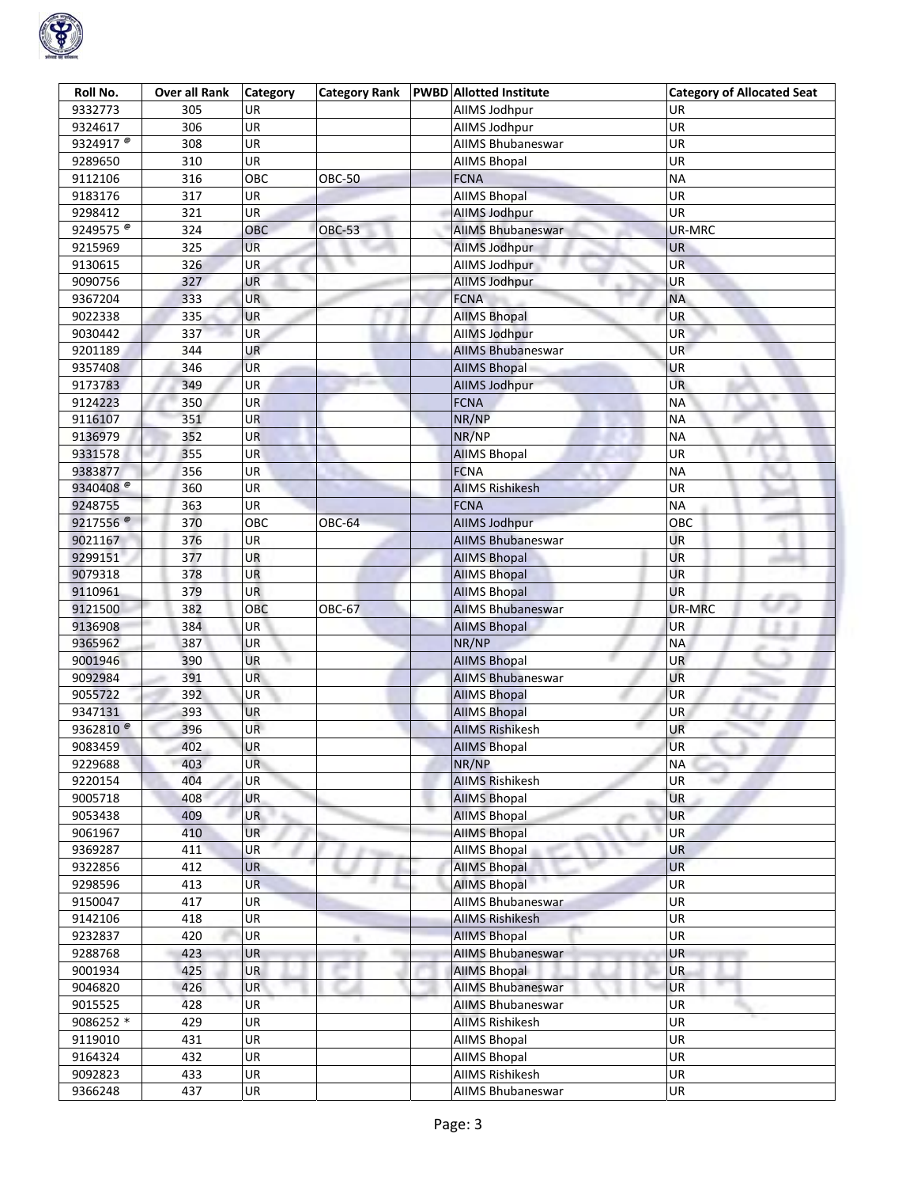| Roll No. | Over all Rank | Category | Category Rank | PWBD | Allotted Institute | Category of Allocated Seat |
|---|---|---|---|---|---|---|
| 9332773 | 305 | UR | | | AIIMS Jodhpur | UR |
| 9324617 | 306 | UR | | | AIIMS Jodhpur | UR |
| 9324917 @ | 308 | UR | | | AIIMS Bhubaneswar | UR |
| 9289650 | 310 | UR | | | AIIMS Bhopal | UR |
| 9112106 | 316 | OBC | OBC-50 | | FCNA | NA |
| 9183176 | 317 | UR | | | AIIMS Bhopal | UR |
| 9298412 | 321 | UR | | | AIIMS Jodhpur | UR |
| 9249575 @ | 324 | OBC | OBC-53 | | AIIMS Bhubaneswar | UR-MRC |
| 9215969 | 325 | UR | | | AIIMS Jodhpur | UR |
| 9130615 | 326 | UR | | | AIIMS Jodhpur | UR |
| 9090756 | 327 | UR | | | AIIMS Jodhpur | UR |
| 9367204 | 333 | UR | | | FCNA | NA |
| 9022338 | 335 | UR | | | AIIMS Bhopal | UR |
| 9030442 | 337 | UR | | | AIIMS Jodhpur | UR |
| 9201189 | 344 | UR | | | AIIMS Bhubaneswar | UR |
| 9357408 | 346 | UR | | | AIIMS Bhopal | UR |
| 9173783 | 349 | UR | | | AIIMS Jodhpur | UR |
| 9124223 | 350 | UR | | | FCNA | NA |
| 9116107 | 351 | UR | | | NR/NP | NA |
| 9136979 | 352 | UR | | | NR/NP | NA |
| 9331578 | 355 | UR | | | AIIMS Bhopal | UR |
| 9383877 | 356 | UR | | | FCNA | NA |
| 9340408 @ | 360 | UR | | | AIIMS Rishikesh | UR |
| 9248755 | 363 | UR | | | FCNA | NA |
| 9217556 @ | 370 | OBC | OBC-64 | | AIIMS Jodhpur | OBC |
| 9021167 | 376 | UR | | | AIIMS Bhubaneswar | UR |
| 9299151 | 377 | UR | | | AIIMS Bhopal | UR |
| 9079318 | 378 | UR | | | AIIMS Bhopal | UR |
| 9110961 | 379 | UR | | | AIIMS Bhopal | UR |
| 9121500 | 382 | OBC | OBC-67 | | AIIMS Bhubaneswar | UR-MRC |
| 9136908 | 384 | UR | | | AIIMS Bhopal | UR |
| 9365962 | 387 | UR | | | NR/NP | NA |
| 9001946 | 390 | UR | | | AIIMS Bhopal | UR |
| 9092984 | 391 | UR | | | AIIMS Bhubaneswar | UR |
| 9055722 | 392 | UR | | | AIIMS Bhopal | UR |
| 9347131 | 393 | UR | | | AIIMS Bhopal | UR |
| 9362810 @ | 396 | UR | | | AIIMS Rishikesh | UR |
| 9083459 | 402 | UR | | | AIIMS Bhopal | UR |
| 9229688 | 403 | UR | | | NR/NP | NA |
| 9220154 | 404 | UR | | | AIIMS Rishikesh | UR |
| 9005718 | 408 | UR | | | AIIMS Bhopal | UR |
| 9053438 | 409 | UR | | | AIIMS Bhopal | UR |
| 9061967 | 410 | UR | | | AIIMS Bhopal | UR |
| 9369287 | 411 | UR | | | AIIMS Bhopal | UR |
| 9322856 | 412 | UR | | | AIIMS Bhopal | UR |
| 9298596 | 413 | UR | | | AIIMS Bhopal | UR |
| 9150047 | 417 | UR | | | AIIMS Bhubaneswar | UR |
| 9142106 | 418 | UR | | | AIIMS Rishikesh | UR |
| 9232837 | 420 | UR | | | AIIMS Bhopal | UR |
| 9288768 | 423 | UR | | | AIIMS Bhubaneswar | UR |
| 9001934 | 425 | UR | | | AIIMS Bhopal | UR |
| 9046820 | 426 | UR | | | AIIMS Bhubaneswar | UR |
| 9015525 | 428 | UR | | | AIIMS Bhubaneswar | UR |
| 9086252 * | 429 | UR | | | AIIMS Rishikesh | UR |
| 9119010 | 431 | UR | | | AIIMS Bhopal | UR |
| 9164324 | 432 | UR | | | AIIMS Bhopal | UR |
| 9092823 | 433 | UR | | | AIIMS Rishikesh | UR |
| 9366248 | 437 | UR | | | AIIMS Bhubaneswar | UR |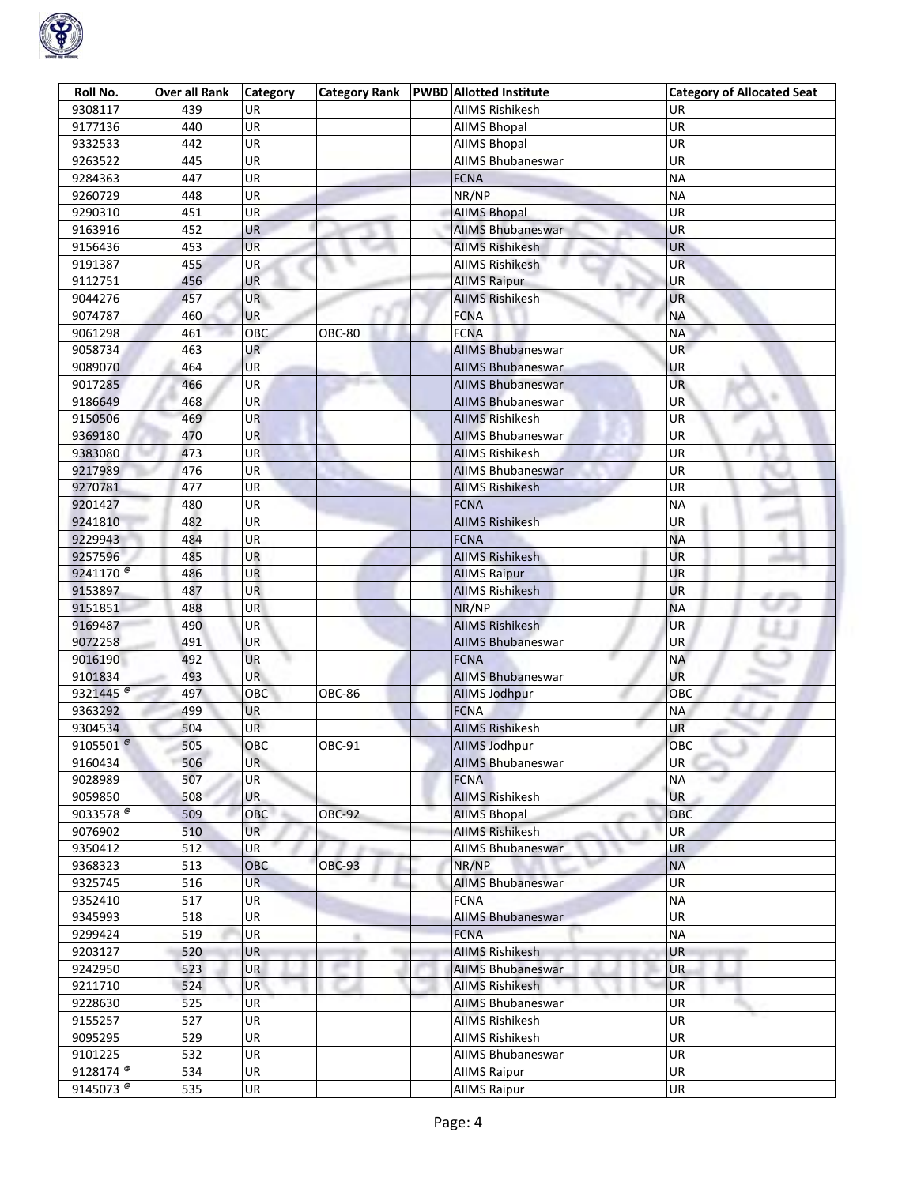| Roll No. | Over all Rank | Category | Category Rank | PWBD | Allotted Institute | Category of Allocated Seat |
|---|---|---|---|---|---|---|
| 9308117 | 439 | UR | | | AIIMS Rishikesh | UR |
| 9177136 | 440 | UR | | | AIIMS Bhopal | UR |
| 9332533 | 442 | UR | | | AIIMS Bhopal | UR |
| 9263522 | 445 | UR | | | AIIMS Bhubaneswar | UR |
| 9284363 | 447 | UR | | | FCNA | NA |
| 9260729 | 448 | UR | | | NR/NP | NA |
| 9290310 | 451 | UR | | | AIIMS Bhopal | UR |
| 9163916 | 452 | UR | | | AIIMS Bhubaneswar | UR |
| 9156436 | 453 | UR | | | AIIMS Rishikesh | UR |
| 9191387 | 455 | UR | | | AIIMS Rishikesh | UR |
| 9112751 | 456 | UR | | | AIIMS Raipur | UR |
| 9044276 | 457 | UR | | | AIIMS Rishikesh | UR |
| 9074787 | 460 | UR | | | FCNA | NA |
| 9061298 | 461 | OBC | OBC-80 | | FCNA | NA |
| 9058734 | 463 | UR | | | AIIMS Bhubaneswar | UR |
| 9089070 | 464 | UR | | | AIIMS Bhubaneswar | UR |
| 9017285 | 466 | UR | | | AIIMS Bhubaneswar | UR |
| 9186649 | 468 | UR | | | AIIMS Bhubaneswar | UR |
| 9150506 | 469 | UR | | | AIIMS Rishikesh | UR |
| 9369180 | 470 | UR | | | AIIMS Bhubaneswar | UR |
| 9383080 | 473 | UR | | | AIIMS Rishikesh | UR |
| 9217989 | 476 | UR | | | AIIMS Bhubaneswar | UR |
| 9270781 | 477 | UR | | | AIIMS Rishikesh | UR |
| 9201427 | 480 | UR | | | FCNA | NA |
| 9241810 | 482 | UR | | | AIIMS Rishikesh | UR |
| 9229943 | 484 | UR | | | FCNA | NA |
| 9257596 | 485 | UR | | | AIIMS Rishikesh | UR |
| 9241170 @ | 486 | UR | | | AIIMS Raipur | UR |
| 9153897 | 487 | UR | | | AIIMS Rishikesh | UR |
| 9151851 | 488 | UR | | | NR/NP | NA |
| 9169487 | 490 | UR | | | AIIMS Rishikesh | UR |
| 9072258 | 491 | UR | | | AIIMS Bhubaneswar | UR |
| 9016190 | 492 | UR | | | FCNA | NA |
| 9101834 | 493 | UR | | | AIIMS Bhubaneswar | UR |
| 9321445 @ | 497 | OBC | OBC-86 | | AIIMS Jodhpur | OBC |
| 9363292 | 499 | UR | | | FCNA | NA |
| 9304534 | 504 | UR | | | AIIMS Rishikesh | UR |
| 9105501 @ | 505 | OBC | OBC-91 | | AIIMS Jodhpur | OBC |
| 9160434 | 506 | UR | | | AIIMS Bhubaneswar | UR |
| 9028989 | 507 | UR | | | FCNA | NA |
| 9059850 | 508 | UR | | | AIIMS Rishikesh | UR |
| 9033578 @ | 509 | OBC | OBC-92 | | AIIMS Bhopal | OBC |
| 9076902 | 510 | UR | | | AIIMS Rishikesh | UR |
| 9350412 | 512 | UR | | | AIIMS Bhubaneswar | UR |
| 9368323 | 513 | OBC | OBC-93 | | NR/NP | NA |
| 9325745 | 516 | UR | | | AIIMS Bhubaneswar | UR |
| 9352410 | 517 | UR | | | FCNA | NA |
| 9345993 | 518 | UR | | | AIIMS Bhubaneswar | UR |
| 9299424 | 519 | UR | | | FCNA | NA |
| 9203127 | 520 | UR | | | AIIMS Rishikesh | UR |
| 9242950 | 523 | UR | | | AIIMS Bhubaneswar | UR |
| 9211710 | 524 | UR | | | AIIMS Rishikesh | UR |
| 9228630 | 525 | UR | | | AIIMS Bhubaneswar | UR |
| 9155257 | 527 | UR | | | AIIMS Rishikesh | UR |
| 9095295 | 529 | UR | | | AIIMS Rishikesh | UR |
| 9101225 | 532 | UR | | | AIIMS Bhubaneswar | UR |
| 9128174 @ | 534 | UR | | | AIIMS Raipur | UR |
| 9145073 @ | 535 | UR | | | AIIMS Raipur | UR |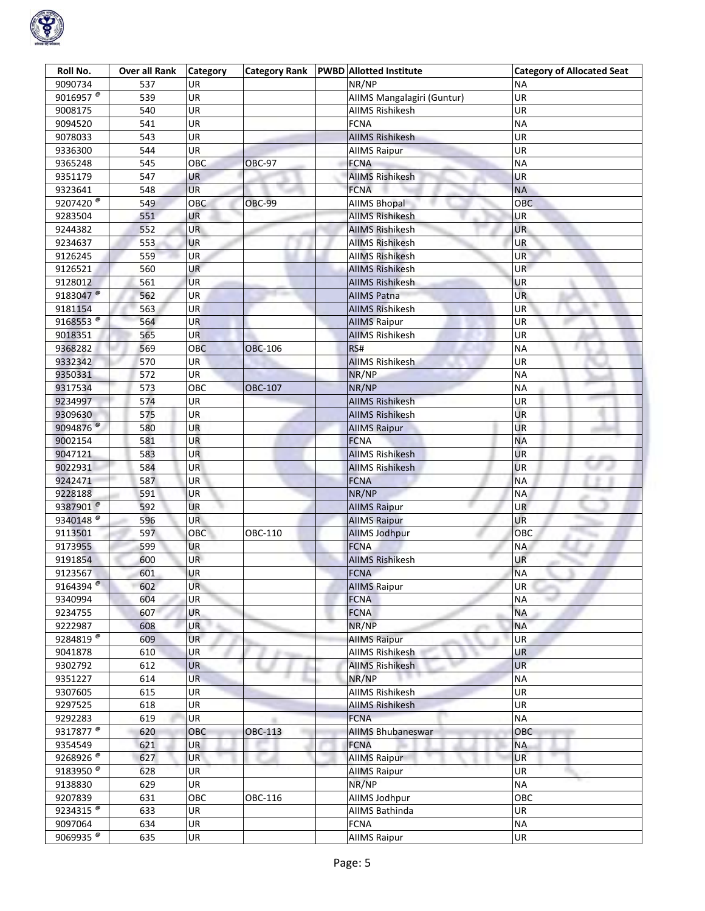| Roll No. | Over all Rank | Category | Category Rank | PWBD | Allotted Institute | Category of Allocated Seat |
|---|---|---|---|---|---|---|
| 9090734 | 537 | UR | | | NR/NP | NA |
| 9016957 @ | 539 | UR | | | AIIMS Mangalagiri (Guntur) | UR |
| 9008175 | 540 | UR | | | AIIMS Rishikesh | UR |
| 9094520 | 541 | UR | | | FCNA | NA |
| 9078033 | 543 | UR | | | AIIMS Rishikesh | UR |
| 9336300 | 544 | UR | | | AIIMS Raipur | UR |
| 9365248 | 545 | OBC | OBC-97 | | FCNA | NA |
| 9351179 | 547 | UR | | | AIIMS Rishikesh | UR |
| 9323641 | 548 | UR | | | FCNA | NA |
| 9207420 @ | 549 | OBC | OBC-99 | | AIIMS Bhopal | OBC |
| 9283504 | 551 | UR | | | AIIMS Rishikesh | UR |
| 9244382 | 552 | UR | | | AIIMS Rishikesh | UR |
| 9234637 | 553 | UR | | | AIIMS Rishikesh | UR |
| 9126245 | 559 | UR | | | AIIMS Rishikesh | UR |
| 9126521 | 560 | UR | | | AIIMS Rishikesh | UR |
| 9128012 | 561 | UR | | | AIIMS Rishikesh | UR |
| 9183047 @ | 562 | UR | | | AIIMS Patna | UR |
| 9181154 | 563 | UR | | | AIIMS Rishikesh | UR |
| 9168553 @ | 564 | UR | | | AIIMS Raipur | UR |
| 9018351 | 565 | UR | | | AIIMS Rishikesh | UR |
| 9368282 | 569 | OBC | OBC-106 | | RS# | NA |
| 9332342 | 570 | UR | | | AIIMS Rishikesh | UR |
| 9350331 | 572 | UR | | | NR/NP | NA |
| 9317534 | 573 | OBC | OBC-107 | | NR/NP | NA |
| 9234997 | 574 | UR | | | AIIMS Rishikesh | UR |
| 9309630 | 575 | UR | | | AIIMS Rishikesh | UR |
| 9094876 @ | 580 | UR | | | AIIMS Raipur | UR |
| 9002154 | 581 | UR | | | FCNA | NA |
| 9047121 | 583 | UR | | | AIIMS Rishikesh | UR |
| 9022931 | 584 | UR | | | AIIMS Rishikesh | UR |
| 9242471 | 587 | UR | | | FCNA | NA |
| 9228188 | 591 | UR | | | NR/NP | NA |
| 9387901 @ | 592 | UR | | | AIIMS Raipur | UR |
| 9340148 @ | 596 | UR | | | AIIMS Raipur | UR |
| 9113501 | 597 | OBC | OBC-110 | | AIIMS Jodhpur | OBC |
| 9173955 | 599 | UR | | | FCNA | NA |
| 9191854 | 600 | UR | | | AIIMS Rishikesh | UR |
| 9123567 | 601 | UR | | | FCNA | NA |
| 9164394 @ | 602 | UR | | | AIIMS Raipur | UR |
| 9340994 | 604 | UR | | | FCNA | NA |
| 9234755 | 607 | UR | | | FCNA | NA |
| 9222987 | 608 | UR | | | NR/NP | NA |
| 9284819 @ | 609 | UR | | | AIIMS Raipur | UR |
| 9041878 | 610 | UR | | | AIIMS Rishikesh | UR |
| 9302792 | 612 | UR | | | AIIMS Rishikesh | UR |
| 9351227 | 614 | UR | | | NR/NP | NA |
| 9307605 | 615 | UR | | | AIIMS Rishikesh | UR |
| 9297525 | 618 | UR | | | AIIMS Rishikesh | UR |
| 9292283 | 619 | UR | | | FCNA | NA |
| 9317877 @ | 620 | OBC | OBC-113 | | AIIMS Bhubaneswar | OBC |
| 9354549 | 621 | UR | | | FCNA | NA |
| 9268926 @ | 627 | UR | | | AIIMS Raipur | UR |
| 9183950 @ | 628 | UR | | | AIIMS Raipur | UR |
| 9138830 | 629 | UR | | | NR/NP | NA |
| 9207839 | 631 | OBC | OBC-116 | | AIIMS Jodhpur | OBC |
| 9234315 @ | 633 | UR | | | AIIMS Bathinda | UR |
| 9097064 | 634 | UR | | | FCNA | NA |
| 9069935 @ | 635 | UR | | | AIIMS Raipur | UR |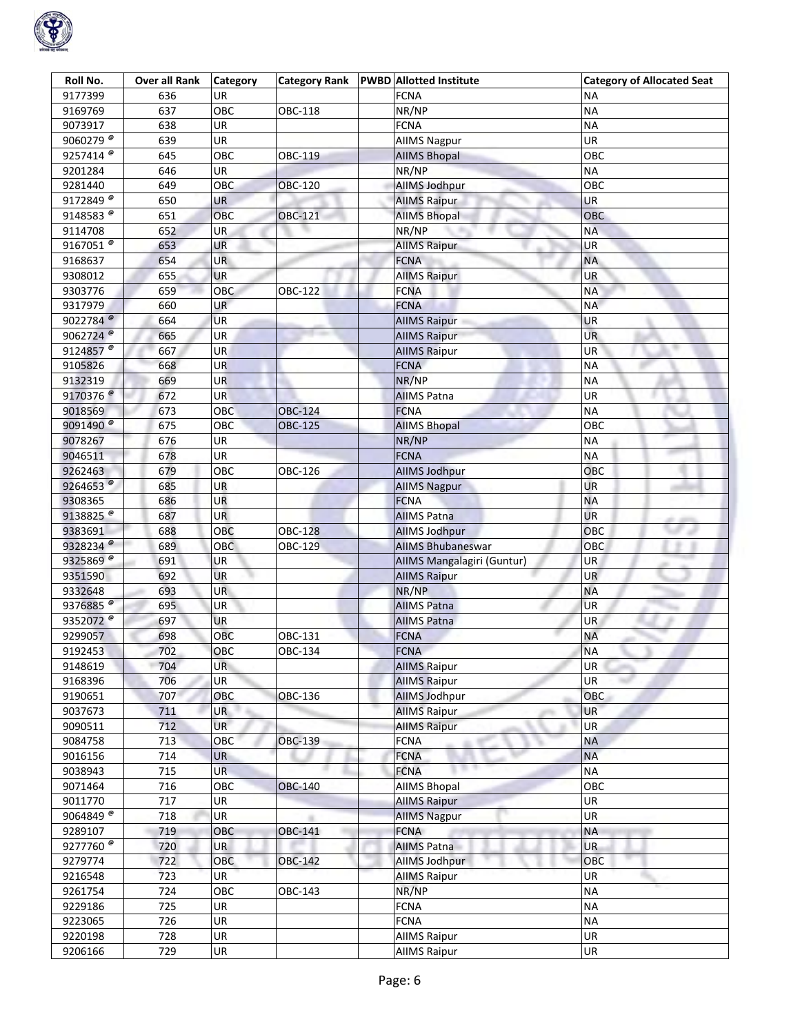| Roll No. | Over all Rank | Category | Category Rank | PWBD | Allotted Institute | Category of Allocated Seat |
|---|---|---|---|---|---|---|
| 9177399 | 636 | UR | | | FCNA | NA |
| 9169769 | 637 | OBC | OBC-118 | | NR/NP | NA |
| 9073917 | 638 | UR | | | FCNA | NA |
| 9060279 @ | 639 | UR | | | AIIMS Nagpur | UR |
| 9257414 @ | 645 | OBC | OBC-119 | | AIIMS Bhopal | OBC |
| 9201284 | 646 | UR | | | NR/NP | NA |
| 9281440 | 649 | OBC | OBC-120 | | AIIMS Jodhpur | OBC |
| 9172849 @ | 650 | UR | | | AIIMS Raipur | UR |
| 9148583 @ | 651 | OBC | OBC-121 | | AIIMS Bhopal | OBC |
| 9114708 | 652 | UR | | | NR/NP | NA |
| 9167051 @ | 653 | UR | | | AIIMS Raipur | UR |
| 9168637 | 654 | UR | | | FCNA | NA |
| 9308012 | 655 | UR | | | AIIMS Raipur | UR |
| 9303776 | 659 | OBC | OBC-122 | | FCNA | NA |
| 9317979 | 660 | UR | | | FCNA | NA |
| 9022784 @ | 664 | UR | | | AIIMS Raipur | UR |
| 9062724 @ | 665 | UR | | | AIIMS Raipur | UR |
| 9124857 @ | 667 | UR | | | AIIMS Raipur | UR |
| 9105826 | 668 | UR | | | FCNA | NA |
| 9132319 | 669 | UR | | | NR/NP | NA |
| 9170376 @ | 672 | UR | | | AIIMS Patna | UR |
| 9018569 | 673 | OBC | OBC-124 | | FCNA | NA |
| 9091490 @ | 675 | OBC | OBC-125 | | AIIMS Bhopal | OBC |
| 9078267 | 676 | UR | | | NR/NP | NA |
| 9046511 | 678 | UR | | | FCNA | NA |
| 9262463 | 679 | OBC | OBC-126 | | AIIMS Jodhpur | OBC |
| 9264653 @ | 685 | UR | | | AIIMS Nagpur | UR |
| 9308365 | 686 | UR | | | FCNA | NA |
| 9138825 @ | 687 | UR | | | AIIMS Patna | UR |
| 9383691 | 688 | OBC | OBC-128 | | AIIMS Jodhpur | OBC |
| 9328234 @ | 689 | OBC | OBC-129 | | AIIMS Bhubaneswar | OBC |
| 9325869 @ | 691 | UR | | | AIIMS Mangalagiri (Guntur) | UR |
| 9351590 | 692 | UR | | | AIIMS Raipur | UR |
| 9332648 | 693 | UR | | | NR/NP | NA |
| 9376885 @ | 695 | UR | | | AIIMS Patna | UR |
| 9352072 @ | 697 | UR | | | AIIMS Patna | UR |
| 9299057 | 698 | OBC | OBC-131 | | FCNA | NA |
| 9192453 | 702 | OBC | OBC-134 | | FCNA | NA |
| 9148619 | 704 | UR | | | AIIMS Raipur | UR |
| 9168396 | 706 | UR | | | AIIMS Raipur | UR |
| 9190651 | 707 | OBC | OBC-136 | | AIIMS Jodhpur | OBC |
| 9037673 | 711 | UR | | | AIIMS Raipur | UR |
| 9090511 | 712 | UR | | | AIIMS Raipur | UR |
| 9084758 | 713 | OBC | OBC-139 | | FCNA | NA |
| 9016156 | 714 | UR | | | FCNA | NA |
| 9038943 | 715 | UR | | | FCNA | NA |
| 9071464 | 716 | OBC | OBC-140 | | AIIMS Bhopal | OBC |
| 9011770 | 717 | UR | | | AIIMS Raipur | UR |
| 9064849 @ | 718 | UR | | | AIIMS Nagpur | UR |
| 9289107 | 719 | OBC | OBC-141 | | FCNA | NA |
| 9277760 @ | 720 | UR | | | AIIMS Patna | UR |
| 9279774 | 722 | OBC | OBC-142 | | AIIMS Jodhpur | OBC |
| 9216548 | 723 | UR | | | AIIMS Raipur | UR |
| 9261754 | 724 | OBC | OBC-143 | | NR/NP | NA |
| 9229186 | 725 | UR | | | FCNA | NA |
| 9223065 | 726 | UR | | | FCNA | NA |
| 9220198 | 728 | UR | | | AIIMS Raipur | UR |
| 9206166 | 729 | UR | | | AIIMS Raipur | UR |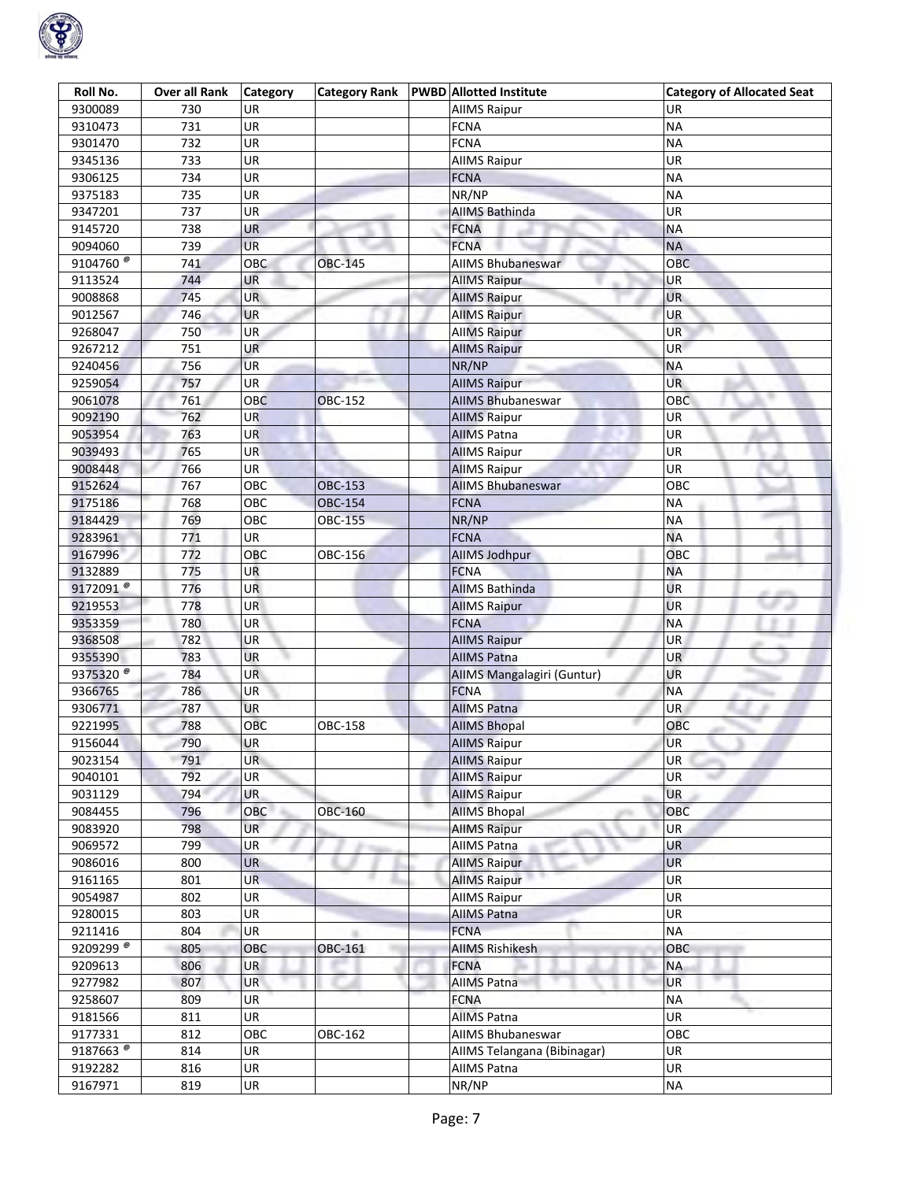| Roll No. | Over all Rank | Category | Category Rank | PWBD | Allotted Institute | Category of Allocated Seat |
|---|---|---|---|---|---|---|
| 9300089 | 730 | UR | | | AIIMS Raipur | UR |
| 9310473 | 731 | UR | | | FCNA | NA |
| 9301470 | 732 | UR | | | FCNA | NA |
| 9345136 | 733 | UR | | | AIIMS Raipur | UR |
| 9306125 | 734 | UR | | | FCNA | NA |
| 9375183 | 735 | UR | | | NR/NP | NA |
| 9347201 | 737 | UR | | | AIIMS Bathinda | UR |
| 9145720 | 738 | UR | | | FCNA | NA |
| 9094060 | 739 | UR | | | FCNA | NA |
| 9104760 @ | 741 | OBC | OBC-145 | | AIIMS Bhubaneswar | OBC |
| 9113524 | 744 | UR | | | AIIMS Raipur | UR |
| 9008868 | 745 | UR | | | AIIMS Raipur | UR |
| 9012567 | 746 | UR | | | AIIMS Raipur | UR |
| 9268047 | 750 | UR | | | AIIMS Raipur | UR |
| 9267212 | 751 | UR | | | AIIMS Raipur | UR |
| 9240456 | 756 | UR | | | NR/NP | NA |
| 9259054 | 757 | UR | | | AIIMS Raipur | UR |
| 9061078 | 761 | OBC | OBC-152 | | AIIMS Bhubaneswar | OBC |
| 9092190 | 762 | UR | | | AIIMS Raipur | UR |
| 9053954 | 763 | UR | | | AIIMS Patna | UR |
| 9039493 | 765 | UR | | | AIIMS Raipur | UR |
| 9008448 | 766 | UR | | | AIIMS Raipur | UR |
| 9152624 | 767 | OBC | OBC-153 | | AIIMS Bhubaneswar | OBC |
| 9175186 | 768 | OBC | OBC-154 | | FCNA | NA |
| 9184429 | 769 | OBC | OBC-155 | | NR/NP | NA |
| 9283961 | 771 | UR | | | FCNA | NA |
| 9167996 | 772 | OBC | OBC-156 | | AIIMS Jodhpur | OBC |
| 9132889 | 775 | UR | | | FCNA | NA |
| 9172091 @ | 776 | UR | | | AIIMS Bathinda | UR |
| 9219553 | 778 | UR | | | AIIMS Raipur | UR |
| 9353359 | 780 | UR | | | FCNA | NA |
| 9368508 | 782 | UR | | | AIIMS Raipur | UR |
| 9355390 | 783 | UR | | | AIIMS Patna | UR |
| 9375320 @ | 784 | UR | | | AIIMS Mangalagiri (Guntur) | UR |
| 9366765 | 786 | UR | | | FCNA | NA |
| 9306771 | 787 | UR | | | AIIMS Patna | UR |
| 9221995 | 788 | OBC | OBC-158 | | AIIMS Bhopal | OBC |
| 9156044 | 790 | UR | | | AIIMS Raipur | UR |
| 9023154 | 791 | UR | | | AIIMS Raipur | UR |
| 9040101 | 792 | UR | | | AIIMS Raipur | UR |
| 9031129 | 794 | UR | | | AIIMS Raipur | UR |
| 9084455 | 796 | OBC | OBC-160 | | AIIMS Bhopal | OBC |
| 9083920 | 798 | UR | | | AIIMS Raipur | UR |
| 9069572 | 799 | UR | | | AIIMS Patna | UR |
| 9086016 | 800 | UR | | | AIIMS Raipur | UR |
| 9161165 | 801 | UR | | | AIIMS Raipur | UR |
| 9054987 | 802 | UR | | | AIIMS Raipur | UR |
| 9280015 | 803 | UR | | | AIIMS Patna | UR |
| 9211416 | 804 | UR | | | FCNA | NA |
| 9209299 @ | 805 | OBC | OBC-161 | | AIIMS Rishikesh | OBC |
| 9209613 | 806 | UR | | | FCNA | NA |
| 9277982 | 807 | UR | | | AIIMS Patna | UR |
| 9258607 | 809 | UR | | | FCNA | NA |
| 9181566 | 811 | UR | | | AIIMS Patna | UR |
| 9177331 | 812 | OBC | OBC-162 | | AIIMS Bhubaneswar | OBC |
| 9187663 @ | 814 | UR | | | AIIMS Telangana (Bibinagar) | UR |
| 9192282 | 816 | UR | | | AIIMS Patna | UR |
| 9167971 | 819 | UR | | | NR/NP | NA |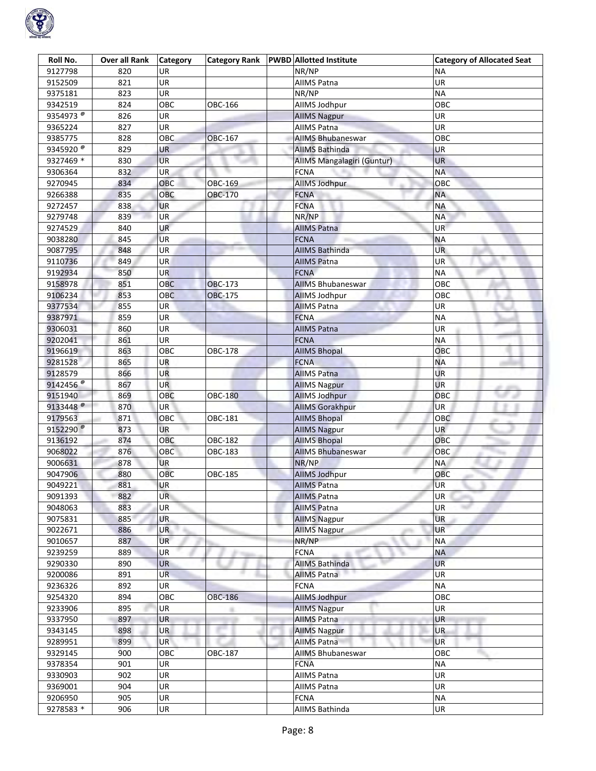| Roll No. | Over all Rank | Category | Category Rank | PWBD | Allotted Institute | Category of Allocated Seat |
|---|---|---|---|---|---|---|
| 9127798 | 820 | UR | | | NR/NP | NA |
| 9152509 | 821 | UR | | | AIIMS Patna | UR |
| 9375181 | 823 | UR | | | NR/NP | NA |
| 9342519 | 824 | OBC | OBC-166 | | AIIMS Jodhpur | OBC |
| 9354973 @ | 826 | UR | | | AIIMS Nagpur | UR |
| 9365224 | 827 | UR | | | AIIMS Patna | UR |
| 9385775 | 828 | OBC | OBC-167 | | AIIMS Bhubaneswar | OBC |
| 9345920 @ | 829 | UR | | | AIIMS Bathinda | UR |
| 9327469 * | 830 | UR | | | AIIMS Mangalagiri (Guntur) | UR |
| 9306364 | 832 | UR | | | FCNA | NA |
| 9270945 | 834 | OBC | OBC-169 | | AIIMS Jodhpur | OBC |
| 9266388 | 835 | OBC | OBC-170 | | FCNA | NA |
| 9272457 | 838 | UR | | | FCNA | NA |
| 9279748 | 839 | UR | | | NR/NP | NA |
| 9274529 | 840 | UR | | | AIIMS Patna | UR |
| 9038280 | 845 | UR | | | FCNA | NA |
| 9087795 | 848 | UR | | | AIIMS Bathinda | UR |
| 9110736 | 849 | UR | | | AIIMS Patna | UR |
| 9192934 | 850 | UR | | | FCNA | NA |
| 9158978 | 851 | OBC | OBC-173 | | AIIMS Bhubaneswar | OBC |
| 9106234 | 853 | OBC | OBC-175 | | AIIMS Jodhpur | OBC |
| 9377534 | 855 | UR | | | AIIMS Patna | UR |
| 9387971 | 859 | UR | | | FCNA | NA |
| 9306031 | 860 | UR | | | AIIMS Patna | UR |
| 9202041 | 861 | UR | | | FCNA | NA |
| 9196619 | 863 | OBC | OBC-178 | | AIIMS Bhopal | OBC |
| 9281528 | 865 | UR | | | FCNA | NA |
| 9128579 | 866 | UR | | | AIIMS Patna | UR |
| 9142456 @ | 867 | UR | | | AIIMS Nagpur | UR |
| 9151940 | 869 | OBC | OBC-180 | | AIIMS Jodhpur | OBC |
| 9133448 @ | 870 | UR | | | AIIMS Gorakhpur | UR |
| 9179563 | 871 | OBC | OBC-181 | | AIIMS Bhopal | OBC |
| 9152290 @ | 873 | UR | | | AIIMS Nagpur | UR |
| 9136192 | 874 | OBC | OBC-182 | | AIIMS Bhopal | OBC |
| 9068022 | 876 | OBC | OBC-183 | | AIIMS Bhubaneswar | OBC |
| 9006631 | 878 | UR | | | NR/NP | NA |
| 9047906 | 880 | OBC | OBC-185 | | AIIMS Jodhpur | OBC |
| 9049221 | 881 | UR | | | AIIMS Patna | UR |
| 9091393 | 882 | UR | | | AIIMS Patna | UR |
| 9048063 | 883 | UR | | | AIIMS Patna | UR |
| 9075831 | 885 | UR | | | AIIMS Nagpur | UR |
| 9022671 | 886 | UR | | | AIIMS Nagpur | UR |
| 9010657 | 887 | UR | | | NR/NP | NA |
| 9239259 | 889 | UR | | | FCNA | NA |
| 9290330 | 890 | UR | | | AIIMS Bathinda | UR |
| 9200086 | 891 | UR | | | AIIMS Patna | UR |
| 9236326 | 892 | UR | | | FCNA | NA |
| 9254320 | 894 | OBC | OBC-186 | | AIIMS Jodhpur | OBC |
| 9233906 | 895 | UR | | | AIIMS Nagpur | UR |
| 9337950 | 897 | UR | | | AIIMS Patna | UR |
| 9343145 | 898 | UR | | | AIIMS Nagpur | UR |
| 9289951 | 899 | UR | | | AIIMS Patna | UR |
| 9329145 | 900 | OBC | OBC-187 | | AIIMS Bhubaneswar | OBC |
| 9378354 | 901 | UR | | | FCNA | NA |
| 9330903 | 902 | UR | | | AIIMS Patna | UR |
| 9369001 | 904 | UR | | | AIIMS Patna | UR |
| 9206950 | 905 | UR | | | FCNA | NA |
| 9278583 * | 906 | UR | | | AIIMS Bathinda | UR |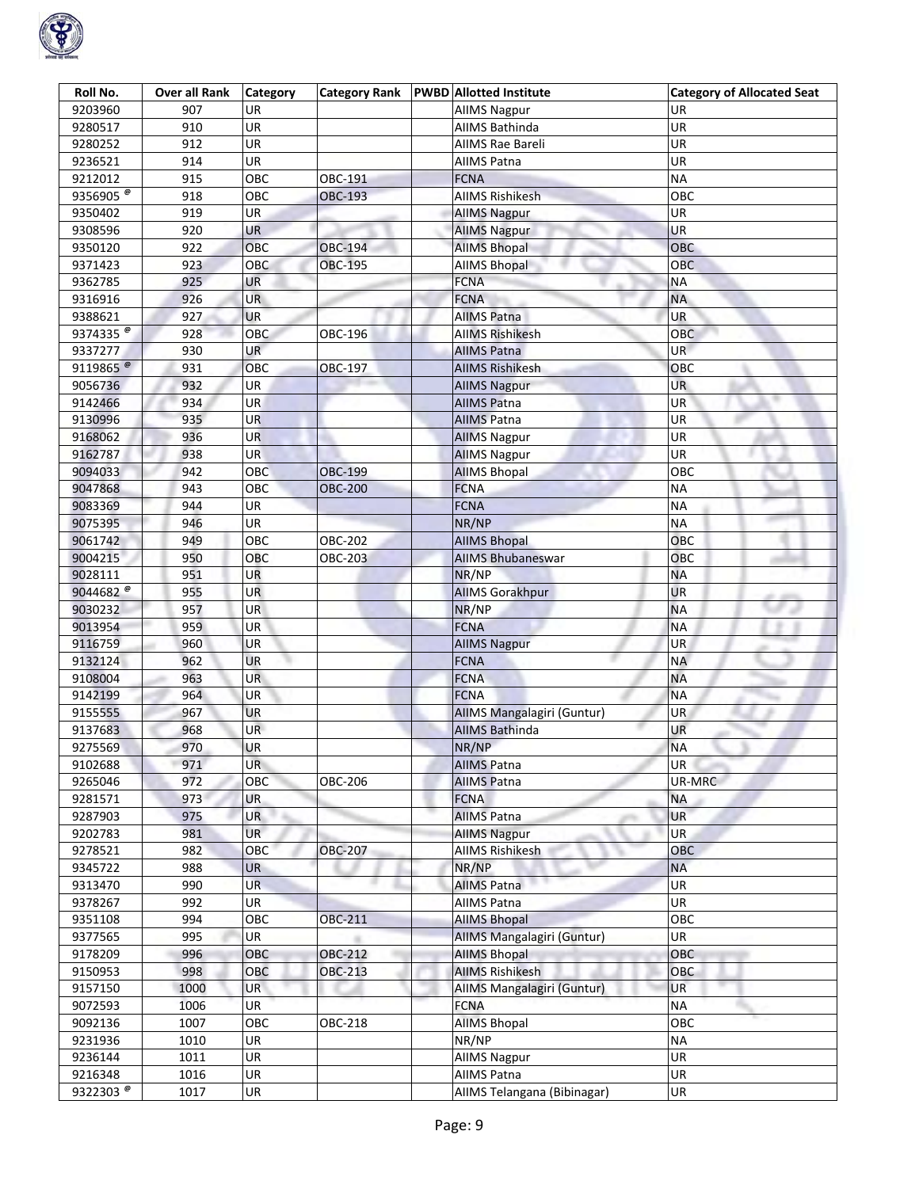| Roll No. | Over all Rank | Category | Category Rank | PWBD | Allotted Institute | Category of Allocated Seat |
|---|---|---|---|---|---|---|
| 9203960 | 907 | UR | | | AIIMS Nagpur | UR |
| 9280517 | 910 | UR | | | AIIMS Bathinda | UR |
| 9280252 | 912 | UR | | | AIIMS Rae Bareli | UR |
| 9236521 | 914 | UR | | | AIIMS Patna | UR |
| 9212012 | 915 | OBC | OBC-191 | | FCNA | NA |
| 9356905 @ | 918 | OBC | OBC-193 | | AIIMS Rishikesh | OBC |
| 9350402 | 919 | UR | | | AIIMS Nagpur | UR |
| 9308596 | 920 | UR | | | AIIMS Nagpur | UR |
| 9350120 | 922 | OBC | OBC-194 | | AIIMS Bhopal | OBC |
| 9371423 | 923 | OBC | OBC-195 | | AIIMS Bhopal | OBC |
| 9362785 | 925 | UR | | | FCNA | NA |
| 9316916 | 926 | UR | | | FCNA | NA |
| 9388621 | 927 | UR | | | AIIMS Patna | UR |
| 9374335 @ | 928 | OBC | OBC-196 | | AIIMS Rishikesh | OBC |
| 9337277 | 930 | UR | | | AIIMS Patna | UR |
| 9119865 @ | 931 | OBC | OBC-197 | | AIIMS Rishikesh | OBC |
| 9056736 | 932 | UR | | | AIIMS Nagpur | UR |
| 9142466 | 934 | UR | | | AIIMS Patna | UR |
| 9130996 | 935 | UR | | | AIIMS Patna | UR |
| 9168062 | 936 | UR | | | AIIMS Nagpur | UR |
| 9162787 | 938 | UR | | | AIIMS Nagpur | UR |
| 9094033 | 942 | OBC | OBC-199 | | AIIMS Bhopal | OBC |
| 9047868 | 943 | OBC | OBC-200 | | FCNA | NA |
| 9083369 | 944 | UR | | | FCNA | NA |
| 9075395 | 946 | UR | | | NR/NP | NA |
| 9061742 | 949 | OBC | OBC-202 | | AIIMS Bhopal | OBC |
| 9004215 | 950 | OBC | OBC-203 | | AIIMS Bhubaneswar | OBC |
| 9028111 | 951 | UR | | | NR/NP | NA |
| 9044682 @ | 955 | UR | | | AIIMS Gorakhpur | UR |
| 9030232 | 957 | UR | | | NR/NP | NA |
| 9013954 | 959 | UR | | | FCNA | NA |
| 9116759 | 960 | UR | | | AIIMS Nagpur | UR |
| 9132124 | 962 | UR | | | FCNA | NA |
| 9108004 | 963 | UR | | | FCNA | NA |
| 9142199 | 964 | UR | | | FCNA | NA |
| 9155555 | 967 | UR | | | AIIMS Mangalagiri (Guntur) | UR |
| 9137683 | 968 | UR | | | AIIMS Bathinda | UR |
| 9275569 | 970 | UR | | | NR/NP | NA |
| 9102688 | 971 | UR | | | AIIMS Patna | UR |
| 9265046 | 972 | OBC | OBC-206 | | AIIMS Patna | UR-MRC |
| 9281571 | 973 | UR | | | FCNA | NA |
| 9287903 | 975 | UR | | | AIIMS Patna | UR |
| 9202783 | 981 | UR | | | AIIMS Nagpur | UR |
| 9278521 | 982 | OBC | OBC-207 | | AIIMS Rishikesh | OBC |
| 9345722 | 988 | UR | | | NR/NP | NA |
| 9313470 | 990 | UR | | | AIIMS Patna | UR |
| 9378267 | 992 | UR | | | AIIMS Patna | UR |
| 9351108 | 994 | OBC | OBC-211 | | AIIMS Bhopal | OBC |
| 9377565 | 995 | UR | | | AIIMS Mangalagiri (Guntur) | UR |
| 9178209 | 996 | OBC | OBC-212 | | AIIMS Bhopal | OBC |
| 9150953 | 998 | OBC | OBC-213 | | AIIMS Rishikesh | OBC |
| 9157150 | 1000 | UR | | | AIIMS Mangalagiri (Guntur) | UR |
| 9072593 | 1006 | UR | | | FCNA | NA |
| 9092136 | 1007 | OBC | OBC-218 | | AIIMS Bhopal | OBC |
| 9231936 | 1010 | UR | | | NR/NP | NA |
| 9236144 | 1011 | UR | | | AIIMS Nagpur | UR |
| 9216348 | 1016 | UR | | | AIIMS Patna | UR |
| 9322303 @ | 1017 | UR | | | AIIMS Telangana (Bibinagar) | UR |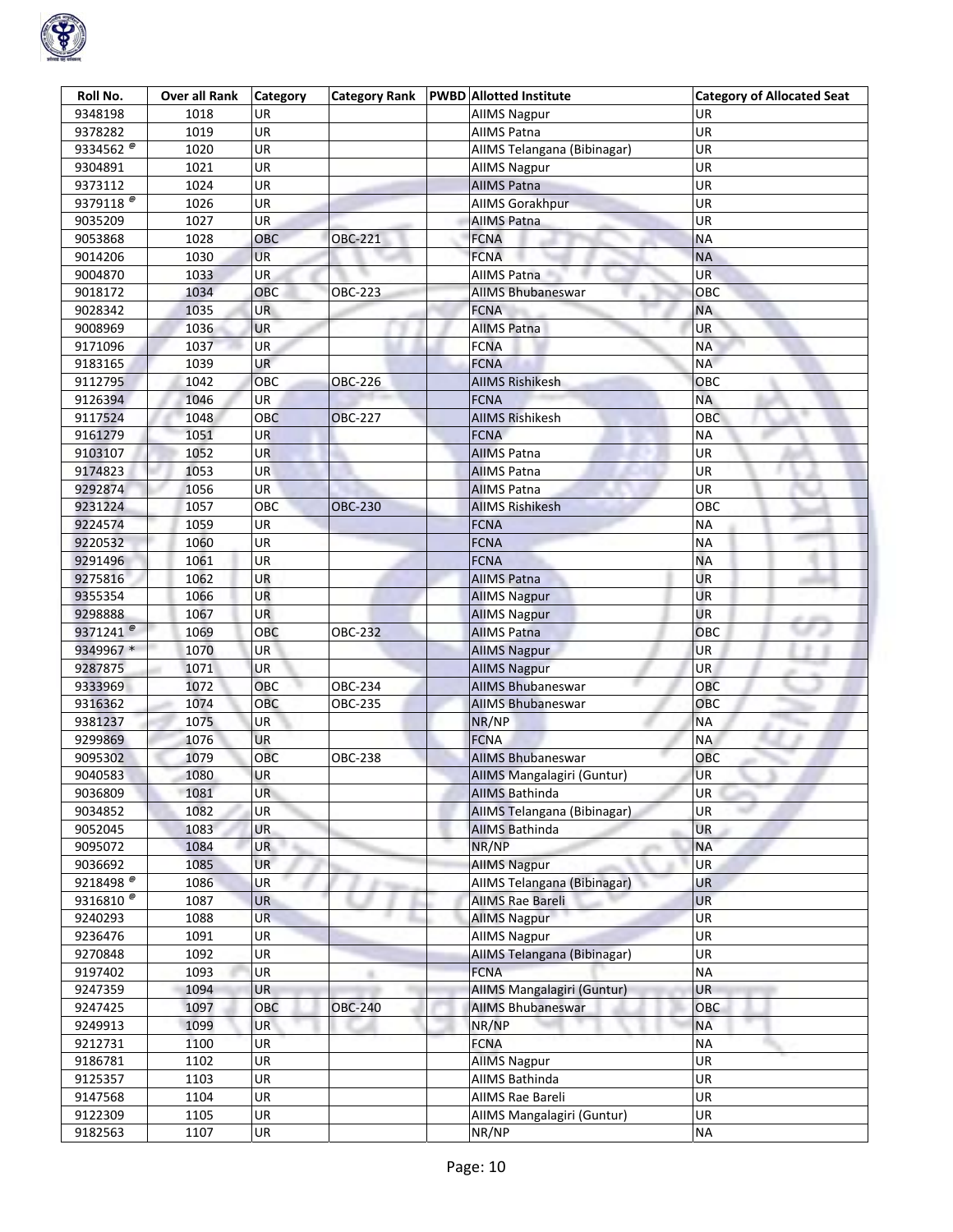| Roll No. | Over all Rank | Category | Category Rank | PWBD | Allotted Institute | Category of Allocated Seat |
|---|---|---|---|---|---|---|
| 9348198 | 1018 | UR | | | AIIMS Nagpur | UR |
| 9378282 | 1019 | UR | | | AIIMS Patna | UR |
| 9334562 @ | 1020 | UR | | | AIIMS Telangana (Bibinagar) | UR |
| 9304891 | 1021 | UR | | | AIIMS Nagpur | UR |
| 9373112 | 1024 | UR | | | AIIMS Patna | UR |
| 9379118 @ | 1026 | UR | | | AIIMS Gorakhpur | UR |
| 9035209 | 1027 | UR | | | AIIMS Patna | UR |
| 9053868 | 1028 | OBC | OBC-221 | | FCNA | NA |
| 9014206 | 1030 | UR | | | FCNA | NA |
| 9004870 | 1033 | UR | | | AIIMS Patna | UR |
| 9018172 | 1034 | OBC | OBC-223 | | AIIMS Bhubaneswar | OBC |
| 9028342 | 1035 | UR | | | FCNA | NA |
| 9008969 | 1036 | UR | | | AIIMS Patna | UR |
| 9171096 | 1037 | UR | | | FCNA | NA |
| 9183165 | 1039 | UR | | | FCNA | NA |
| 9112795 | 1042 | OBC | OBC-226 | | AIIMS Rishikesh | OBC |
| 9126394 | 1046 | UR | | | FCNA | NA |
| 9117524 | 1048 | OBC | OBC-227 | | AIIMS Rishikesh | OBC |
| 9161279 | 1051 | UR | | | FCNA | NA |
| 9103107 | 1052 | UR | | | AIIMS Patna | UR |
| 9174823 | 1053 | UR | | | AIIMS Patna | UR |
| 9292874 | 1056 | UR | | | AIIMS Patna | UR |
| 9231224 | 1057 | OBC | OBC-230 | | AIIMS Rishikesh | OBC |
| 9224574 | 1059 | UR | | | FCNA | NA |
| 9220532 | 1060 | UR | | | FCNA | NA |
| 9291496 | 1061 | UR | | | FCNA | NA |
| 9275816 | 1062 | UR | | | AIIMS Patna | UR |
| 9355354 | 1066 | UR | | | AIIMS Nagpur | UR |
| 9298888 | 1067 | UR | | | AIIMS Nagpur | UR |
| 9371241 @ | 1069 | OBC | OBC-232 | | AIIMS Patna | OBC |
| 9349967 * | 1070 | UR | | | AIIMS Nagpur | UR |
| 9287875 | 1071 | UR | | | AIIMS Nagpur | UR |
| 9333969 | 1072 | OBC | OBC-234 | | AIIMS Bhubaneswar | OBC |
| 9316362 | 1074 | OBC | OBC-235 | | AIIMS Bhubaneswar | OBC |
| 9381237 | 1075 | UR | | | NR/NP | NA |
| 9299869 | 1076 | UR | | | FCNA | NA |
| 9095302 | 1079 | OBC | OBC-238 | | AIIMS Bhubaneswar | OBC |
| 9040583 | 1080 | UR | | | AIIMS Mangalagiri (Guntur) | UR |
| 9036809 | 1081 | UR | | | AIIMS Bathinda | UR |
| 9034852 | 1082 | UR | | | AIIMS Telangana (Bibinagar) | UR |
| 9052045 | 1083 | UR | | | AIIMS Bathinda | UR |
| 9095072 | 1084 | UR | | | NR/NP | NA |
| 9036692 | 1085 | UR | | | AIIMS Nagpur | UR |
| 9218498 @ | 1086 | UR | | | AIIMS Telangana (Bibinagar) | UR |
| 9316810 @ | 1087 | UR | | | AIIMS Rae Bareli | UR |
| 9240293 | 1088 | UR | | | AIIMS Nagpur | UR |
| 9236476 | 1091 | UR | | | AIIMS Nagpur | UR |
| 9270848 | 1092 | UR | | | AIIMS Telangana (Bibinagar) | UR |
| 9197402 | 1093 | UR | | | FCNA | NA |
| 9247359 | 1094 | UR | | | AIIMS Mangalagiri (Guntur) | UR |
| 9247425 | 1097 | OBC | OBC-240 | | AIIMS Bhubaneswar | OBC |
| 9249913 | 1099 | UR | | | NR/NP | NA |
| 9212731 | 1100 | UR | | | FCNA | NA |
| 9186781 | 1102 | UR | | | AIIMS Nagpur | UR |
| 9125357 | 1103 | UR | | | AIIMS Bathinda | UR |
| 9147568 | 1104 | UR | | | AIIMS Rae Bareli | UR |
| 9122309 | 1105 | UR | | | AIIMS Mangalagiri (Guntur) | UR |
| 9182563 | 1107 | UR | | | NR/NP | NA |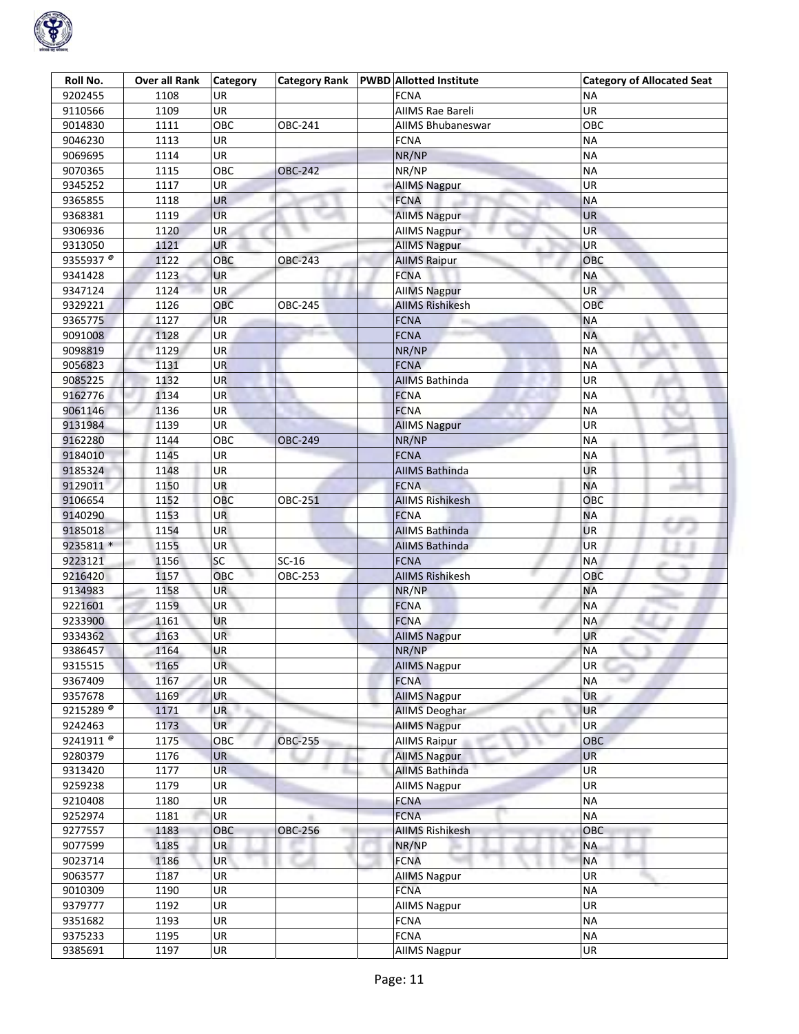| Roll No. | Over all Rank | Category | Category Rank | PWBD | Allotted Institute | Category of Allocated Seat |
|---|---|---|---|---|---|---|
| 9202455 | 1108 | UR | | | FCNA | NA |
| 9110566 | 1109 | UR | | | AIIMS Rae Bareli | UR |
| 9014830 | 1111 | OBC | OBC-241 | | AIIMS Bhubaneswar | OBC |
| 9046230 | 1113 | UR | | | FCNA | NA |
| 9069695 | 1114 | UR | | | NR/NP | NA |
| 9070365 | 1115 | OBC | OBC-242 | | NR/NP | NA |
| 9345252 | 1117 | UR | | | AIIMS Nagpur | UR |
| 9365855 | 1118 | UR | | | FCNA | NA |
| 9368381 | 1119 | UR | | | AIIMS Nagpur | UR |
| 9306936 | 1120 | UR | | | AIIMS Nagpur | UR |
| 9313050 | 1121 | UR | | | AIIMS Nagpur | UR |
| 9355937 @ | 1122 | OBC | OBC-243 | | AIIMS Raipur | OBC |
| 9341428 | 1123 | UR | | | FCNA | NA |
| 9347124 | 1124 | UR | | | AIIMS Nagpur | UR |
| 9329221 | 1126 | OBC | OBC-245 | | AIIMS Rishikesh | OBC |
| 9365775 | 1127 | UR | | | FCNA | NA |
| 9091008 | 1128 | UR | | | FCNA | NA |
| 9098819 | 1129 | UR | | | NR/NP | NA |
| 9056823 | 1131 | UR | | | FCNA | NA |
| 9085225 | 1132 | UR | | | AIIMS Bathinda | UR |
| 9162776 | 1134 | UR | | | FCNA | NA |
| 9061146 | 1136 | UR | | | FCNA | NA |
| 9131984 | 1139 | UR | | | AIIMS Nagpur | UR |
| 9162280 | 1144 | OBC | OBC-249 | | NR/NP | NA |
| 9184010 | 1145 | UR | | | FCNA | NA |
| 9185324 | 1148 | UR | | | AIIMS Bathinda | UR |
| 9129011 | 1150 | UR | | | FCNA | NA |
| 9106654 | 1152 | OBC | OBC-251 | | AIIMS Rishikesh | OBC |
| 9140290 | 1153 | UR | | | FCNA | NA |
| 9185018 | 1154 | UR | | | AIIMS Bathinda | UR |
| 9235811 * | 1155 | UR | | | AIIMS Bathinda | UR |
| 9223121 | 1156 | SC | SC-16 | | FCNA | NA |
| 9216420 | 1157 | OBC | OBC-253 | | AIIMS Rishikesh | OBC |
| 9134983 | 1158 | UR | | | NR/NP | NA |
| 9221601 | 1159 | UR | | | FCNA | NA |
| 9233900 | 1161 | UR | | | FCNA | NA |
| 9334362 | 1163 | UR | | | AIIMS Nagpur | UR |
| 9386457 | 1164 | UR | | | NR/NP | NA |
| 9315515 | 1165 | UR | | | AIIMS Nagpur | UR |
| 9367409 | 1167 | UR | | | FCNA | NA |
| 9357678 | 1169 | UR | | | AIIMS Nagpur | UR |
| 9215289 @ | 1171 | UR | | | AIIMS Deoghar | UR |
| 9242463 | 1173 | UR | | | AIIMS Nagpur | UR |
| 9241911 @ | 1175 | OBC | OBC-255 | | AIIMS Raipur | OBC |
| 9280379 | 1176 | UR | | | AIIMS Nagpur | UR |
| 9313420 | 1177 | UR | | | AIIMS Bathinda | UR |
| 9259238 | 1179 | UR | | | AIIMS Nagpur | UR |
| 9210408 | 1180 | UR | | | FCNA | NA |
| 9252974 | 1181 | UR | | | FCNA | NA |
| 9277557 | 1183 | OBC | OBC-256 | | AIIMS Rishikesh | OBC |
| 9077599 | 1185 | UR | | | NR/NP | NA |
| 9023714 | 1186 | UR | | | FCNA | NA |
| 9063577 | 1187 | UR | | | AIIMS Nagpur | UR |
| 9010309 | 1190 | UR | | | FCNA | NA |
| 9379777 | 1192 | UR | | | AIIMS Nagpur | UR |
| 9351682 | 1193 | UR | | | FCNA | NA |
| 9375233 | 1195 | UR | | | FCNA | NA |
| 9385691 | 1197 | UR | | | AIIMS Nagpur | UR |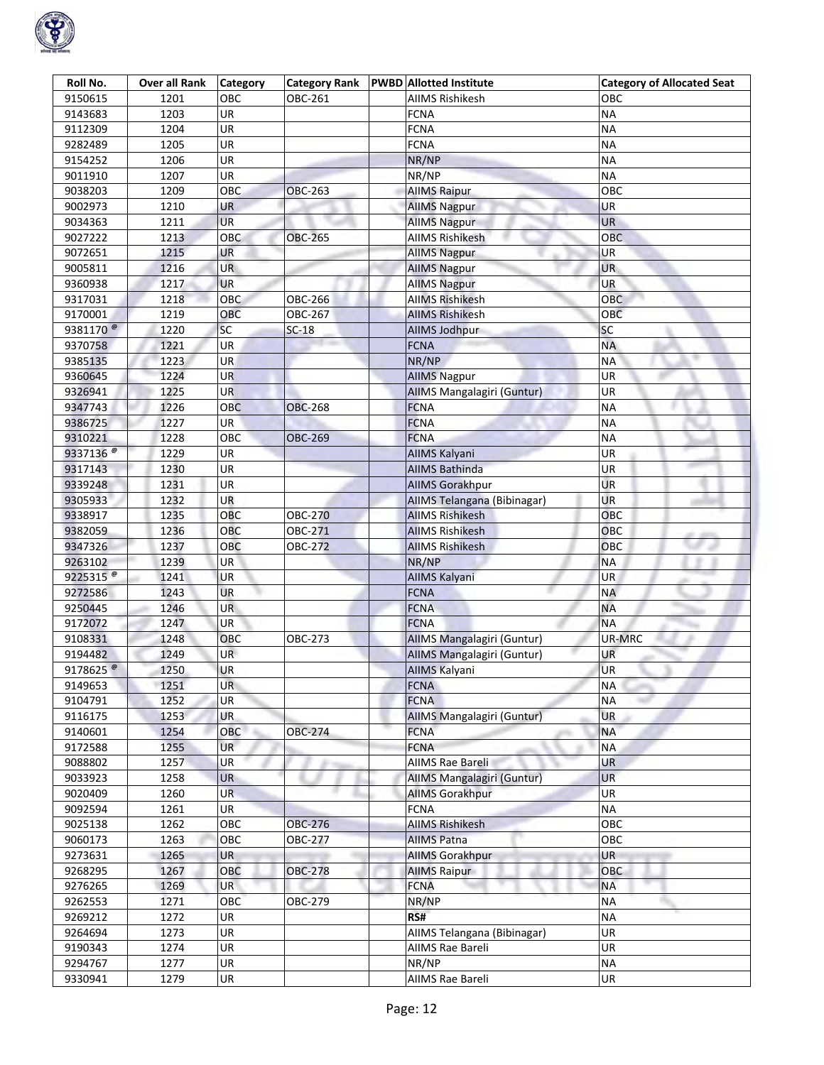| Roll No. | Over all Rank | Category | Category Rank | PWBD | Allotted Institute | Category of Allocated Seat |
|---|---|---|---|---|---|---|
| 9150615 | 1201 | OBC | OBC-261 | | AIIMS Rishikesh | OBC |
| 9143683 | 1203 | UR | | | FCNA | NA |
| 9112309 | 1204 | UR | | | FCNA | NA |
| 9282489 | 1205 | UR | | | FCNA | NA |
| 9154252 | 1206 | UR | | | NR/NP | NA |
| 9011910 | 1207 | UR | | | NR/NP | NA |
| 9038203 | 1209 | OBC | OBC-263 | | AIIMS Raipur | OBC |
| 9002973 | 1210 | UR | | | AIIMS Nagpur | UR |
| 9034363 | 1211 | UR | | | AIIMS Nagpur | UR |
| 9027222 | 1213 | OBC | OBC-265 | | AIIMS Rishikesh | OBC |
| 9072651 | 1215 | UR | | | AIIMS Nagpur | UR |
| 9005811 | 1216 | UR | | | AIIMS Nagpur | UR |
| 9360938 | 1217 | UR | | | AIIMS Nagpur | UR |
| 9317031 | 1218 | OBC | OBC-266 | | AIIMS Rishikesh | OBC |
| 9170001 | 1219 | OBC | OBC-267 | | AIIMS Rishikesh | OBC |
| 9381170 @ | 1220 | SC | SC-18 | | AIIMS Jodhpur | SC |
| 9370758 | 1221 | UR | | | FCNA | NA |
| 9385135 | 1223 | UR | | | NR/NP | NA |
| 9360645 | 1224 | UR | | | AIIMS Nagpur | UR |
| 9326941 | 1225 | UR | | | AIIMS Mangalagiri (Guntur) | UR |
| 9347743 | 1226 | OBC | OBC-268 | | FCNA | NA |
| 9386725 | 1227 | UR | | | FCNA | NA |
| 9310221 | 1228 | OBC | OBC-269 | | FCNA | NA |
| 9337136 @ | 1229 | UR | | | AIIMS Kalyani | UR |
| 9317143 | 1230 | UR | | | AIIMS Bathinda | UR |
| 9339248 | 1231 | UR | | | AIIMS Gorakhpur | UR |
| 9305933 | 1232 | UR | | | AIIMS Telangana (Bibinagar) | UR |
| 9338917 | 1235 | OBC | OBC-270 | | AIIMS Rishikesh | OBC |
| 9382059 | 1236 | OBC | OBC-271 | | AIIMS Rishikesh | OBC |
| 9347326 | 1237 | OBC | OBC-272 | | AIIMS Rishikesh | OBC |
| 9263102 | 1239 | UR | | | NR/NP | NA |
| 9225315 @ | 1241 | UR | | | AIIMS Kalyani | UR |
| 9272586 | 1243 | UR | | | FCNA | NA |
| 9250445 | 1246 | UR | | | FCNA | NA |
| 9172072 | 1247 | UR | | | FCNA | NA |
| 9108331 | 1248 | OBC | OBC-273 | | AIIMS Mangalagiri (Guntur) | UR-MRC |
| 9194482 | 1249 | UR | | | AIIMS Mangalagiri (Guntur) | UR |
| 9178625 @ | 1250 | UR | | | AIIMS Kalyani | UR |
| 9149653 | 1251 | UR | | | FCNA | NA |
| 9104791 | 1252 | UR | | | FCNA | NA |
| 9116175 | 1253 | UR | | | AIIMS Mangalagiri (Guntur) | UR |
| 9140601 | 1254 | OBC | OBC-274 | | FCNA | NA |
| 9172588 | 1255 | UR | | | FCNA | NA |
| 9088802 | 1257 | UR | | | AIIMS Rae Bareli | UR |
| 9033923 | 1258 | UR | | | AIIMS Mangalagiri (Guntur) | UR |
| 9020409 | 1260 | UR | | | AIIMS Gorakhpur | UR |
| 9092594 | 1261 | UR | | | FCNA | NA |
| 9025138 | 1262 | OBC | OBC-276 | | AIIMS Rishikesh | OBC |
| 9060173 | 1263 | OBC | OBC-277 | | AIIMS Patna | OBC |
| 9273631 | 1265 | UR | | | AIIMS Gorakhpur | UR |
| 9268295 | 1267 | OBC | OBC-278 | | AIIMS Raipur | OBC |
| 9276265 | 1269 | UR | | | FCNA | NA |
| 9262553 | 1271 | OBC | OBC-279 | | NR/NP | NA |
| 9269212 | 1272 | UR | | | **RS#** | NA |
| 9264694 | 1273 | UR | | | AIIMS Telangana (Bibinagar) | UR |
| 9190343 | 1274 | UR | | | AIIMS Rae Bareli | UR |
| 9294767 | 1277 | UR | | | NR/NP | NA |
| 9330941 | 1279 | UR | | | AIIMS Rae Bareli | UR |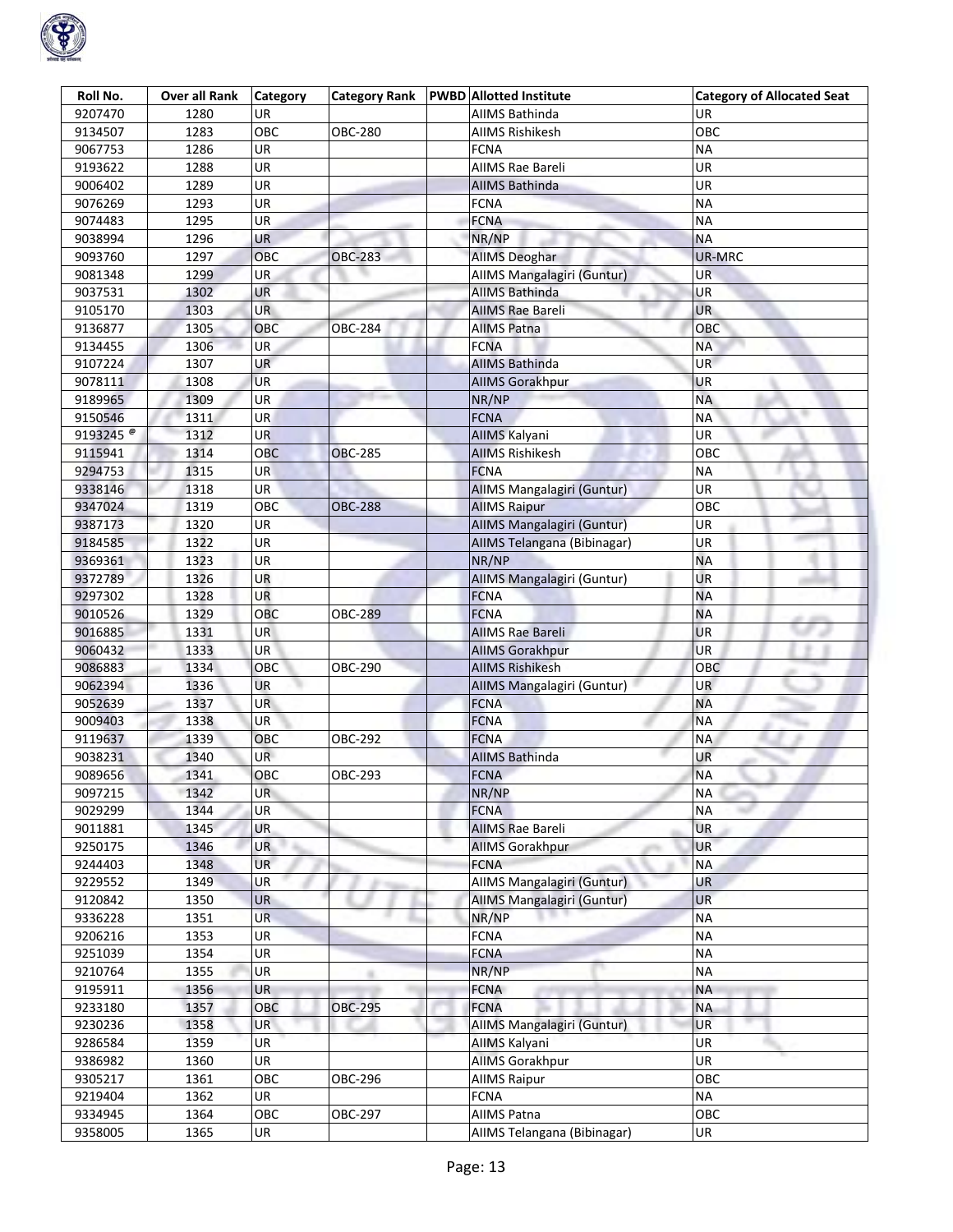| Roll No. | Over all Rank | Category | Category Rank | PWBD | Allotted Institute | Category of Allocated Seat |
|---|---|---|---|---|---|---|
| 9207470 | 1280 | UR | | | AIIMS Bathinda | UR |
| 9134507 | 1283 | OBC | OBC-280 | | AIIMS Rishikesh | OBC |
| 9067753 | 1286 | UR | | | FCNA | NA |
| 9193622 | 1288 | UR | | | AIIMS Rae Bareli | UR |
| 9006402 | 1289 | UR | | | AIIMS Bathinda | UR |
| 9076269 | 1293 | UR | | | FCNA | NA |
| 9074483 | 1295 | UR | | | FCNA | NA |
| 9038994 | 1296 | UR | | | NR/NP | NA |
| 9093760 | 1297 | OBC | OBC-283 | | AIIMS Deoghar | UR-MRC |
| 9081348 | 1299 | UR | | | AIIMS Mangalagiri (Guntur) | UR |
| 9037531 | 1302 | UR | | | AIIMS Bathinda | UR |
| 9105170 | 1303 | UR | | | AIIMS Rae Bareli | UR |
| 9136877 | 1305 | OBC | OBC-284 | | AIIMS Patna | OBC |
| 9134455 | 1306 | UR | | | FCNA | NA |
| 9107224 | 1307 | UR | | | AIIMS Bathinda | UR |
| 9078111 | 1308 | UR | | | AIIMS Gorakhpur | UR |
| 9189965 | 1309 | UR | | | NR/NP | NA |
| 9150546 | 1311 | UR | | | FCNA | NA |
| 9193245 @ | 1312 | UR | | | AIIMS Kalyani | UR |
| 9115941 | 1314 | OBC | OBC-285 | | AIIMS Rishikesh | OBC |
| 9294753 | 1315 | UR | | | FCNA | NA |
| 9338146 | 1318 | UR | | | AIIMS Mangalagiri (Guntur) | UR |
| 9347024 | 1319 | OBC | OBC-288 | | AIIMS Raipur | OBC |
| 9387173 | 1320 | UR | | | AIIMS Mangalagiri (Guntur) | UR |
| 9184585 | 1322 | UR | | | AIIMS Telangana (Bibinagar) | UR |
| 9369361 | 1323 | UR | | | NR/NP | NA |
| 9372789 | 1326 | UR | | | AIIMS Mangalagiri (Guntur) | UR |
| 9297302 | 1328 | UR | | | FCNA | NA |
| 9010526 | 1329 | OBC | OBC-289 | | FCNA | NA |
| 9016885 | 1331 | UR | | | AIIMS Rae Bareli | UR |
| 9060432 | 1333 | UR | | | AIIMS Gorakhpur | UR |
| 9086883 | 1334 | OBC | OBC-290 | | AIIMS Rishikesh | OBC |
| 9062394 | 1336 | UR | | | AIIMS Mangalagiri (Guntur) | UR |
| 9052639 | 1337 | UR | | | FCNA | NA |
| 9009403 | 1338 | UR | | | FCNA | NA |
| 9119637 | 1339 | OBC | OBC-292 | | FCNA | NA |
| 9038231 | 1340 | UR | | | AIIMS Bathinda | UR |
| 9089656 | 1341 | OBC | OBC-293 | | FCNA | NA |
| 9097215 | 1342 | UR | | | NR/NP | NA |
| 9029299 | 1344 | UR | | | FCNA | NA |
| 9011881 | 1345 | UR | | | AIIMS Rae Bareli | UR |
| 9250175 | 1346 | UR | | | AIIMS Gorakhpur | UR |
| 9244403 | 1348 | UR | | | FCNA | NA |
| 9229552 | 1349 | UR | | | AIIMS Mangalagiri (Guntur) | UR |
| 9120842 | 1350 | UR | | | AIIMS Mangalagiri (Guntur) | UR |
| 9336228 | 1351 | UR | | | NR/NP | NA |
| 9206216 | 1353 | UR | | | FCNA | NA |
| 9251039 | 1354 | UR | | | FCNA | NA |
| 9210764 | 1355 | UR | | | NR/NP | NA |
| 9195911 | 1356 | UR | | | FCNA | NA |
| 9233180 | 1357 | OBC | OBC-295 | | FCNA | NA |
| 9230236 | 1358 | UR | | | AIIMS Mangalagiri (Guntur) | UR |
| 9286584 | 1359 | UR | | | AIIMS Kalyani | UR |
| 9386982 | 1360 | UR | | | AIIMS Gorakhpur | UR |
| 9305217 | 1361 | OBC | OBC-296 | | AIIMS Raipur | OBC |
| 9219404 | 1362 | UR | | | FCNA | NA |
| 9334945 | 1364 | OBC | OBC-297 | | AIIMS Patna | OBC |
| 9358005 | 1365 | UR | | | AIIMS Telangana (Bibinagar) | UR |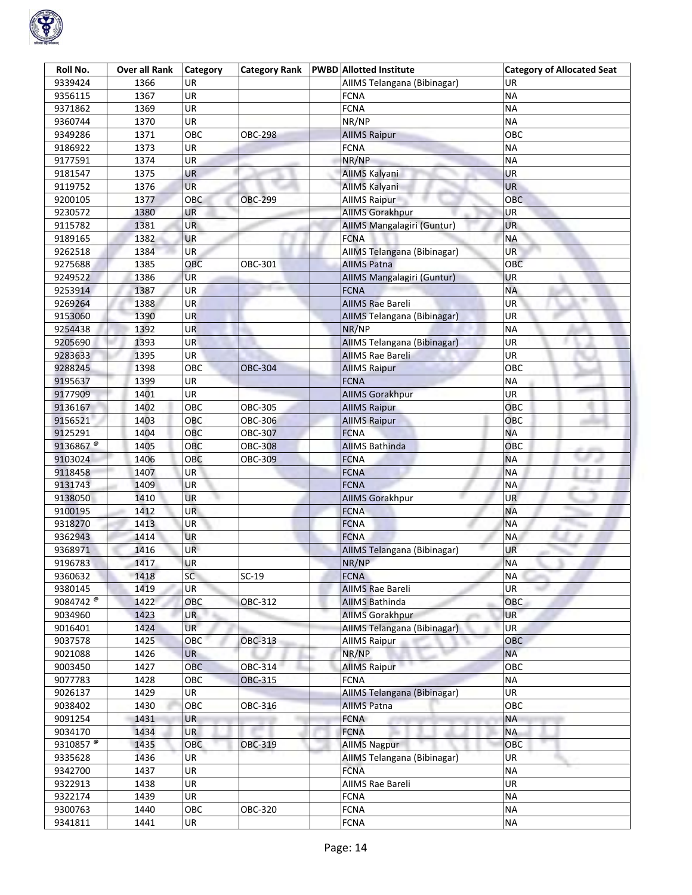| Roll No. | Over all Rank | Category | Category Rank | PWBD | Allotted Institute | Category of Allocated Seat |
|---|---|---|---|---|---|---|
| 9339424 | 1366 | UR | | | AIIMS Telangana (Bibinagar) | UR |
| 9356115 | 1367 | UR | | | FCNA | NA |
| 9371862 | 1369 | UR | | | FCNA | NA |
| 9360744 | 1370 | UR | | | NR/NP | NA |
| 9349286 | 1371 | OBC | OBC-298 | | AIIMS Raipur | OBC |
| 9186922 | 1373 | UR | | | FCNA | NA |
| 9177591 | 1374 | UR | | | NR/NP | NA |
| 9181547 | 1375 | UR | | | AIIMS Kalyani | UR |
| 9119752 | 1376 | UR | | | AIIMS Kalyani | UR |
| 9200105 | 1377 | OBC | OBC-299 | | AIIMS Raipur | OBC |
| 9230572 | 1380 | UR | | | AIIMS Gorakhpur | UR |
| 9115782 | 1381 | UR | | | AIIMS Mangalagiri (Guntur) | UR |
| 9189165 | 1382 | UR | | | FCNA | NA |
| 9262518 | 1384 | UR | | | AIIMS Telangana (Bibinagar) | UR |
| 9275688 | 1385 | OBC | OBC-301 | | AIIMS Patna | OBC |
| 9249522 | 1386 | UR | | | AIIMS Mangalagiri (Guntur) | UR |
| 9253914 | 1387 | UR | | | FCNA | NA |
| 9269264 | 1388 | UR | | | AIIMS Rae Bareli | UR |
| 9153060 | 1390 | UR | | | AIIMS Telangana (Bibinagar) | UR |
| 9254438 | 1392 | UR | | | NR/NP | NA |
| 9205690 | 1393 | UR | | | AIIMS Telangana (Bibinagar) | UR |
| 9283633 | 1395 | UR | | | AIIMS Rae Bareli | UR |
| 9288245 | 1398 | OBC | OBC-304 | | AIIMS Raipur | OBC |
| 9195637 | 1399 | UR | | | FCNA | NA |
| 9177909 | 1401 | UR | | | AIIMS Gorakhpur | UR |
| 9136167 | 1402 | OBC | OBC-305 | | AIIMS Raipur | OBC |
| 9156521 | 1403 | OBC | OBC-306 | | AIIMS Raipur | OBC |
| 9125291 | 1404 | OBC | OBC-307 | | FCNA | NA |
| 9136867 @ | 1405 | OBC | OBC-308 | | AIIMS Bathinda | OBC |
| 9103024 | 1406 | OBC | OBC-309 | | FCNA | NA |
| 9118458 | 1407 | UR | | | FCNA | NA |
| 9131743 | 1409 | UR | | | FCNA | NA |
| 9138050 | 1410 | UR | | | AIIMS Gorakhpur | UR |
| 9100195 | 1412 | UR | | | FCNA | NA |
| 9318270 | 1413 | UR | | | FCNA | NA |
| 9362943 | 1414 | UR | | | FCNA | NA |
| 9368971 | 1416 | UR | | | AIIMS Telangana (Bibinagar) | UR |
| 9196783 | 1417 | UR | | | NR/NP | NA |
| 9360632 | 1418 | SC | SC-19 | | FCNA | NA |
| 9380145 | 1419 | UR | | | AIIMS Rae Bareli | UR |
| 9084742 @ | 1422 | OBC | OBC-312 | | AIIMS Bathinda | OBC |
| 9034960 | 1423 | UR | | | AIIMS Gorakhpur | UR |
| 9016401 | 1424 | UR | | | AIIMS Telangana (Bibinagar) | UR |
| 9037578 | 1425 | OBC | OBC-313 | | AIIMS Raipur | OBC |
| 9021088 | 1426 | UR | | | NR/NP | NA |
| 9003450 | 1427 | OBC | OBC-314 | | AIIMS Raipur | OBC |
| 9077783 | 1428 | OBC | OBC-315 | | FCNA | NA |
| 9026137 | 1429 | UR | | | AIIMS Telangana (Bibinagar) | UR |
| 9038402 | 1430 | OBC | OBC-316 | | AIIMS Patna | OBC |
| 9091254 | 1431 | UR | | | FCNA | NA |
| 9034170 | 1434 | UR | | | FCNA | NA |
| 9310857 @ | 1435 | OBC | OBC-319 | | AIIMS Nagpur | OBC |
| 9335628 | 1436 | UR | | | AIIMS Telangana (Bibinagar) | UR |
| 9342700 | 1437 | UR | | | FCNA | NA |
| 9322913 | 1438 | UR | | | AIIMS Rae Bareli | UR |
| 9322174 | 1439 | UR | | | FCNA | NA |
| 9300763 | 1440 | OBC | OBC-320 | | FCNA | NA |
| 9341811 | 1441 | UR | | | FCNA | NA |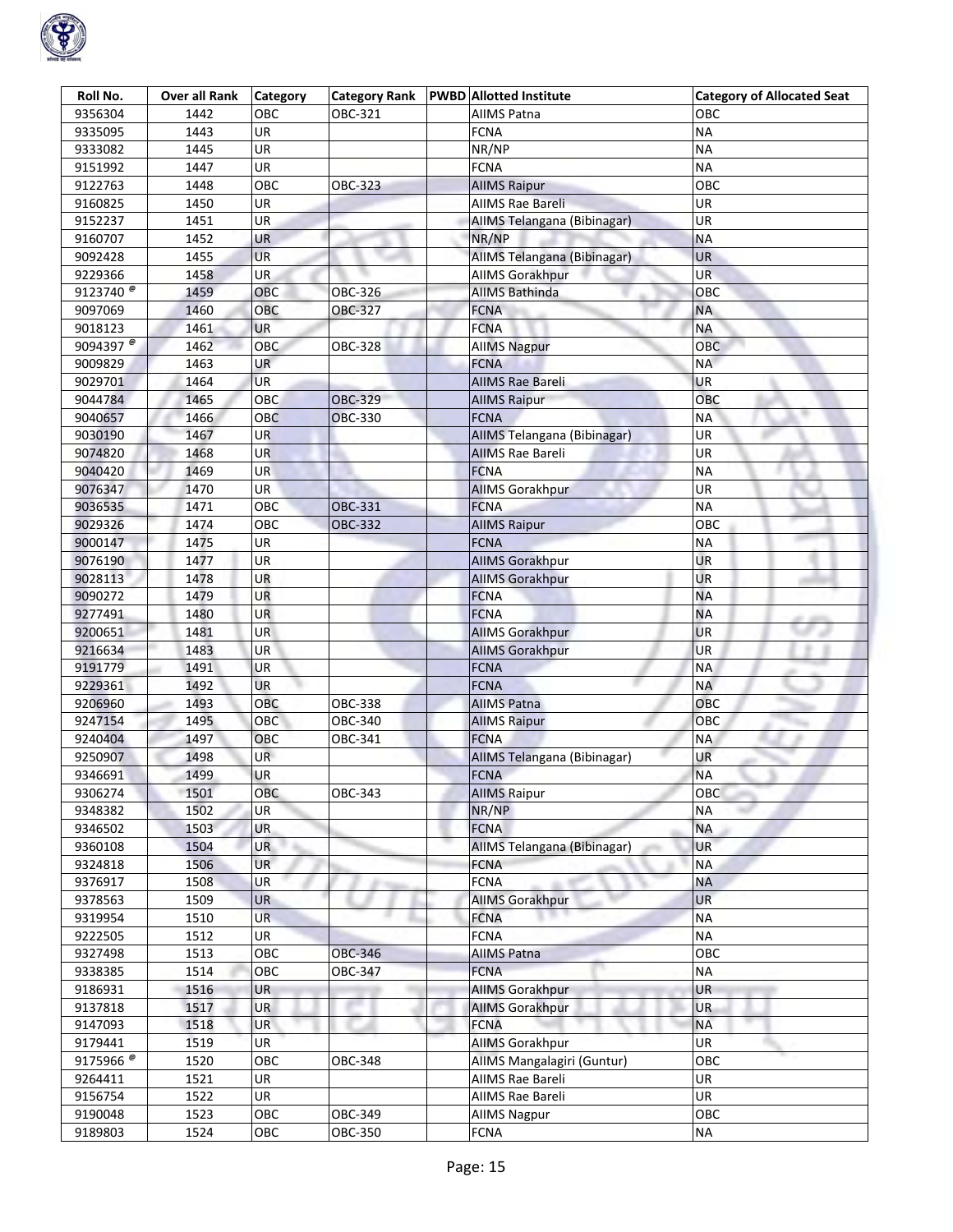| Roll No. | Over all Rank | Category | Category Rank | PWBD | Allotted Institute | Category of Allocated Seat |
|---|---|---|---|---|---|---|
| 9356304 | 1442 | OBC | OBC-321 | | AIIMS Patna | OBC |
| 9335095 | 1443 | UR | | | FCNA | NA |
| 9333082 | 1445 | UR | | | NR/NP | NA |
| 9151992 | 1447 | UR | | | FCNA | NA |
| 9122763 | 1448 | OBC | OBC-323 | | AIIMS Raipur | OBC |
| 9160825 | 1450 | UR | | | AIIMS Rae Bareli | UR |
| 9152237 | 1451 | UR | | | AIIMS Telangana (Bibinagar) | UR |
| 9160707 | 1452 | UR | | | NR/NP | NA |
| 9092428 | 1455 | UR | | | AIIMS Telangana (Bibinagar) | UR |
| 9229366 | 1458 | UR | | | AIIMS Gorakhpur | UR |
| 9123740 @ | 1459 | OBC | OBC-326 | | AIIMS Bathinda | OBC |
| 9097069 | 1460 | OBC | OBC-327 | | FCNA | NA |
| 9018123 | 1461 | UR | | | FCNA | NA |
| 9094397 @ | 1462 | OBC | OBC-328 | | AIIMS Nagpur | OBC |
| 9009829 | 1463 | UR | | | FCNA | NA |
| 9029701 | 1464 | UR | | | AIIMS Rae Bareli | UR |
| 9044784 | 1465 | OBC | OBC-329 | | AIIMS Raipur | OBC |
| 9040657 | 1466 | OBC | OBC-330 | | FCNA | NA |
| 9030190 | 1467 | UR | | | AIIMS Telangana (Bibinagar) | UR |
| 9074820 | 1468 | UR | | | AIIMS Rae Bareli | UR |
| 9040420 | 1469 | UR | | | FCNA | NA |
| 9076347 | 1470 | UR | | | AIIMS Gorakhpur | UR |
| 9036535 | 1471 | OBC | OBC-331 | | FCNA | NA |
| 9029326 | 1474 | OBC | OBC-332 | | AIIMS Raipur | OBC |
| 9000147 | 1475 | UR | | | FCNA | NA |
| 9076190 | 1477 | UR | | | AIIMS Gorakhpur | UR |
| 9028113 | 1478 | UR | | | AIIMS Gorakhpur | UR |
| 9090272 | 1479 | UR | | | FCNA | NA |
| 9277491 | 1480 | UR | | | FCNA | NA |
| 9200651 | 1481 | UR | | | AIIMS Gorakhpur | UR |
| 9216634 | 1483 | UR | | | AIIMS Gorakhpur | UR |
| 9191779 | 1491 | UR | | | FCNA | NA |
| 9229361 | 1492 | UR | | | FCNA | NA |
| 9206960 | 1493 | OBC | OBC-338 | | AIIMS Patna | OBC |
| 9247154 | 1495 | OBC | OBC-340 | | AIIMS Raipur | OBC |
| 9240404 | 1497 | OBC | OBC-341 | | FCNA | NA |
| 9250907 | 1498 | UR | | | AIIMS Telangana (Bibinagar) | UR |
| 9346691 | 1499 | UR | | | FCNA | NA |
| 9306274 | 1501 | OBC | OBC-343 | | AIIMS Raipur | OBC |
| 9348382 | 1502 | UR | | | NR/NP | NA |
| 9346502 | 1503 | UR | | | FCNA | NA |
| 9360108 | 1504 | UR | | | AIIMS Telangana (Bibinagar) | UR |
| 9324818 | 1506 | UR | | | FCNA | NA |
| 9376917 | 1508 | UR | | | FCNA | NA |
| 9378563 | 1509 | UR | | | AIIMS Gorakhpur | UR |
| 9319954 | 1510 | UR | | | FCNA | NA |
| 9222505 | 1512 | UR | | | FCNA | NA |
| 9327498 | 1513 | OBC | OBC-346 | | AIIMS Patna | OBC |
| 9338385 | 1514 | OBC | OBC-347 | | FCNA | NA |
| 9186931 | 1516 | UR | | | AIIMS Gorakhpur | UR |
| 9137818 | 1517 | UR | | | AIIMS Gorakhpur | UR |
| 9147093 | 1518 | UR | | | FCNA | NA |
| 9179441 | 1519 | UR | | | AIIMS Gorakhpur | UR |
| 9175966 @ | 1520 | OBC | OBC-348 | | AIIMS Mangalagiri (Guntur) | OBC |
| 9264411 | 1521 | UR | | | AIIMS Rae Bareli | UR |
| 9156754 | 1522 | UR | | | AIIMS Rae Bareli | UR |
| 9190048 | 1523 | OBC | OBC-349 | | AIIMS Nagpur | OBC |
| 9189803 | 1524 | OBC | OBC-350 | | FCNA | NA |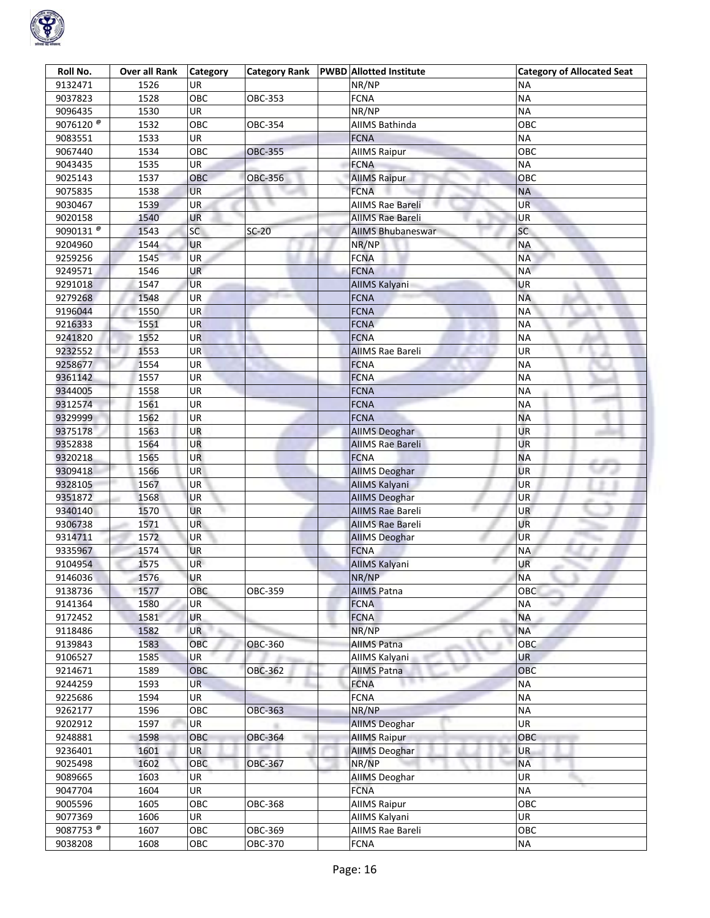| Roll No. | Over all Rank | Category | Category Rank | PWBD | Allotted Institute | Category of Allocated Seat |
|---|---|---|---|---|---|---|
| 9132471 | 1526 | UR | | | NR/NP | NA |
| 9037823 | 1528 | OBC | OBC-353 | | FCNA | NA |
| 9096435 | 1530 | UR | | | NR/NP | NA |
| 9076120 @ | 1532 | OBC | OBC-354 | | AIIMS Bathinda | OBC |
| 9083551 | 1533 | UR | | | FCNA | NA |
| 9067440 | 1534 | OBC | OBC-355 | | AIIMS Raipur | OBC |
| 9043435 | 1535 | UR | | | FCNA | NA |
| 9025143 | 1537 | OBC | OBC-356 | | AIIMS Raipur | OBC |
| 9075835 | 1538 | UR | | | FCNA | NA |
| 9030467 | 1539 | UR | | | AIIMS Rae Bareli | UR |
| 9020158 | 1540 | UR | | | AIIMS Rae Bareli | UR |
| 9090131 @ | 1543 | SC | SC-20 | | AIIMS Bhubaneswar | SC |
| 9204960 | 1544 | UR | | | NR/NP | NA |
| 9259256 | 1545 | UR | | | FCNA | NA |
| 9249571 | 1546 | UR | | | FCNA | NA |
| 9291018 | 1547 | UR | | | AIIMS Kalyani | UR |
| 9279268 | 1548 | UR | | | FCNA | NA |
| 9196044 | 1550 | UR | | | FCNA | NA |
| 9216333 | 1551 | UR | | | FCNA | NA |
| 9241820 | 1552 | UR | | | FCNA | NA |
| 9232552 | 1553 | UR | | | AIIMS Rae Bareli | UR |
| 9258677 | 1554 | UR | | | FCNA | NA |
| 9361142 | 1557 | UR | | | FCNA | NA |
| 9344005 | 1558 | UR | | | FCNA | NA |
| 9312574 | 1561 | UR | | | FCNA | NA |
| 9329999 | 1562 | UR | | | FCNA | NA |
| 9375178 | 1563 | UR | | | AIIMS Deoghar | UR |
| 9352838 | 1564 | UR | | | AIIMS Rae Bareli | UR |
| 9320218 | 1565 | UR | | | FCNA | NA |
| 9309418 | 1566 | UR | | | AIIMS Deoghar | UR |
| 9328105 | 1567 | UR | | | AIIMS Kalyani | UR |
| 9351872 | 1568 | UR | | | AIIMS Deoghar | UR |
| 9340140 | 1570 | UR | | | AIIMS Rae Bareli | UR |
| 9306738 | 1571 | UR | | | AIIMS Rae Bareli | UR |
| 9314711 | 1572 | UR | | | AIIMS Deoghar | UR |
| 9335967 | 1574 | UR | | | FCNA | NA |
| 9104954 | 1575 | UR | | | AIIMS Kalyani | UR |
| 9146036 | 1576 | UR | | | NR/NP | NA |
| 9138736 | 1577 | OBC | OBC-359 | | AIIMS Patna | OBC |
| 9141364 | 1580 | UR | | | FCNA | NA |
| 9172452 | 1581 | UR | | | FCNA | NA |
| 9118486 | 1582 | UR | | | NR/NP | NA |
| 9139843 | 1583 | OBC | OBC-360 | | AIIMS Patna | OBC |
| 9106527 | 1585 | UR | | | AIIMS Kalyani | UR |
| 9214671 | 1589 | OBC | OBC-362 | | AIIMS Patna | OBC |
| 9244259 | 1593 | UR | | | FCNA | NA |
| 9225686 | 1594 | UR | | | FCNA | NA |
| 9262177 | 1596 | OBC | OBC-363 | | NR/NP | NA |
| 9202912 | 1597 | UR | | | AIIMS Deoghar | UR |
| 9248881 | 1598 | OBC | OBC-364 | | AIIMS Raipur | OBC |
| 9236401 | 1601 | UR | | | AIIMS Deoghar | UR |
| 9025498 | 1602 | OBC | OBC-367 | | NR/NP | NA |
| 9089665 | 1603 | UR | | | AIIMS Deoghar | UR |
| 9047704 | 1604 | UR | | | FCNA | NA |
| 9005596 | 1605 | OBC | OBC-368 | | AIIMS Raipur | OBC |
| 9077369 | 1606 | UR | | | AIIMS Kalyani | UR |
| 9087753 @ | 1607 | OBC | OBC-369 | | AIIMS Rae Bareli | OBC |
| 9038208 | 1608 | OBC | OBC-370 | | FCNA | NA |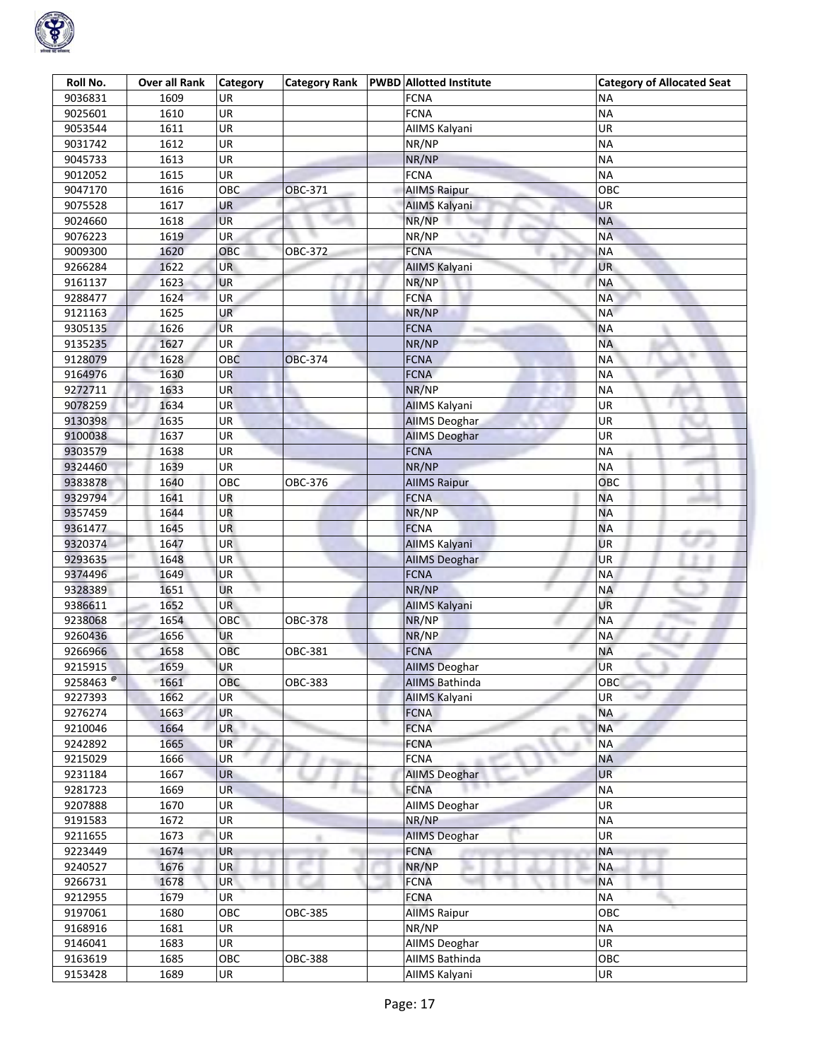| Roll No. | Over all Rank | Category | Category Rank | PWBD | Allotted Institute | Category of Allocated Seat |
|---|---|---|---|---|---|---|
| 9036831 | 1609 | UR | | | FCNA | NA |
| 9025601 | 1610 | UR | | | FCNA | NA |
| 9053544 | 1611 | UR | | | AIIMS Kalyani | UR |
| 9031742 | 1612 | UR | | | NR/NP | NA |
| 9045733 | 1613 | UR | | | NR/NP | NA |
| 9012052 | 1615 | UR | | | FCNA | NA |
| 9047170 | 1616 | OBC | OBC-371 | | AIIMS Raipur | OBC |
| 9075528 | 1617 | UR | | | AIIMS Kalyani | UR |
| 9024660 | 1618 | UR | | | NR/NP | NA |
| 9076223 | 1619 | UR | | | NR/NP | NA |
| 9009300 | 1620 | OBC | OBC-372 | | FCNA | NA |
| 9266284 | 1622 | UR | | | AIIMS Kalyani | UR |
| 9161137 | 1623 | UR | | | NR/NP | NA |
| 9288477 | 1624 | UR | | | FCNA | NA |
| 9121163 | 1625 | UR | | | NR/NP | NA |
| 9305135 | 1626 | UR | | | FCNA | NA |
| 9135235 | 1627 | UR | | | NR/NP | NA |
| 9128079 | 1628 | OBC | OBC-374 | | FCNA | NA |
| 9164976 | 1630 | UR | | | FCNA | NA |
| 9272711 | 1633 | UR | | | NR/NP | NA |
| 9078259 | 1634 | UR | | | AIIMS Kalyani | UR |
| 9130398 | 1635 | UR | | | AIIMS Deoghar | UR |
| 9100038 | 1637 | UR | | | AIIMS Deoghar | UR |
| 9303579 | 1638 | UR | | | FCNA | NA |
| 9324460 | 1639 | UR | | | NR/NP | NA |
| 9383878 | 1640 | OBC | OBC-376 | | AIIMS Raipur | OBC |
| 9329794 | 1641 | UR | | | FCNA | NA |
| 9357459 | 1644 | UR | | | NR/NP | NA |
| 9361477 | 1645 | UR | | | FCNA | NA |
| 9320374 | 1647 | UR | | | AIIMS Kalyani | UR |
| 9293635 | 1648 | UR | | | AIIMS Deoghar | UR |
| 9374496 | 1649 | UR | | | FCNA | NA |
| 9328389 | 1651 | UR | | | NR/NP | NA |
| 9386611 | 1652 | UR | | | AIIMS Kalyani | UR |
| 9238068 | 1654 | OBC | OBC-378 | | NR/NP | NA |
| 9260436 | 1656 | UR | | | NR/NP | NA |
| 9266966 | 1658 | OBC | OBC-381 | | FCNA | NA |
| 9215915 | 1659 | UR | | | AIIMS Deoghar | UR |
| 9258463 @ | 1661 | OBC | OBC-383 | | AIIMS Bathinda | OBC |
| 9227393 | 1662 | UR | | | AIIMS Kalyani | UR |
| 9276274 | 1663 | UR | | | FCNA | NA |
| 9210046 | 1664 | UR | | | FCNA | NA |
| 9242892 | 1665 | UR | | | FCNA | NA |
| 9215029 | 1666 | UR | | | FCNA | NA |
| 9231184 | 1667 | UR | | | AIIMS Deoghar | UR |
| 9281723 | 1669 | UR | | | FCNA | NA |
| 9207888 | 1670 | UR | | | AIIMS Deoghar | UR |
| 9191583 | 1672 | UR | | | NR/NP | NA |
| 9211655 | 1673 | UR | | | AIIMS Deoghar | UR |
| 9223449 | 1674 | UR | | | FCNA | NA |
| 9240527 | 1676 | UR | | | NR/NP | NA |
| 9266731 | 1678 | UR | | | FCNA | NA |
| 9212955 | 1679 | UR | | | FCNA | NA |
| 9197061 | 1680 | OBC | OBC-385 | | AIIMS Raipur | OBC |
| 9168916 | 1681 | UR | | | NR/NP | NA |
| 9146041 | 1683 | UR | | | AIIMS Deoghar | UR |
| 9163619 | 1685 | OBC | OBC-388 | | AIIMS Bathinda | OBC |
| 9153428 | 1689 | UR | | | AIIMS Kalyani | UR |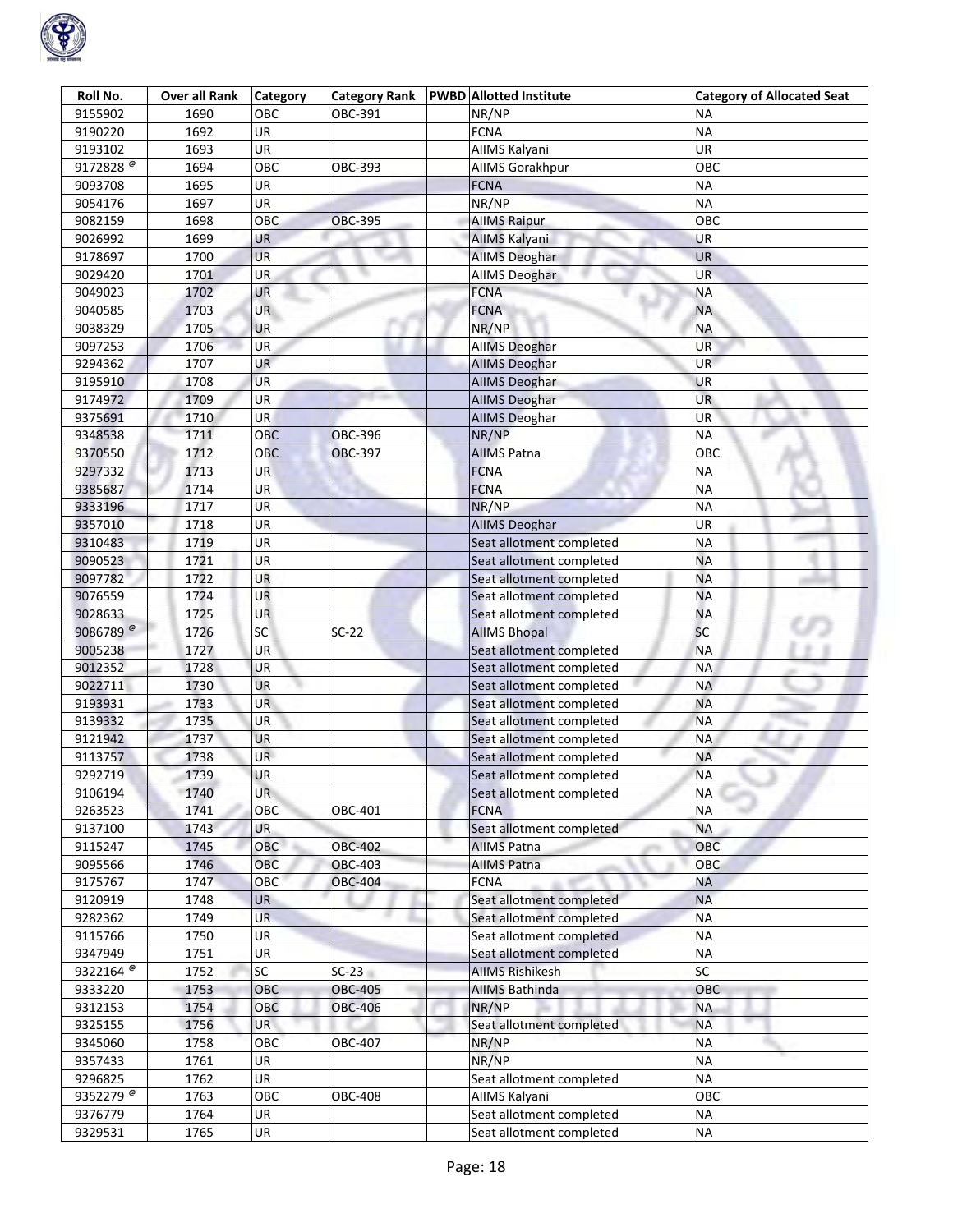| Roll No. | Over all Rank | Category | Category Rank | PWBD | Allotted Institute | Category of Allocated Seat |
|---|---|---|---|---|---|---|
| 9155902 | 1690 | OBC | OBC-391 | | NR/NP | NA |
| 9190220 | 1692 | UR | | | FCNA | NA |
| 9193102 | 1693 | UR | | | AIIMS Kalyani | UR |
| 9172828 @ | 1694 | OBC | OBC-393 | | AIIMS Gorakhpur | OBC |
| 9093708 | 1695 | UR | | | FCNA | NA |
| 9054176 | 1697 | UR | | | NR/NP | NA |
| 9082159 | 1698 | OBC | OBC-395 | | AIIMS Raipur | OBC |
| 9026992 | 1699 | UR | | | AIIMS Kalyani | UR |
| 9178697 | 1700 | UR | | | AIIMS Deoghar | UR |
| 9029420 | 1701 | UR | | | AIIMS Deoghar | UR |
| 9049023 | 1702 | UR | | | FCNA | NA |
| 9040585 | 1703 | UR | | | FCNA | NA |
| 9038329 | 1705 | UR | | | NR/NP | NA |
| 9097253 | 1706 | UR | | | AIIMS Deoghar | UR |
| 9294362 | 1707 | UR | | | AIIMS Deoghar | UR |
| 9195910 | 1708 | UR | | | AIIMS Deoghar | UR |
| 9174972 | 1709 | UR | | | AIIMS Deoghar | UR |
| 9375691 | 1710 | UR | | | AIIMS Deoghar | UR |
| 9348538 | 1711 | OBC | OBC-396 | | NR/NP | NA |
| 9370550 | 1712 | OBC | OBC-397 | | AIIMS Patna | OBC |
| 9297332 | 1713 | UR | | | FCNA | NA |
| 9385687 | 1714 | UR | | | FCNA | NA |
| 9333196 | 1717 | UR | | | NR/NP | NA |
| 9357010 | 1718 | UR | | | AIIMS Deoghar | UR |
| 9310483 | 1719 | UR | | | Seat allotment completed | NA |
| 9090523 | 1721 | UR | | | Seat allotment completed | NA |
| 9097782 | 1722 | UR | | | Seat allotment completed | NA |
| 9076559 | 1724 | UR | | | Seat allotment completed | NA |
| 9028633 | 1725 | UR | | | Seat allotment completed | NA |
| 9086789 @ | 1726 | SC | SC-22 | | AIIMS Bhopal | SC |
| 9005238 | 1727 | UR | | | Seat allotment completed | NA |
| 9012352 | 1728 | UR | | | Seat allotment completed | NA |
| 9022711 | 1730 | UR | | | Seat allotment completed | NA |
| 9193931 | 1733 | UR | | | Seat allotment completed | NA |
| 9139332 | 1735 | UR | | | Seat allotment completed | NA |
| 9121942 | 1737 | UR | | | Seat allotment completed | NA |
| 9113757 | 1738 | UR | | | Seat allotment completed | NA |
| 9292719 | 1739 | UR | | | Seat allotment completed | NA |
| 9106194 | 1740 | UR | | | Seat allotment completed | NA |
| 9263523 | 1741 | OBC | OBC-401 | | FCNA | NA |
| 9137100 | 1743 | UR | | | Seat allotment completed | NA |
| 9115247 | 1745 | OBC | OBC-402 | | AIIMS Patna | OBC |
| 9095566 | 1746 | OBC | OBC-403 | | AIIMS Patna | OBC |
| 9175767 | 1747 | OBC | OBC-404 | | FCNA | NA |
| 9120919 | 1748 | UR | | | Seat allotment completed | NA |
| 9282362 | 1749 | UR | | | Seat allotment completed | NA |
| 9115766 | 1750 | UR | | | Seat allotment completed | NA |
| 9347949 | 1751 | UR | | | Seat allotment completed | NA |
| 9322164 @ | 1752 | SC | SC-23 | | AIIMS Rishikesh | SC |
| 9333220 | 1753 | OBC | OBC-405 | | AIIMS Bathinda | OBC |
| 9312153 | 1754 | OBC | OBC-406 | | NR/NP | NA |
| 9325155 | 1756 | UR | | | Seat allotment completed | NA |
| 9345060 | 1758 | OBC | OBC-407 | | NR/NP | NA |
| 9357433 | 1761 | UR | | | NR/NP | NA |
| 9296825 | 1762 | UR | | | Seat allotment completed | NA |
| 9352279 @ | 1763 | OBC | OBC-408 | | AIIMS Kalyani | OBC |
| 9376779 | 1764 | UR | | | Seat allotment completed | NA |
| 9329531 | 1765 | UR | | | Seat allotment completed | NA |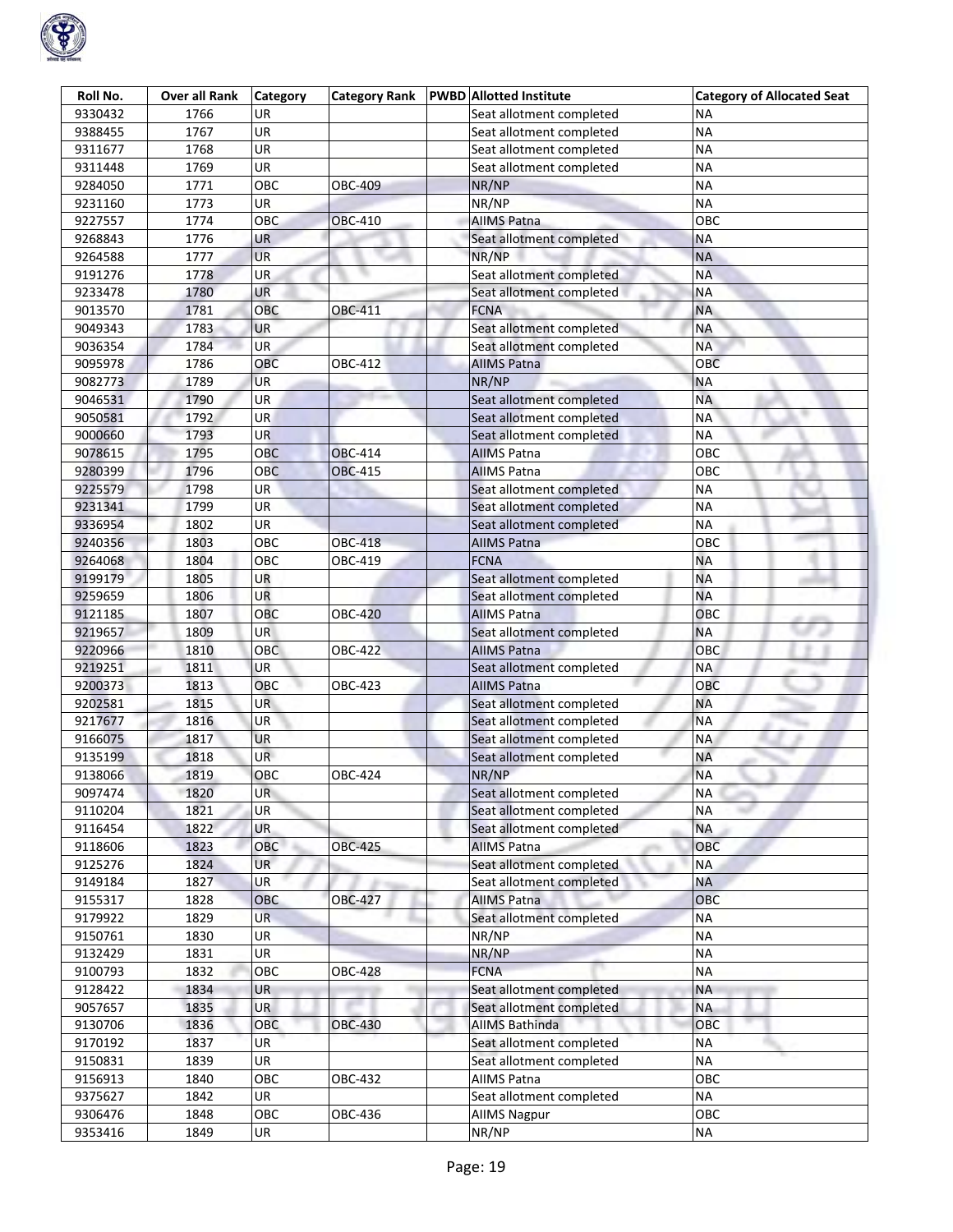| Roll No. | Over all Rank | Category | Category Rank | PWBD | Allotted Institute | Category of Allocated Seat |
|---|---|---|---|---|---|---|
| 9330432 | 1766 | UR | | | Seat allotment completed | NA |
| 9388455 | 1767 | UR | | | Seat allotment completed | NA |
| 9311677 | 1768 | UR | | | Seat allotment completed | NA |
| 9311448 | 1769 | UR | | | Seat allotment completed | NA |
| 9284050 | 1771 | OBC | OBC-409 | | NR/NP | NA |
| 9231160 | 1773 | UR | | | NR/NP | NA |
| 9227557 | 1774 | OBC | OBC-410 | | AIIMS Patna | OBC |
| 9268843 | 1776 | UR | | | Seat allotment completed | NA |
| 9264588 | 1777 | UR | | | NR/NP | NA |
| 9191276 | 1778 | UR | | | Seat allotment completed | NA |
| 9233478 | 1780 | UR | | | Seat allotment completed | NA |
| 9013570 | 1781 | OBC | OBC-411 | | FCNA | NA |
| 9049343 | 1783 | UR | | | Seat allotment completed | NA |
| 9036354 | 1784 | UR | | | Seat allotment completed | NA |
| 9095978 | 1786 | OBC | OBC-412 | | AIIMS Patna | OBC |
| 9082773 | 1789 | UR | | | NR/NP | NA |
| 9046531 | 1790 | UR | | | Seat allotment completed | NA |
| 9050581 | 1792 | UR | | | Seat allotment completed | NA |
| 9000660 | 1793 | UR | | | Seat allotment completed | NA |
| 9078615 | 1795 | OBC | OBC-414 | | AIIMS Patna | OBC |
| 9280399 | 1796 | OBC | OBC-415 | | AIIMS Patna | OBC |
| 9225579 | 1798 | UR | | | Seat allotment completed | NA |
| 9231341 | 1799 | UR | | | Seat allotment completed | NA |
| 9336954 | 1802 | UR | | | Seat allotment completed | NA |
| 9240356 | 1803 | OBC | OBC-418 | | AIIMS Patna | OBC |
| 9264068 | 1804 | OBC | OBC-419 | | FCNA | NA |
| 9199179 | 1805 | UR | | | Seat allotment completed | NA |
| 9259659 | 1806 | UR | | | Seat allotment completed | NA |
| 9121185 | 1807 | OBC | OBC-420 | | AIIMS Patna | OBC |
| 9219657 | 1809 | UR | | | Seat allotment completed | NA |
| 9220966 | 1810 | OBC | OBC-422 | | AIIMS Patna | OBC |
| 9219251 | 1811 | UR | | | Seat allotment completed | NA |
| 9200373 | 1813 | OBC | OBC-423 | | AIIMS Patna | OBC |
| 9202581 | 1815 | UR | | | Seat allotment completed | NA |
| 9217677 | 1816 | UR | | | Seat allotment completed | NA |
| 9166075 | 1817 | UR | | | Seat allotment completed | NA |
| 9135199 | 1818 | UR | | | Seat allotment completed | NA |
| 9138066 | 1819 | OBC | OBC-424 | | NR/NP | NA |
| 9097474 | 1820 | UR | | | Seat allotment completed | NA |
| 9110204 | 1821 | UR | | | Seat allotment completed | NA |
| 9116454 | 1822 | UR | | | Seat allotment completed | NA |
| 9118606 | 1823 | OBC | OBC-425 | | AIIMS Patna | OBC |
| 9125276 | 1824 | UR | | | Seat allotment completed | NA |
| 9149184 | 1827 | UR | | | Seat allotment completed | NA |
| 9155317 | 1828 | OBC | OBC-427 | | AIIMS Patna | OBC |
| 9179922 | 1829 | UR | | | Seat allotment completed | NA |
| 9150761 | 1830 | UR | | | NR/NP | NA |
| 9132429 | 1831 | UR | | | NR/NP | NA |
| 9100793 | 1832 | OBC | OBC-428 | | FCNA | NA |
| 9128422 | 1834 | UR | | | Seat allotment completed | NA |
| 9057657 | 1835 | UR | | | Seat allotment completed | NA |
| 9130706 | 1836 | OBC | OBC-430 | | AIIMS Bathinda | OBC |
| 9170192 | 1837 | UR | | | Seat allotment completed | NA |
| 9150831 | 1839 | UR | | | Seat allotment completed | NA |
| 9156913 | 1840 | OBC | OBC-432 | | AIIMS Patna | OBC |
| 9375627 | 1842 | UR | | | Seat allotment completed | NA |
| 9306476 | 1848 | OBC | OBC-436 | | AIIMS Nagpur | OBC |
| 9353416 | 1849 | UR | | | NR/NP | NA |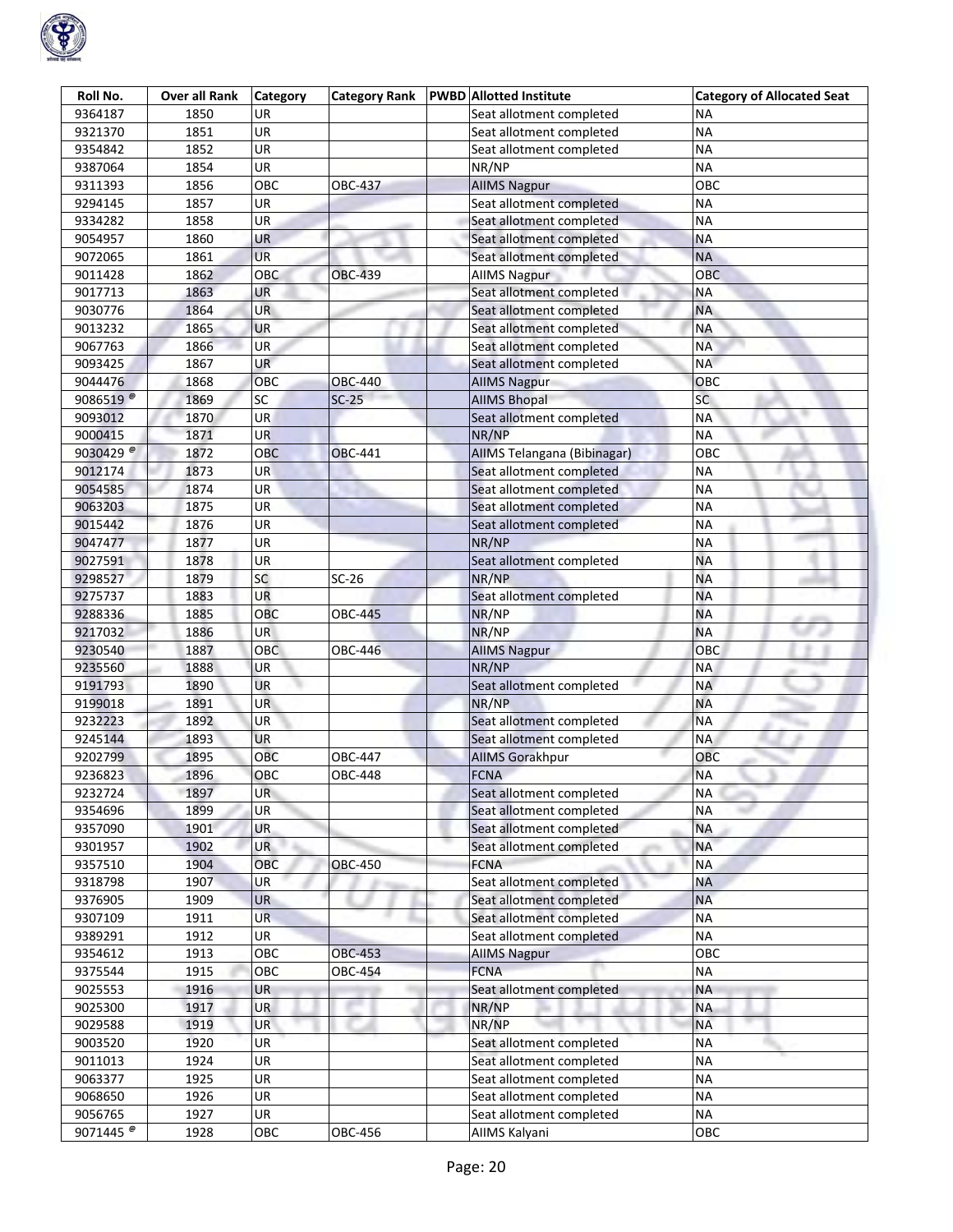| Roll No. | Over all Rank | Category | Category Rank | PWBD | Allotted Institute | Category of Allocated Seat |
|---|---|---|---|---|---|---|
| 9364187 | 1850 | UR | | | Seat allotment completed | NA |
| 9321370 | 1851 | UR | | | Seat allotment completed | NA |
| 9354842 | 1852 | UR | | | Seat allotment completed | NA |
| 9387064 | 1854 | UR | | | NR/NP | NA |
| 9311393 | 1856 | OBC | OBC-437 | | AIIMS Nagpur | OBC |
| 9294145 | 1857 | UR | | | Seat allotment completed | NA |
| 9334282 | 1858 | UR | | | Seat allotment completed | NA |
| 9054957 | 1860 | UR | | | Seat allotment completed | NA |
| 9072065 | 1861 | UR | | | Seat allotment completed | NA |
| 9011428 | 1862 | OBC | OBC-439 | | AIIMS Nagpur | OBC |
| 9017713 | 1863 | UR | | | Seat allotment completed | NA |
| 9030776 | 1864 | UR | | | Seat allotment completed | NA |
| 9013232 | 1865 | UR | | | Seat allotment completed | NA |
| 9067763 | 1866 | UR | | | Seat allotment completed | NA |
| 9093425 | 1867 | UR | | | Seat allotment completed | NA |
| 9044476 | 1868 | OBC | OBC-440 | | AIIMS Nagpur | OBC |
| 9086519 @ | 1869 | SC | SC-25 | | AIIMS Bhopal | SC |
| 9093012 | 1870 | UR | | | Seat allotment completed | NA |
| 9000415 | 1871 | UR | | | NR/NP | NA |
| 9030429 @ | 1872 | OBC | OBC-441 | | AIIMS Telangana (Bibinagar) | OBC |
| 9012174 | 1873 | UR | | | Seat allotment completed | NA |
| 9054585 | 1874 | UR | | | Seat allotment completed | NA |
| 9063203 | 1875 | UR | | | Seat allotment completed | NA |
| 9015442 | 1876 | UR | | | Seat allotment completed | NA |
| 9047477 | 1877 | UR | | | NR/NP | NA |
| 9027591 | 1878 | UR | | | Seat allotment completed | NA |
| 9298527 | 1879 | SC | SC-26 | | NR/NP | NA |
| 9275737 | 1883 | UR | | | Seat allotment completed | NA |
| 9288336 | 1885 | OBC | OBC-445 | | NR/NP | NA |
| 9217032 | 1886 | UR | | | NR/NP | NA |
| 9230540 | 1887 | OBC | OBC-446 | | AIIMS Nagpur | OBC |
| 9235560 | 1888 | UR | | | NR/NP | NA |
| 9191793 | 1890 | UR | | | Seat allotment completed | NA |
| 9199018 | 1891 | UR | | | NR/NP | NA |
| 9232223 | 1892 | UR | | | Seat allotment completed | NA |
| 9245144 | 1893 | UR | | | Seat allotment completed | NA |
| 9202799 | 1895 | OBC | OBC-447 | | AIIMS Gorakhpur | OBC |
| 9236823 | 1896 | OBC | OBC-448 | | FCNA | NA |
| 9232724 | 1897 | UR | | | Seat allotment completed | NA |
| 9354696 | 1899 | UR | | | Seat allotment completed | NA |
| 9357090 | 1901 | UR | | | Seat allotment completed | NA |
| 9301957 | 1902 | UR | | | Seat allotment completed | NA |
| 9357510 | 1904 | OBC | OBC-450 | | FCNA | NA |
| 9318798 | 1907 | UR | | | Seat allotment completed | NA |
| 9376905 | 1909 | UR | | | Seat allotment completed | NA |
| 9307109 | 1911 | UR | | | Seat allotment completed | NA |
| 9389291 | 1912 | UR | | | Seat allotment completed | NA |
| 9354612 | 1913 | OBC | OBC-453 | | AIIMS Nagpur | OBC |
| 9375544 | 1915 | OBC | OBC-454 | | FCNA | NA |
| 9025553 | 1916 | UR | | | Seat allotment completed | NA |
| 9025300 | 1917 | UR | | | NR/NP | NA |
| 9029588 | 1919 | UR | | | NR/NP | NA |
| 9003520 | 1920 | UR | | | Seat allotment completed | NA |
| 9011013 | 1924 | UR | | | Seat allotment completed | NA |
| 9063377 | 1925 | UR | | | Seat allotment completed | NA |
| 9068650 | 1926 | UR | | | Seat allotment completed | NA |
| 9056765 | 1927 | UR | | | Seat allotment completed | NA |
| 9071445 @ | 1928 | OBC | OBC-456 | | AIIMS Kalyani | OBC |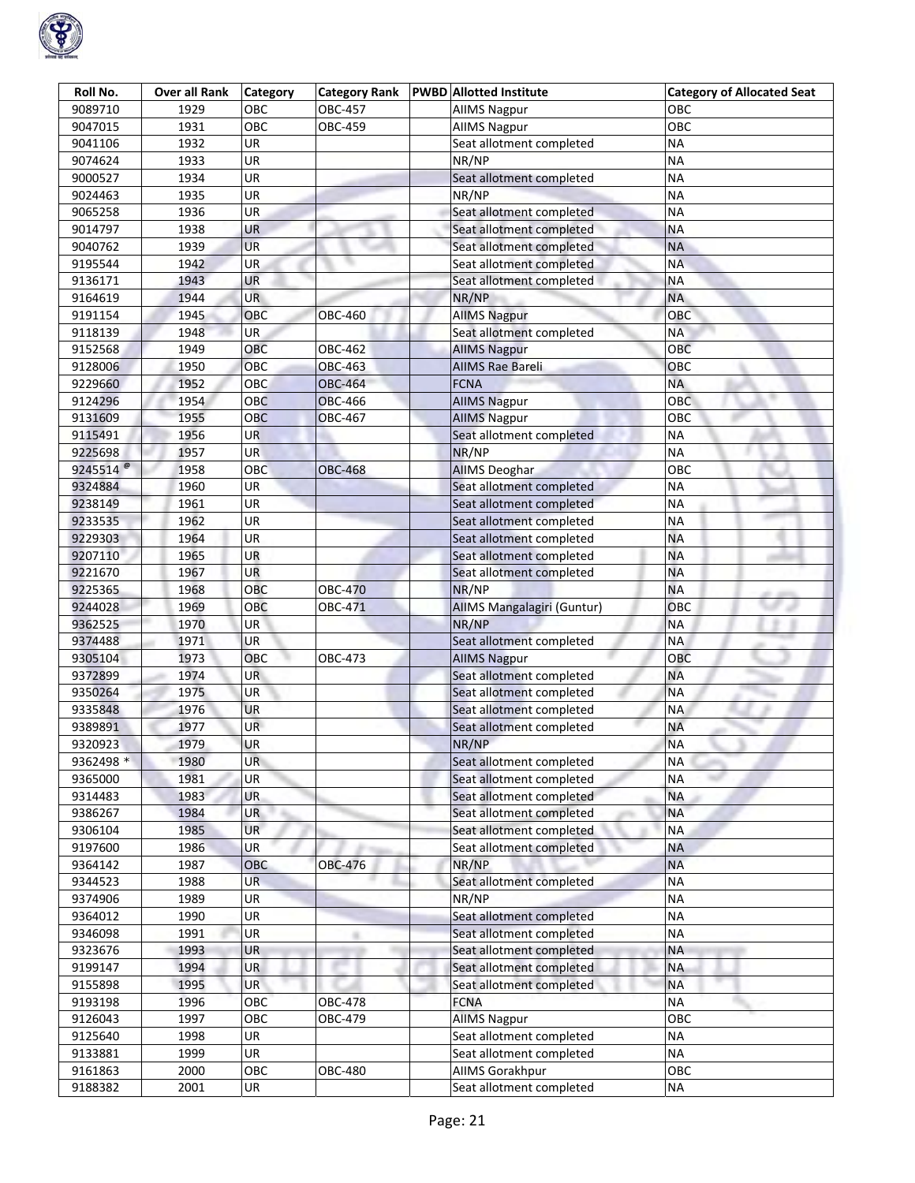| Roll No. | Over all Rank | Category | Category Rank | PWBD | Allotted Institute | Category of Allocated Seat |
|---|---|---|---|---|---|---|
| 9089710 | 1929 | OBC | OBC-457 | | AIIMS Nagpur | OBC |
| 9047015 | 1931 | OBC | OBC-459 | | AIIMS Nagpur | OBC |
| 9041106 | 1932 | UR | | | Seat allotment completed | NA |
| 9074624 | 1933 | UR | | | NR/NP | NA |
| 9000527 | 1934 | UR | | | Seat allotment completed | NA |
| 9024463 | 1935 | UR | | | NR/NP | NA |
| 9065258 | 1936 | UR | | | Seat allotment completed | NA |
| 9014797 | 1938 | UR | | | Seat allotment completed | NA |
| 9040762 | 1939 | UR | | | Seat allotment completed | NA |
| 9195544 | 1942 | UR | | | Seat allotment completed | NA |
| 9136171 | 1943 | UR | | | Seat allotment completed | NA |
| 9164619 | 1944 | UR | | | NR/NP | NA |
| 9191154 | 1945 | OBC | OBC-460 | | AIIMS Nagpur | OBC |
| 9118139 | 1948 | UR | | | Seat allotment completed | NA |
| 9152568 | 1949 | OBC | OBC-462 | | AIIMS Nagpur | OBC |
| 9128006 | 1950 | OBC | OBC-463 | | AIIMS Rae Bareli | OBC |
| 9229660 | 1952 | OBC | OBC-464 | | FCNA | NA |
| 9124296 | 1954 | OBC | OBC-466 | | AIIMS Nagpur | OBC |
| 9131609 | 1955 | OBC | OBC-467 | | AIIMS Nagpur | OBC |
| 9115491 | 1956 | UR | | | Seat allotment completed | NA |
| 9225698 | 1957 | UR | | | NR/NP | NA |
| 9245514 @ | 1958 | OBC | OBC-468 | | AIIMS Deoghar | OBC |
| 9324884 | 1960 | UR | | | Seat allotment completed | NA |
| 9238149 | 1961 | UR | | | Seat allotment completed | NA |
| 9233535 | 1962 | UR | | | Seat allotment completed | NA |
| 9229303 | 1964 | UR | | | Seat allotment completed | NA |
| 9207110 | 1965 | UR | | | Seat allotment completed | NA |
| 9221670 | 1967 | UR | | | Seat allotment completed | NA |
| 9225365 | 1968 | OBC | OBC-470 | | NR/NP | NA |
| 9244028 | 1969 | OBC | OBC-471 | | AIIMS Mangalagiri (Guntur) | OBC |
| 9362525 | 1970 | UR | | | NR/NP | NA |
| 9374488 | 1971 | UR | | | Seat allotment completed | NA |
| 9305104 | 1973 | OBC | OBC-473 | | AIIMS Nagpur | OBC |
| 9372899 | 1974 | UR | | | Seat allotment completed | NA |
| 9350264 | 1975 | UR | | | Seat allotment completed | NA |
| 9335848 | 1976 | UR | | | Seat allotment completed | NA |
| 9389891 | 1977 | UR | | | Seat allotment completed | NA |
| 9320923 | 1979 | UR | | | NR/NP | NA |
| 9362498 * | 1980 | UR | | | Seat allotment completed | NA |
| 9365000 | 1981 | UR | | | Seat allotment completed | NA |
| 9314483 | 1983 | UR | | | Seat allotment completed | NA |
| 9386267 | 1984 | UR | | | Seat allotment completed | NA |
| 9306104 | 1985 | UR | | | Seat allotment completed | NA |
| 9197600 | 1986 | UR | | | Seat allotment completed | NA |
| 9364142 | 1987 | OBC | OBC-476 | | NR/NP | NA |
| 9344523 | 1988 | UR | | | Seat allotment completed | NA |
| 9374906 | 1989 | UR | | | NR/NP | NA |
| 9364012 | 1990 | UR | | | Seat allotment completed | NA |
| 9346098 | 1991 | UR | | | Seat allotment completed | NA |
| 9323676 | 1993 | UR | | | Seat allotment completed | NA |
| 9199147 | 1994 | UR | | | Seat allotment completed | NA |
| 9155898 | 1995 | UR | | | Seat allotment completed | NA |
| 9193198 | 1996 | OBC | OBC-478 | | FCNA | NA |
| 9126043 | 1997 | OBC | OBC-479 | | AIIMS Nagpur | OBC |
| 9125640 | 1998 | UR | | | Seat allotment completed | NA |
| 9133881 | 1999 | UR | | | Seat allotment completed | NA |
| 9161863 | 2000 | OBC | OBC-480 | | AIIMS Gorakhpur | OBC |
| 9188382 | 2001 | UR | | | Seat allotment completed | NA |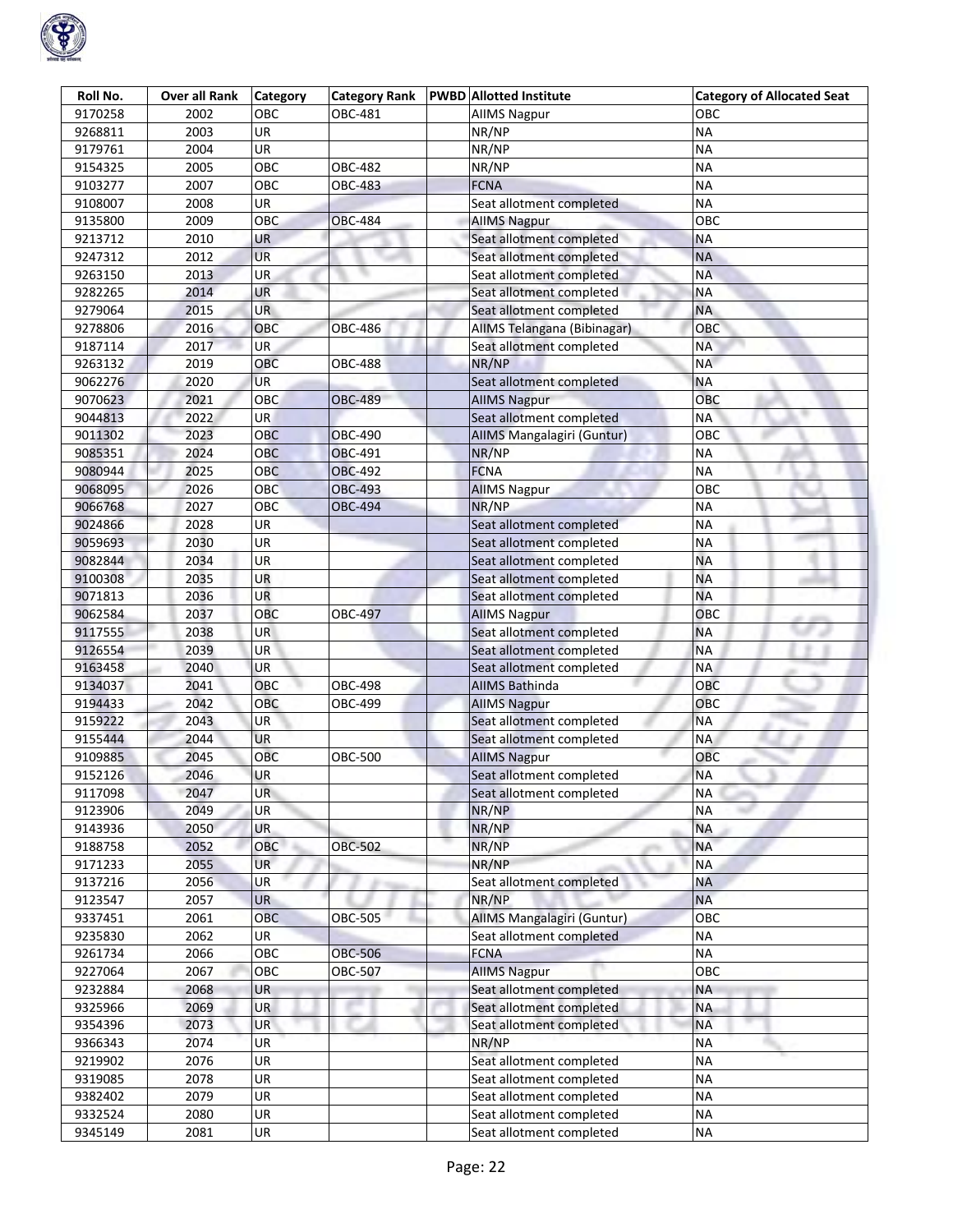| Roll No. | Over all Rank | Category | Category Rank | PWBD | Allotted Institute | Category of Allocated Seat |
|---|---|---|---|---|---|---|
| 9170258 | 2002 | OBC | OBC-481 | | AIIMS Nagpur | OBC |
| 9268811 | 2003 | UR | | | NR/NP | NA |
| 9179761 | 2004 | UR | | | NR/NP | NA |
| 9154325 | 2005 | OBC | OBC-482 | | NR/NP | NA |
| 9103277 | 2007 | OBC | OBC-483 | | FCNA | NA |
| 9108007 | 2008 | UR | | | Seat allotment completed | NA |
| 9135800 | 2009 | OBC | OBC-484 | | AIIMS Nagpur | OBC |
| 9213712 | 2010 | UR | | | Seat allotment completed | NA |
| 9247312 | 2012 | UR | | | Seat allotment completed | NA |
| 9263150 | 2013 | UR | | | Seat allotment completed | NA |
| 9282265 | 2014 | UR | | | Seat allotment completed | NA |
| 9279064 | 2015 | UR | | | Seat allotment completed | NA |
| 9278806 | 2016 | OBC | OBC-486 | | AIIMS Telangana (Bibinagar) | OBC |
| 9187114 | 2017 | UR | | | Seat allotment completed | NA |
| 9263132 | 2019 | OBC | OBC-488 | | NR/NP | NA |
| 9062276 | 2020 | UR | | | Seat allotment completed | NA |
| 9070623 | 2021 | OBC | OBC-489 | | AIIMS Nagpur | OBC |
| 9044813 | 2022 | UR | | | Seat allotment completed | NA |
| 9011302 | 2023 | OBC | OBC-490 | | AIIMS Mangalagiri (Guntur) | OBC |
| 9085351 | 2024 | OBC | OBC-491 | | NR/NP | NA |
| 9080944 | 2025 | OBC | OBC-492 | | FCNA | NA |
| 9068095 | 2026 | OBC | OBC-493 | | AIIMS Nagpur | OBC |
| 9066768 | 2027 | OBC | OBC-494 | | NR/NP | NA |
| 9024866 | 2028 | UR | | | Seat allotment completed | NA |
| 9059693 | 2030 | UR | | | Seat allotment completed | NA |
| 9082844 | 2034 | UR | | | Seat allotment completed | NA |
| 9100308 | 2035 | UR | | | Seat allotment completed | NA |
| 9071813 | 2036 | UR | | | Seat allotment completed | NA |
| 9062584 | 2037 | OBC | OBC-497 | | AIIMS Nagpur | OBC |
| 9117555 | 2038 | UR | | | Seat allotment completed | NA |
| 9126554 | 2039 | UR | | | Seat allotment completed | NA |
| 9163458 | 2040 | UR | | | Seat allotment completed | NA |
| 9134037 | 2041 | OBC | OBC-498 | | AIIMS Bathinda | OBC |
| 9194433 | 2042 | OBC | OBC-499 | | AIIMS Nagpur | OBC |
| 9159222 | 2043 | UR | | | Seat allotment completed | NA |
| 9155444 | 2044 | UR | | | Seat allotment completed | NA |
| 9109885 | 2045 | OBC | OBC-500 | | AIIMS Nagpur | OBC |
| 9152126 | 2046 | UR | | | Seat allotment completed | NA |
| 9117098 | 2047 | UR | | | Seat allotment completed | NA |
| 9123906 | 2049 | UR | | | NR/NP | NA |
| 9143936 | 2050 | UR | | | NR/NP | NA |
| 9188758 | 2052 | OBC | OBC-502 | | NR/NP | NA |
| 9171233 | 2055 | UR | | | NR/NP | NA |
| 9137216 | 2056 | UR | | | Seat allotment completed | NA |
| 9123547 | 2057 | UR | | | NR/NP | NA |
| 9337451 | 2061 | OBC | OBC-505 | | AIIMS Mangalagiri (Guntur) | OBC |
| 9235830 | 2062 | UR | | | Seat allotment completed | NA |
| 9261734 | 2066 | OBC | OBC-506 | | FCNA | NA |
| 9227064 | 2067 | OBC | OBC-507 | | AIIMS Nagpur | OBC |
| 9232884 | 2068 | UR | | | Seat allotment completed | NA |
| 9325966 | 2069 | UR | | | Seat allotment completed | NA |
| 9354396 | 2073 | UR | | | Seat allotment completed | NA |
| 9366343 | 2074 | UR | | | NR/NP | NA |
| 9219902 | 2076 | UR | | | Seat allotment completed | NA |
| 9319085 | 2078 | UR | | | Seat allotment completed | NA |
| 9382402 | 2079 | UR | | | Seat allotment completed | NA |
| 9332524 | 2080 | UR | | | Seat allotment completed | NA |
| 9345149 | 2081 | UR | | | Seat allotment completed | NA |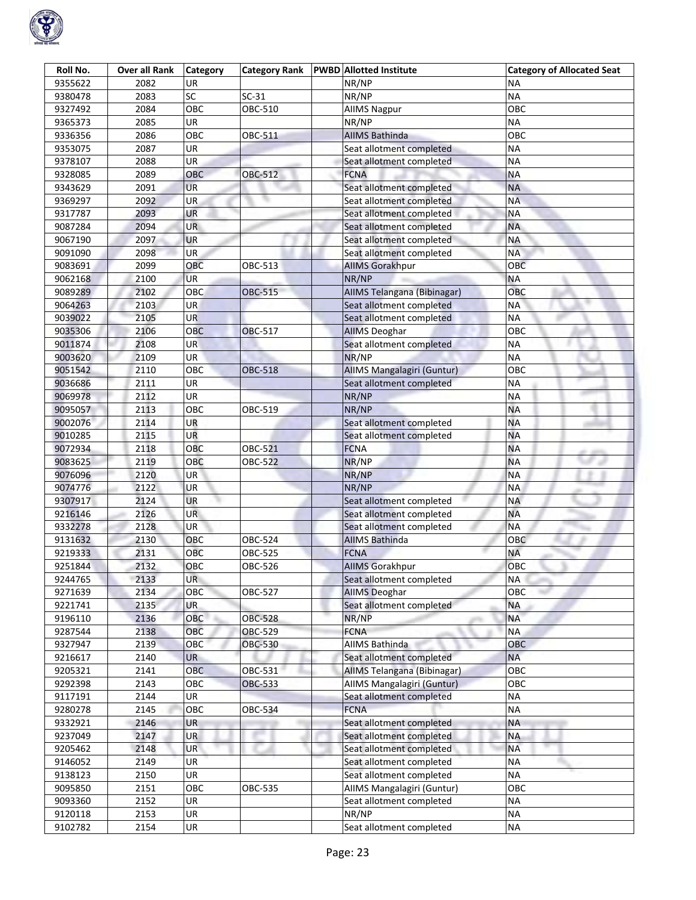| Roll No. | Over all Rank | Category | Category Rank | PWBD | Allotted Institute | Category of Allocated Seat |
|---|---|---|---|---|---|---|
| 9355622 | 2082 | UR | | | NR/NP | NA |
| 9380478 | 2083 | SC | SC-31 | | NR/NP | NA |
| 9327492 | 2084 | OBC | OBC-510 | | AIIMS Nagpur | OBC |
| 9365373 | 2085 | UR | | | NR/NP | NA |
| 9336356 | 2086 | OBC | OBC-511 | | AIIMS Bathinda | OBC |
| 9353075 | 2087 | UR | | | Seat allotment completed | NA |
| 9378107 | 2088 | UR | | | Seat allotment completed | NA |
| 9328085 | 2089 | OBC | OBC-512 | | FCNA | NA |
| 9343629 | 2091 | UR | | | Seat allotment completed | NA |
| 9369297 | 2092 | UR | | | Seat allotment completed | NA |
| 9317787 | 2093 | UR | | | Seat allotment completed | NA |
| 9087284 | 2094 | UR | | | Seat allotment completed | NA |
| 9067190 | 2097 | UR | | | Seat allotment completed | NA |
| 9091090 | 2098 | UR | | | Seat allotment completed | NA |
| 9083691 | 2099 | OBC | OBC-513 | | AIIMS Gorakhpur | OBC |
| 9062168 | 2100 | UR | | | NR/NP | NA |
| 9089289 | 2102 | OBC | OBC-515 | | AIIMS Telangana (Bibinagar) | OBC |
| 9064263 | 2103 | UR | | | Seat allotment completed | NA |
| 9039022 | 2105 | UR | | | Seat allotment completed | NA |
| 9035306 | 2106 | OBC | OBC-517 | | AIIMS Deoghar | OBC |
| 9011874 | 2108 | UR | | | Seat allotment completed | NA |
| 9003620 | 2109 | UR | | | NR/NP | NA |
| 9051542 | 2110 | OBC | OBC-518 | | AIIMS Mangalagiri (Guntur) | OBC |
| 9036686 | 2111 | UR | | | Seat allotment completed | NA |
| 9069978 | 2112 | UR | | | NR/NP | NA |
| 9095057 | 2113 | OBC | OBC-519 | | NR/NP | NA |
| 9002076 | 2114 | UR | | | Seat allotment completed | NA |
| 9010285 | 2115 | UR | | | Seat allotment completed | NA |
| 9072934 | 2118 | OBC | OBC-521 | | FCNA | NA |
| 9083625 | 2119 | OBC | OBC-522 | | NR/NP | NA |
| 9076096 | 2120 | UR | | | NR/NP | NA |
| 9074776 | 2122 | UR | | | NR/NP | NA |
| 9307917 | 2124 | UR | | | Seat allotment completed | NA |
| 9216146 | 2126 | UR | | | Seat allotment completed | NA |
| 9332278 | 2128 | UR | | | Seat allotment completed | NA |
| 9131632 | 2130 | OBC | OBC-524 | | AIIMS Bathinda | OBC |
| 9219333 | 2131 | OBC | OBC-525 | | FCNA | NA |
| 9251844 | 2132 | OBC | OBC-526 | | AIIMS Gorakhpur | OBC |
| 9244765 | 2133 | UR | | | Seat allotment completed | NA |
| 9271639 | 2134 | OBC | OBC-527 | | AIIMS Deoghar | OBC |
| 9221741 | 2135 | UR | | | Seat allotment completed | NA |
| 9196110 | 2136 | OBC | OBC-528 | | NR/NP | NA |
| 9287544 | 2138 | OBC | OBC-529 | | FCNA | NA |
| 9327947 | 2139 | OBC | OBC-530 | | AIIMS Bathinda | OBC |
| 9216617 | 2140 | UR | | | Seat allotment completed | NA |
| 9205321 | 2141 | OBC | OBC-531 | | AIIMS Telangana (Bibinagar) | OBC |
| 9292398 | 2143 | OBC | OBC-533 | | AIIMS Mangalagiri (Guntur) | OBC |
| 9117191 | 2144 | UR | | | Seat allotment completed | NA |
| 9280278 | 2145 | OBC | OBC-534 | | FCNA | NA |
| 9332921 | 2146 | UR | | | Seat allotment completed | NA |
| 9237049 | 2147 | UR | | | Seat allotment completed | NA |
| 9205462 | 2148 | UR | | | Seat allotment completed | NA |
| 9146052 | 2149 | UR | | | Seat allotment completed | NA |
| 9138123 | 2150 | UR | | | Seat allotment completed | NA |
| 9095850 | 2151 | OBC | OBC-535 | | AIIMS Mangalagiri (Guntur) | OBC |
| 9093360 | 2152 | UR | | | Seat allotment completed | NA |
| 9120118 | 2153 | UR | | | NR/NP | NA |
| 9102782 | 2154 | UR | | | Seat allotment completed | NA |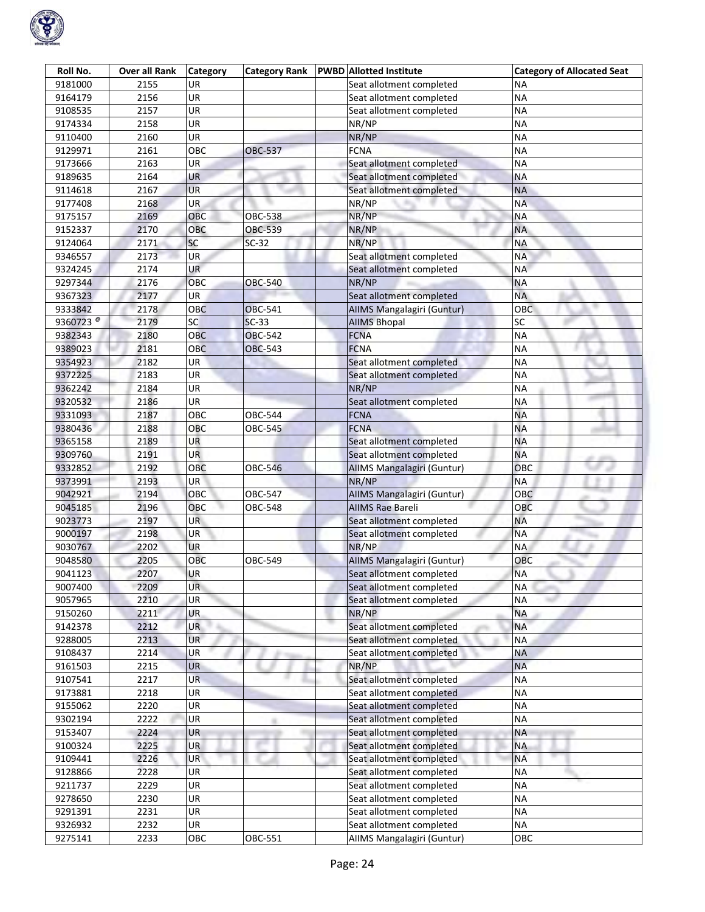| Roll No. | Over all Rank | Category | Category Rank | PWBD | Allotted Institute | Category of Allocated Seat |
|---|---|---|---|---|---|---|
| 9181000 | 2155 | UR | | | Seat allotment completed | NA |
| 9164179 | 2156 | UR | | | Seat allotment completed | NA |
| 9108535 | 2157 | UR | | | Seat allotment completed | NA |
| 9174334 | 2158 | UR | | | NR/NP | NA |
| 9110400 | 2160 | UR | | | NR/NP | NA |
| 9129971 | 2161 | OBC | OBC-537 | | FCNA | NA |
| 9173666 | 2163 | UR | | | Seat allotment completed | NA |
| 9189635 | 2164 | UR | | | Seat allotment completed | NA |
| 9114618 | 2167 | UR | | | Seat allotment completed | NA |
| 9177408 | 2168 | UR | | | NR/NP | NA |
| 9175157 | 2169 | OBC | OBC-538 | | NR/NP | NA |
| 9152337 | 2170 | OBC | OBC-539 | | NR/NP | NA |
| 9124064 | 2171 | SC | SC-32 | | NR/NP | NA |
| 9346557 | 2173 | UR | | | Seat allotment completed | NA |
| 9324245 | 2174 | UR | | | Seat allotment completed | NA |
| 9297344 | 2176 | OBC | OBC-540 | | NR/NP | NA |
| 9367323 | 2177 | UR | | | Seat allotment completed | NA |
| 9333842 | 2178 | OBC | OBC-541 | | AIIMS Mangalagiri (Guntur) | OBC |
| 9360723 @ | 2179 | SC | SC-33 | | AIIMS Bhopal | SC |
| 9382343 | 2180 | OBC | OBC-542 | | FCNA | NA |
| 9389023 | 2181 | OBC | OBC-543 | | FCNA | NA |
| 9354923 | 2182 | UR | | | Seat allotment completed | NA |
| 9372225 | 2183 | UR | | | Seat allotment completed | NA |
| 9362242 | 2184 | UR | | | NR/NP | NA |
| 9320532 | 2186 | UR | | | Seat allotment completed | NA |
| 9331093 | 2187 | OBC | OBC-544 | | FCNA | NA |
| 9380436 | 2188 | OBC | OBC-545 | | FCNA | NA |
| 9365158 | 2189 | UR | | | Seat allotment completed | NA |
| 9309760 | 2191 | UR | | | Seat allotment completed | NA |
| 9332852 | 2192 | OBC | OBC-546 | | AIIMS Mangalagiri (Guntur) | OBC |
| 9373991 | 2193 | UR | | | NR/NP | NA |
| 9042921 | 2194 | OBC | OBC-547 | | AIIMS Mangalagiri (Guntur) | OBC |
| 9045185 | 2196 | OBC | OBC-548 | | AIIMS Rae Bareli | OBC |
| 9023773 | 2197 | UR | | | Seat allotment completed | NA |
| 9000197 | 2198 | UR | | | Seat allotment completed | NA |
| 9030767 | 2202 | UR | | | NR/NP | NA |
| 9048580 | 2205 | OBC | OBC-549 | | AIIMS Mangalagiri (Guntur) | OBC |
| 9041123 | 2207 | UR | | | Seat allotment completed | NA |
| 9007400 | 2209 | UR | | | Seat allotment completed | NA |
| 9057965 | 2210 | UR | | | Seat allotment completed | NA |
| 9150260 | 2211 | UR | | | NR/NP | NA |
| 9142378 | 2212 | UR | | | Seat allotment completed | NA |
| 9288005 | 2213 | UR | | | Seat allotment completed | NA |
| 9108437 | 2214 | UR | | | Seat allotment completed | NA |
| 9161503 | 2215 | UR | | | NR/NP | NA |
| 9107541 | 2217 | UR | | | Seat allotment completed | NA |
| 9173881 | 2218 | UR | | | Seat allotment completed | NA |
| 9155062 | 2220 | UR | | | Seat allotment completed | NA |
| 9302194 | 2222 | UR | | | Seat allotment completed | NA |
| 9153407 | 2224 | UR | | | Seat allotment completed | NA |
| 9100324 | 2225 | UR | | | Seat allotment completed | NA |
| 9109441 | 2226 | UR | | | Seat allotment completed | NA |
| 9128866 | 2228 | UR | | | Seat allotment completed | NA |
| 9211737 | 2229 | UR | | | Seat allotment completed | NA |
| 9278650 | 2230 | UR | | | Seat allotment completed | NA |
| 9291391 | 2231 | UR | | | Seat allotment completed | NA |
| 9326932 | 2232 | UR | | | Seat allotment completed | NA |
| 9275141 | 2233 | OBC | OBC-551 | | AIIMS Mangalagiri (Guntur) | OBC |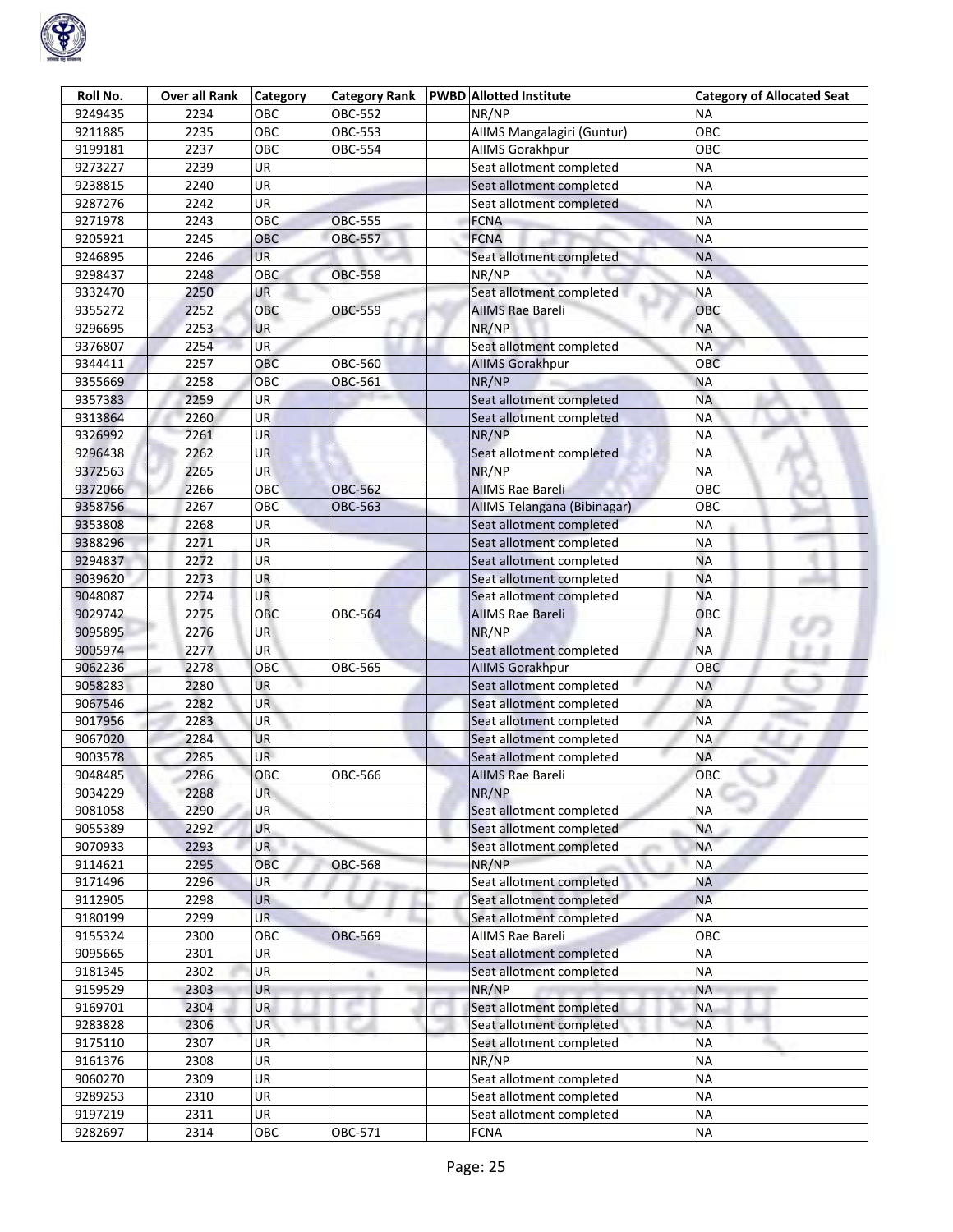| Roll No. | Over all Rank | Category | Category Rank | PWBD | Allotted Institute | Category of Allocated Seat |
|---|---|---|---|---|---|---|
| 9249435 | 2234 | OBC | OBC-552 | | NR/NP | NA |
| 9211885 | 2235 | OBC | OBC-553 | | AIIMS Mangalagiri (Guntur) | OBC |
| 9199181 | 2237 | OBC | OBC-554 | | AIIMS Gorakhpur | OBC |
| 9273227 | 2239 | UR | | | Seat allotment completed | NA |
| 9238815 | 2240 | UR | | | Seat allotment completed | NA |
| 9287276 | 2242 | UR | | | Seat allotment completed | NA |
| 9271978 | 2243 | OBC | OBC-555 | | FCNA | NA |
| 9205921 | 2245 | OBC | OBC-557 | | FCNA | NA |
| 9246895 | 2246 | UR | | | Seat allotment completed | NA |
| 9298437 | 2248 | OBC | OBC-558 | | NR/NP | NA |
| 9332470 | 2250 | UR | | | Seat allotment completed | NA |
| 9355272 | 2252 | OBC | OBC-559 | | AIIMS Rae Bareli | OBC |
| 9296695 | 2253 | UR | | | NR/NP | NA |
| 9376807 | 2254 | UR | | | Seat allotment completed | NA |
| 9344411 | 2257 | OBC | OBC-560 | | AIIMS Gorakhpur | OBC |
| 9355669 | 2258 | OBC | OBC-561 | | NR/NP | NA |
| 9357383 | 2259 | UR | | | Seat allotment completed | NA |
| 9313864 | 2260 | UR | | | Seat allotment completed | NA |
| 9326992 | 2261 | UR | | | NR/NP | NA |
| 9296438 | 2262 | UR | | | Seat allotment completed | NA |
| 9372563 | 2265 | UR | | | NR/NP | NA |
| 9372066 | 2266 | OBC | OBC-562 | | AIIMS Rae Bareli | OBC |
| 9358756 | 2267 | OBC | OBC-563 | | AIIMS Telangana (Bibinagar) | OBC |
| 9353808 | 2268 | UR | | | Seat allotment completed | NA |
| 9388296 | 2271 | UR | | | Seat allotment completed | NA |
| 9294837 | 2272 | UR | | | Seat allotment completed | NA |
| 9039620 | 2273 | UR | | | Seat allotment completed | NA |
| 9048087 | 2274 | UR | | | Seat allotment completed | NA |
| 9029742 | 2275 | OBC | OBC-564 | | AIIMS Rae Bareli | OBC |
| 9095895 | 2276 | UR | | | NR/NP | NA |
| 9005974 | 2277 | UR | | | Seat allotment completed | NA |
| 9062236 | 2278 | OBC | OBC-565 | | AIIMS Gorakhpur | OBC |
| 9058283 | 2280 | UR | | | Seat allotment completed | NA |
| 9067546 | 2282 | UR | | | Seat allotment completed | NA |
| 9017956 | 2283 | UR | | | Seat allotment completed | NA |
| 9067020 | 2284 | UR | | | Seat allotment completed | NA |
| 9003578 | 2285 | UR | | | Seat allotment completed | NA |
| 9048485 | 2286 | OBC | OBC-566 | | AIIMS Rae Bareli | OBC |
| 9034229 | 2288 | UR | | | NR/NP | NA |
| 9081058 | 2290 | UR | | | Seat allotment completed | NA |
| 9055389 | 2292 | UR | | | Seat allotment completed | NA |
| 9070933 | 2293 | UR | | | Seat allotment completed | NA |
| 9114621 | 2295 | OBC | OBC-568 | | NR/NP | NA |
| 9171496 | 2296 | UR | | | Seat allotment completed | NA |
| 9112905 | 2298 | UR | | | Seat allotment completed | NA |
| 9180199 | 2299 | UR | | | Seat allotment completed | NA |
| 9155324 | 2300 | OBC | OBC-569 | | AIIMS Rae Bareli | OBC |
| 9095665 | 2301 | UR | | | Seat allotment completed | NA |
| 9181345 | 2302 | UR | | | Seat allotment completed | NA |
| 9159529 | 2303 | UR | | | NR/NP | NA |
| 9169701 | 2304 | UR | | | Seat allotment completed | NA |
| 9283828 | 2306 | UR | | | Seat allotment completed | NA |
| 9175110 | 2307 | UR | | | Seat allotment completed | NA |
| 9161376 | 2308 | UR | | | NR/NP | NA |
| 9060270 | 2309 | UR | | | Seat allotment completed | NA |
| 9289253 | 2310 | UR | | | Seat allotment completed | NA |
| 9197219 | 2311 | UR | | | Seat allotment completed | NA |
| 9282697 | 2314 | OBC | OBC-571 | | FCNA | NA |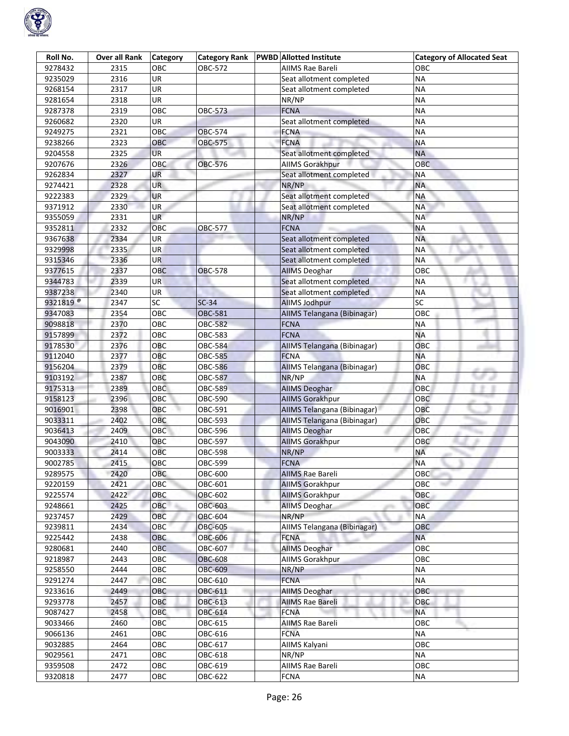| Roll No. | Over all Rank | Category | Category Rank | PWBD | Allotted Institute | Category of Allocated Seat |
|---|---|---|---|---|---|---|
| 9278432 | 2315 | OBC | OBC-572 | | AIIMS Rae Bareli | OBC |
| 9235029 | 2316 | UR | | | Seat allotment completed | NA |
| 9268154 | 2317 | UR | | | Seat allotment completed | NA |
| 9281654 | 2318 | UR | | | NR/NP | NA |
| 9287378 | 2319 | OBC | OBC-573 | | FCNA | NA |
| 9260682 | 2320 | UR | | | Seat allotment completed | NA |
| 9249275 | 2321 | OBC | OBC-574 | | FCNA | NA |
| 9238266 | 2323 | OBC | OBC-575 | | FCNA | NA |
| 9204558 | 2325 | UR | | | Seat allotment completed | NA |
| 9207676 | 2326 | OBC | OBC-576 | | AIIMS Gorakhpur | OBC |
| 9262834 | 2327 | UR | | | Seat allotment completed | NA |
| 9274421 | 2328 | UR | | | NR/NP | NA |
| 9222383 | 2329 | UR | | | Seat allotment completed | NA |
| 9371912 | 2330 | UR | | | Seat allotment completed | NA |
| 9355059 | 2331 | UR | | | NR/NP | NA |
| 9352811 | 2332 | OBC | OBC-577 | | FCNA | NA |
| 9367638 | 2334 | UR | | | Seat allotment completed | NA |
| 9329998 | 2335 | UR | | | Seat allotment completed | NA |
| 9315346 | 2336 | UR | | | Seat allotment completed | NA |
| 9377615 | 2337 | OBC | OBC-578 | | AIIMS Deoghar | OBC |
| 9344783 | 2339 | UR | | | Seat allotment completed | NA |
| 9387238 | 2340 | UR | | | Seat allotment completed | NA |
| 9321819 @ | 2347 | SC | SC-34 | | AIIMS Jodhpur | SC |
| 9347083 | 2354 | OBC | OBC-581 | | AIIMS Telangana (Bibinagar) | OBC |
| 9098818 | 2370 | OBC | OBC-582 | | FCNA | NA |
| 9157899 | 2372 | OBC | OBC-583 | | FCNA | NA |
| 9178530 | 2376 | OBC | OBC-584 | | AIIMS Telangana (Bibinagar) | OBC |
| 9112040 | 2377 | OBC | OBC-585 | | FCNA | NA |
| 9156204 | 2379 | OBC | OBC-586 | | AIIMS Telangana (Bibinagar) | OBC |
| 9103192 | 2387 | OBC | OBC-587 | | NR/NP | NA |
| 9175313 | 2389 | OBC | OBC-589 | | AIIMS Deoghar | OBC |
| 9158123 | 2396 | OBC | OBC-590 | | AIIMS Gorakhpur | OBC |
| 9016901 | 2398 | OBC | OBC-591 | | AIIMS Telangana (Bibinagar) | OBC |
| 9033311 | 2402 | OBC | OBC-593 | | AIIMS Telangana (Bibinagar) | OBC |
| 9036413 | 2409 | OBC | OBC-596 | | AIIMS Deoghar | OBC |
| 9043090 | 2410 | OBC | OBC-597 | | AIIMS Gorakhpur | OBC |
| 9003333 | 2414 | OBC | OBC-598 | | NR/NP | NA |
| 9002785 | 2415 | OBC | OBC-599 | | FCNA | NA |
| 9289575 | 2420 | OBC | OBC-600 | | AIIMS Rae Bareli | OBC |
| 9220159 | 2421 | OBC | OBC-601 | | AIIMS Gorakhpur | OBC |
| 9225574 | 2422 | OBC | OBC-602 | | AIIMS Gorakhpur | OBC |
| 9248661 | 2425 | OBC | OBC-603 | | AIIMS Deoghar | OBC |
| 9237457 | 2429 | OBC | OBC-604 | | NR/NP | NA |
| 9239811 | 2434 | OBC | OBC-605 | | AIIMS Telangana (Bibinagar) | OBC |
| 9225442 | 2438 | OBC | OBC-606 | | FCNA | NA |
| 9280681 | 2440 | OBC | OBC-607 | | AIIMS Deoghar | OBC |
| 9218987 | 2443 | OBC | OBC-608 | | AIIMS Gorakhpur | OBC |
| 9258550 | 2444 | OBC | OBC-609 | | NR/NP | NA |
| 9291274 | 2447 | OBC | OBC-610 | | FCNA | NA |
| 9233616 | 2449 | OBC | OBC-611 | | AIIMS Deoghar | OBC |
| 9293778 | 2457 | OBC | OBC-613 | | AIIMS Rae Bareli | OBC |
| 9087427 | 2458 | OBC | OBC-614 | | FCNA | NA |
| 9033466 | 2460 | OBC | OBC-615 | | AIIMS Rae Bareli | OBC |
| 9066136 | 2461 | OBC | OBC-616 | | FCNA | NA |
| 9032885 | 2464 | OBC | OBC-617 | | AIIMS Kalyani | OBC |
| 9029561 | 2471 | OBC | OBC-618 | | NR/NP | NA |
| 9359508 | 2472 | OBC | OBC-619 | | AIIMS Rae Bareli | OBC |
| 9320818 | 2477 | OBC | OBC-622 | | FCNA | NA |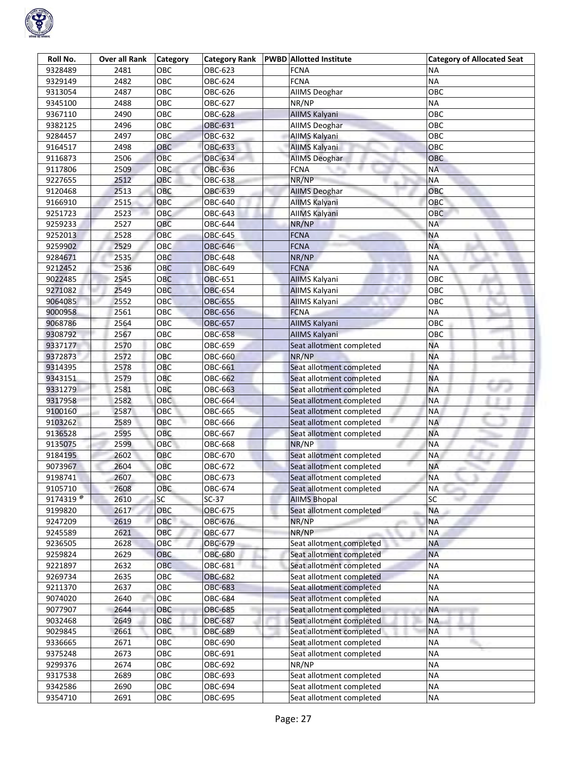| Roll No. | Over all Rank | Category | Category Rank | PWBD | Allotted Institute | Category of Allocated Seat |
|---|---|---|---|---|---|---|
| 9328489 | 2481 | OBC | OBC-623 | | FCNA | NA |
| 9329149 | 2482 | OBC | OBC-624 | | FCNA | NA |
| 9313054 | 2487 | OBC | OBC-626 | | AIIMS Deoghar | OBC |
| 9345100 | 2488 | OBC | OBC-627 | | NR/NP | NA |
| 9367110 | 2490 | OBC | OBC-628 | | AIIMS Kalyani | OBC |
| 9382125 | 2496 | OBC | OBC-631 | | AIIMS Deoghar | OBC |
| 9284457 | 2497 | OBC | OBC-632 | | AIIMS Kalyani | OBC |
| 9164517 | 2498 | OBC | OBC-633 | | AIIMS Kalyani | OBC |
| 9116873 | 2506 | OBC | OBC-634 | | AIIMS Deoghar | OBC |
| 9117806 | 2509 | OBC | OBC-636 | | FCNA | NA |
| 9227655 | 2512 | OBC | OBC-638 | | NR/NP | NA |
| 9120468 | 2513 | OBC | OBC-639 | | AIIMS Deoghar | OBC |
| 9166910 | 2515 | OBC | OBC-640 | | AIIMS Kalyani | OBC |
| 9251723 | 2523 | OBC | OBC-643 | | AIIMS Kalyani | OBC |
| 9259233 | 2527 | OBC | OBC-644 | | NR/NP | NA |
| 9252013 | 2528 | OBC | OBC-645 | | FCNA | NA |
| 9259902 | 2529 | OBC | OBC-646 | | FCNA | NA |
| 9284671 | 2535 | OBC | OBC-648 | | NR/NP | NA |
| 9212452 | 2536 | OBC | OBC-649 | | FCNA | NA |
| 9022485 | 2545 | OBC | OBC-651 | | AIIMS Kalyani | OBC |
| 9271082 | 2549 | OBC | OBC-654 | | AIIMS Kalyani | OBC |
| 9064085 | 2552 | OBC | OBC-655 | | AIIMS Kalyani | OBC |
| 9000958 | 2561 | OBC | OBC-656 | | FCNA | NA |
| 9068786 | 2564 | OBC | OBC-657 | | AIIMS Kalyani | OBC |
| 9308792 | 2567 | OBC | OBC-658 | | AIIMS Kalyani | OBC |
| 9337177 | 2570 | OBC | OBC-659 | | Seat allotment completed | NA |
| 9372873 | 2572 | OBC | OBC-660 | | NR/NP | NA |
| 9314395 | 2578 | OBC | OBC-661 | | Seat allotment completed | NA |
| 9343151 | 2579 | OBC | OBC-662 | | Seat allotment completed | NA |
| 9331279 | 2581 | OBC | OBC-663 | | Seat allotment completed | NA |
| 9317958 | 2582 | OBC | OBC-664 | | Seat allotment completed | NA |
| 9100160 | 2587 | OBC | OBC-665 | | Seat allotment completed | NA |
| 9103262 | 2589 | OBC | OBC-666 | | Seat allotment completed | NA |
| 9136528 | 2595 | OBC | OBC-667 | | Seat allotment completed | NA |
| 9135075 | 2599 | OBC | OBC-668 | | NR/NP | NA |
| 9184195 | 2602 | OBC | OBC-670 | | Seat allotment completed | NA |
| 9073967 | 2604 | OBC | OBC-672 | | Seat allotment completed | NA |
| 9198741 | 2607 | OBC | OBC-673 | | Seat allotment completed | NA |
| 9105710 | 2608 | OBC | OBC-674 | | Seat allotment completed | NA |
| 9174319 @ | 2610 | SC | SC-37 | | AIIMS Bhopal | SC |
| 9199820 | 2617 | OBC | OBC-675 | | Seat allotment completed | NA |
| 9247209 | 2619 | OBC | OBC-676 | | NR/NP | NA |
| 9245589 | 2621 | OBC | OBC-677 | | NR/NP | NA |
| 9236505 | 2628 | OBC | OBC-679 | | Seat allotment completed | NA |
| 9259824 | 2629 | OBC | OBC-680 | | Seat allotment completed | NA |
| 9221897 | 2632 | OBC | OBC-681 | | Seat allotment completed | NA |
| 9269734 | 2635 | OBC | OBC-682 | | Seat allotment completed | NA |
| 9211370 | 2637 | OBC | OBC-683 | | Seat allotment completed | NA |
| 9074020 | 2640 | OBC | OBC-684 | | Seat allotment completed | NA |
| 9077907 | 2644 | OBC | OBC-685 | | Seat allotment completed | NA |
| 9032468 | 2649 | OBC | OBC-687 | | Seat allotment completed | NA |
| 9029845 | 2661 | OBC | OBC-689 | | Seat allotment completed | NA |
| 9336665 | 2671 | OBC | OBC-690 | | Seat allotment completed | NA |
| 9375248 | 2673 | OBC | OBC-691 | | Seat allotment completed | NA |
| 9299376 | 2674 | OBC | OBC-692 | | NR/NP | NA |
| 9317538 | 2689 | OBC | OBC-693 | | Seat allotment completed | NA |
| 9342586 | 2690 | OBC | OBC-694 | | Seat allotment completed | NA |
| 9354710 | 2691 | OBC | OBC-695 | | Seat allotment completed | NA |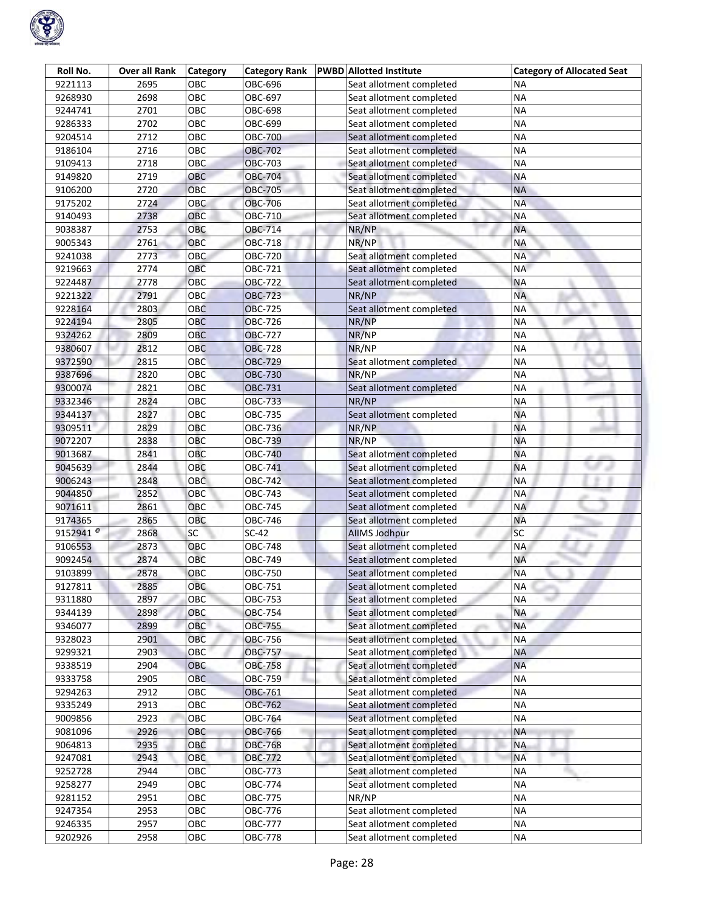| Roll No. | Over all Rank | Category | Category Rank | PWBD | Allotted Institute | Category of Allocated Seat |
|---|---|---|---|---|---|---|
| 9221113 | 2695 | OBC | OBC-696 | | Seat allotment completed | NA |
| 9268930 | 2698 | OBC | OBC-697 | | Seat allotment completed | NA |
| 9244741 | 2701 | OBC | OBC-698 | | Seat allotment completed | NA |
| 9286333 | 2702 | OBC | OBC-699 | | Seat allotment completed | NA |
| 9204514 | 2712 | OBC | OBC-700 | | Seat allotment completed | NA |
| 9186104 | 2716 | OBC | OBC-702 | | Seat allotment completed | NA |
| 9109413 | 2718 | OBC | OBC-703 | | Seat allotment completed | NA |
| 9149820 | 2719 | OBC | OBC-704 | | Seat allotment completed | NA |
| 9106200 | 2720 | OBC | OBC-705 | | Seat allotment completed | NA |
| 9175202 | 2724 | OBC | OBC-706 | | Seat allotment completed | NA |
| 9140493 | 2738 | OBC | OBC-710 | | Seat allotment completed | NA |
| 9038387 | 2753 | OBC | OBC-714 | | NR/NP | NA |
| 9005343 | 2761 | OBC | OBC-718 | | NR/NP | NA |
| 9241038 | 2773 | OBC | OBC-720 | | Seat allotment completed | NA |
| 9219663 | 2774 | OBC | OBC-721 | | Seat allotment completed | NA |
| 9224487 | 2778 | OBC | OBC-722 | | Seat allotment completed | NA |
| 9221322 | 2791 | OBC | OBC-723 | | NR/NP | NA |
| 9228164 | 2803 | OBC | OBC-725 | | Seat allotment completed | NA |
| 9224194 | 2805 | OBC | OBC-726 | | NR/NP | NA |
| 9324262 | 2809 | OBC | OBC-727 | | NR/NP | NA |
| 9380607 | 2812 | OBC | OBC-728 | | NR/NP | NA |
| 9372590 | 2815 | OBC | OBC-729 | | Seat allotment completed | NA |
| 9387696 | 2820 | OBC | OBC-730 | | NR/NP | NA |
| 9300074 | 2821 | OBC | OBC-731 | | Seat allotment completed | NA |
| 9332346 | 2824 | OBC | OBC-733 | | NR/NP | NA |
| 9344137 | 2827 | OBC | OBC-735 | | Seat allotment completed | NA |
| 9309511 | 2829 | OBC | OBC-736 | | NR/NP | NA |
| 9072207 | 2838 | OBC | OBC-739 | | NR/NP | NA |
| 9013687 | 2841 | OBC | OBC-740 | | Seat allotment completed | NA |
| 9045639 | 2844 | OBC | OBC-741 | | Seat allotment completed | NA |
| 9006243 | 2848 | OBC | OBC-742 | | Seat allotment completed | NA |
| 9044850 | 2852 | OBC | OBC-743 | | Seat allotment completed | NA |
| 9071611 | 2861 | OBC | OBC-745 | | Seat allotment completed | NA |
| 9174365 | 2865 | OBC | OBC-746 | | Seat allotment completed | NA |
| 9152941 @ | 2868 | SC | SC-42 | | AIIMS Jodhpur | SC |
| 9106553 | 2873 | OBC | OBC-748 | | Seat allotment completed | NA |
| 9092454 | 2874 | OBC | OBC-749 | | Seat allotment completed | NA |
| 9103899 | 2878 | OBC | OBC-750 | | Seat allotment completed | NA |
| 9127811 | 2885 | OBC | OBC-751 | | Seat allotment completed | NA |
| 9311880 | 2897 | OBC | OBC-753 | | Seat allotment completed | NA |
| 9344139 | 2898 | OBC | OBC-754 | | Seat allotment completed | NA |
| 9346077 | 2899 | OBC | OBC-755 | | Seat allotment completed | NA |
| 9328023 | 2901 | OBC | OBC-756 | | Seat allotment completed | NA |
| 9299321 | 2903 | OBC | OBC-757 | | Seat allotment completed | NA |
| 9338519 | 2904 | OBC | OBC-758 | | Seat allotment completed | NA |
| 9333758 | 2905 | OBC | OBC-759 | | Seat allotment completed | NA |
| 9294263 | 2912 | OBC | OBC-761 | | Seat allotment completed | NA |
| 9335249 | 2913 | OBC | OBC-762 | | Seat allotment completed | NA |
| 9009856 | 2923 | OBC | OBC-764 | | Seat allotment completed | NA |
| 9081096 | 2926 | OBC | OBC-766 | | Seat allotment completed | NA |
| 9064813 | 2935 | OBC | OBC-768 | | Seat allotment completed | NA |
| 9247081 | 2943 | OBC | OBC-772 | | Seat allotment completed | NA |
| 9252728 | 2944 | OBC | OBC-773 | | Seat allotment completed | NA |
| 9258277 | 2949 | OBC | OBC-774 | | Seat allotment completed | NA |
| 9281152 | 2951 | OBC | OBC-775 | | NR/NP | NA |
| 9247354 | 2953 | OBC | OBC-776 | | Seat allotment completed | NA |
| 9246335 | 2957 | OBC | OBC-777 | | Seat allotment completed | NA |
| 9202926 | 2958 | OBC | OBC-778 | | Seat allotment completed | NA |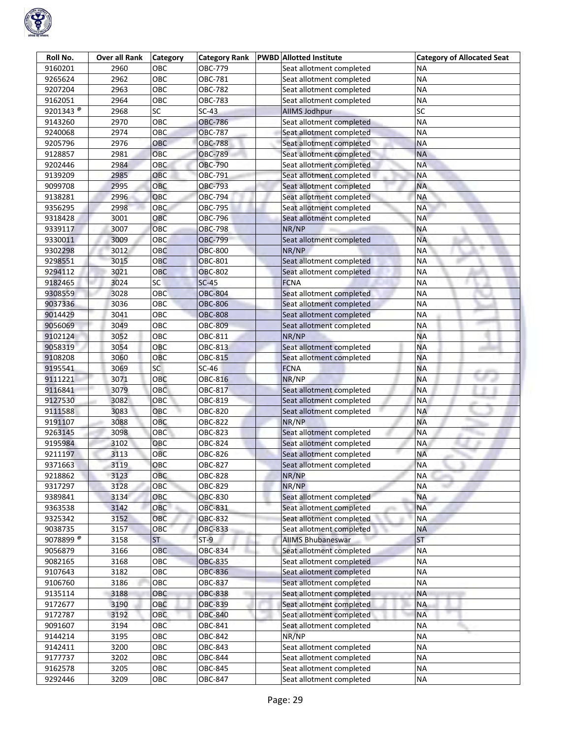| Roll No. | Over all Rank | Category | Category Rank | PWBD | Allotted Institute | Category of Allocated Seat |
|---|---|---|---|---|---|---|
| 9160201 | 2960 | OBC | OBC-779 | | Seat allotment completed | NA |
| 9265624 | 2962 | OBC | OBC-781 | | Seat allotment completed | NA |
| 9207204 | 2963 | OBC | OBC-782 | | Seat allotment completed | NA |
| 9162051 | 2964 | OBC | OBC-783 | | Seat allotment completed | NA |
| 9201343 @ | 2968 | SC | SC-43 | | AIIMS Jodhpur | SC |
| 9143260 | 2970 | OBC | OBC-786 | | Seat allotment completed | NA |
| 9240068 | 2974 | OBC | OBC-787 | | Seat allotment completed | NA |
| 9205796 | 2976 | OBC | OBC-788 | | Seat allotment completed | NA |
| 9128857 | 2981 | OBC | OBC-789 | | Seat allotment completed | NA |
| 9202446 | 2984 | OBC | OBC-790 | | Seat allotment completed | NA |
| 9139209 | 2985 | OBC | OBC-791 | | Seat allotment completed | NA |
| 9099708 | 2995 | OBC | OBC-793 | | Seat allotment completed | NA |
| 9138281 | 2996 | OBC | OBC-794 | | Seat allotment completed | NA |
| 9356295 | 2998 | OBC | OBC-795 | | Seat allotment completed | NA |
| 9318428 | 3001 | OBC | OBC-796 | | Seat allotment completed | NA |
| 9339117 | 3007 | OBC | OBC-798 | | NR/NP | NA |
| 9330011 | 3009 | OBC | OBC-799 | | Seat allotment completed | NA |
| 9302298 | 3012 | OBC | OBC-800 | | NR/NP | NA |
| 9298551 | 3015 | OBC | OBC-801 | | Seat allotment completed | NA |
| 9294112 | 3021 | OBC | OBC-802 | | Seat allotment completed | NA |
| 9182465 | 3024 | SC | SC-45 | | FCNA | NA |
| 9308559 | 3028 | OBC | OBC-804 | | Seat allotment completed | NA |
| 9037336 | 3036 | OBC | OBC-806 | | Seat allotment completed | NA |
| 9014429 | 3041 | OBC | OBC-808 | | Seat allotment completed | NA |
| 9056069 | 3049 | OBC | OBC-809 | | Seat allotment completed | NA |
| 9102124 | 3052 | OBC | OBC-811 | | NR/NP | NA |
| 9058319 | 3054 | OBC | OBC-813 | | Seat allotment completed | NA |
| 9108208 | 3060 | OBC | OBC-815 | | Seat allotment completed | NA |
| 9195541 | 3069 | SC | SC-46 | | FCNA | NA |
| 9111221 | 3071 | OBC | OBC-816 | | NR/NP | NA |
| 9116841 | 3079 | OBC | OBC-817 | | Seat allotment completed | NA |
| 9127530 | 3082 | OBC | OBC-819 | | Seat allotment completed | NA |
| 9111588 | 3083 | OBC | OBC-820 | | Seat allotment completed | NA |
| 9191107 | 3088 | OBC | OBC-822 | | NR/NP | NA |
| 9263145 | 3098 | OBC | OBC-823 | | Seat allotment completed | NA |
| 9195984 | 3102 | OBC | OBC-824 | | Seat allotment completed | NA |
| 9211197 | 3113 | OBC | OBC-826 | | Seat allotment completed | NA |
| 9371663 | 3119 | OBC | OBC-827 | | Seat allotment completed | NA |
| 9218862 | 3123 | OBC | OBC-828 | | NR/NP | NA |
| 9317297 | 3128 | OBC | OBC-829 | | NR/NP | NA |
| 9389841 | 3134 | OBC | OBC-830 | | Seat allotment completed | NA |
| 9363538 | 3142 | OBC | OBC-831 | | Seat allotment completed | NA |
| 9325342 | 3152 | OBC | OBC-832 | | Seat allotment completed | NA |
| 9038735 | 3157 | OBC | OBC-833 | | Seat allotment completed | NA |
| 9078899 @ | 3158 | ST | ST-9 | | AIIMS Bhubaneswar | ST |
| 9056879 | 3166 | OBC | OBC-834 | | Seat allotment completed | NA |
| 9082165 | 3168 | OBC | OBC-835 | | Seat allotment completed | NA |
| 9107643 | 3182 | OBC | OBC-836 | | Seat allotment completed | NA |
| 9106760 | 3186 | OBC | OBC-837 | | Seat allotment completed | NA |
| 9135114 | 3188 | OBC | OBC-838 | | Seat allotment completed | NA |
| 9172677 | 3190 | OBC | OBC-839 | | Seat allotment completed | NA |
| 9172787 | 3192 | OBC | OBC-840 | | Seat allotment completed | NA |
| 9091607 | 3194 | OBC | OBC-841 | | Seat allotment completed | NA |
| 9144214 | 3195 | OBC | OBC-842 | | NR/NP | NA |
| 9142411 | 3200 | OBC | OBC-843 | | Seat allotment completed | NA |
| 9177737 | 3202 | OBC | OBC-844 | | Seat allotment completed | NA |
| 9162578 | 3205 | OBC | OBC-845 | | Seat allotment completed | NA |
| 9292446 | 3209 | OBC | OBC-847 | | Seat allotment completed | NA |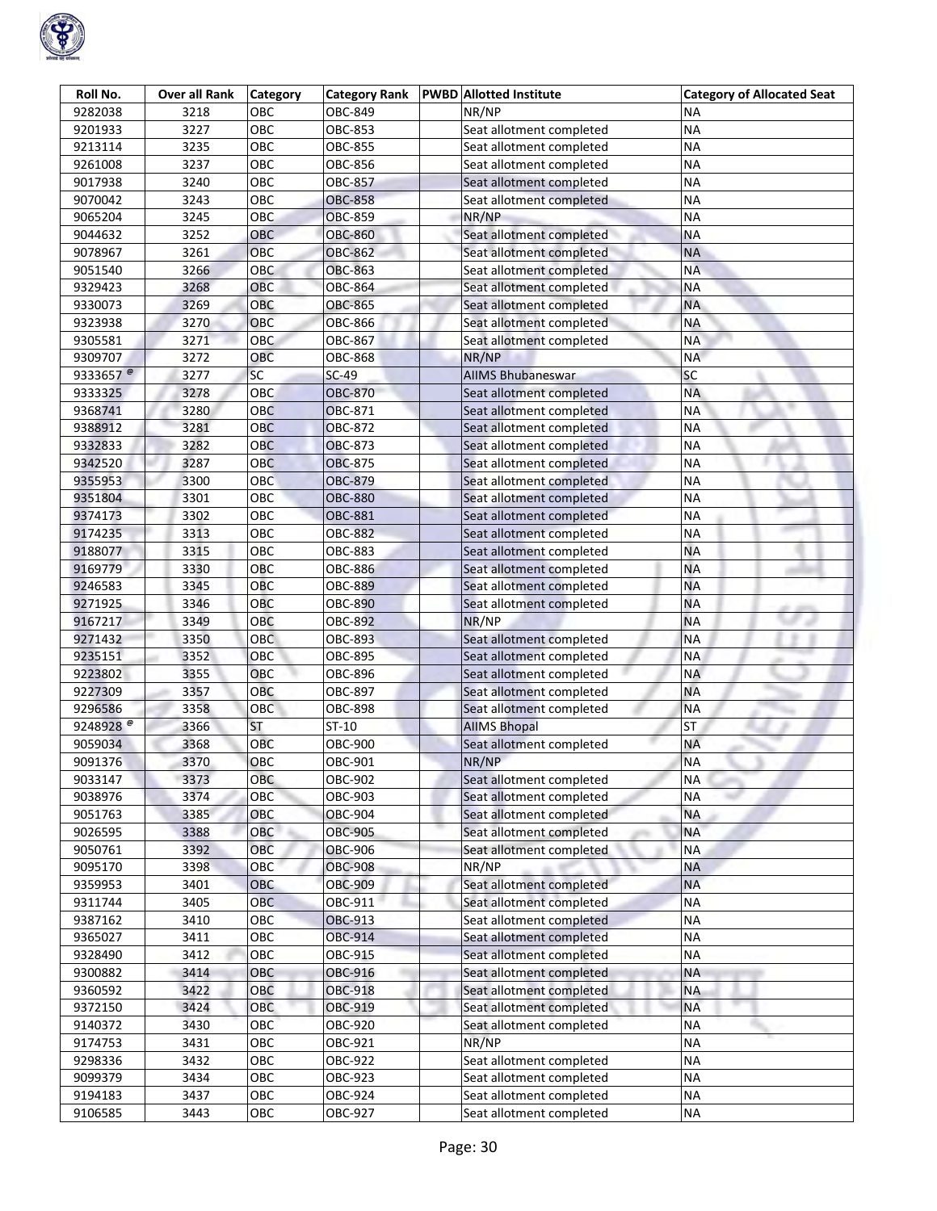| Roll No. | Over all Rank | Category | Category Rank | PWBD | Allotted Institute | Category of Allocated Seat |
|---|---|---|---|---|---|---|
| 9282038 | 3218 | OBC | OBC-849 | | NR/NP | NA |
| 9201933 | 3227 | OBC | OBC-853 | | Seat allotment completed | NA |
| 9213114 | 3235 | OBC | OBC-855 | | Seat allotment completed | NA |
| 9261008 | 3237 | OBC | OBC-856 | | Seat allotment completed | NA |
| 9017938 | 3240 | OBC | OBC-857 | | Seat allotment completed | NA |
| 9070042 | 3243 | OBC | OBC-858 | | Seat allotment completed | NA |
| 9065204 | 3245 | OBC | OBC-859 | | NR/NP | NA |
| 9044632 | 3252 | OBC | OBC-860 | | Seat allotment completed | NA |
| 9078967 | 3261 | OBC | OBC-862 | | Seat allotment completed | NA |
| 9051540 | 3266 | OBC | OBC-863 | | Seat allotment completed | NA |
| 9329423 | 3268 | OBC | OBC-864 | | Seat allotment completed | NA |
| 9330073 | 3269 | OBC | OBC-865 | | Seat allotment completed | NA |
| 9323938 | 3270 | OBC | OBC-866 | | Seat allotment completed | NA |
| 9305581 | 3271 | OBC | OBC-867 | | Seat allotment completed | NA |
| 9309707 | 3272 | OBC | OBC-868 | | NR/NP | NA |
| 9333657 @ | 3277 | SC | SC-49 | | AIIMS Bhubaneswar | SC |
| 9333325 | 3278 | OBC | OBC-870 | | Seat allotment completed | NA |
| 9368741 | 3280 | OBC | OBC-871 | | Seat allotment completed | NA |
| 9388912 | 3281 | OBC | OBC-872 | | Seat allotment completed | NA |
| 9332833 | 3282 | OBC | OBC-873 | | Seat allotment completed | NA |
| 9342520 | 3287 | OBC | OBC-875 | | Seat allotment completed | NA |
| 9355953 | 3300 | OBC | OBC-879 | | Seat allotment completed | NA |
| 9351804 | 3301 | OBC | OBC-880 | | Seat allotment completed | NA |
| 9374173 | 3302 | OBC | OBC-881 | | Seat allotment completed | NA |
| 9174235 | 3313 | OBC | OBC-882 | | Seat allotment completed | NA |
| 9188077 | 3315 | OBC | OBC-883 | | Seat allotment completed | NA |
| 9169779 | 3330 | OBC | OBC-886 | | Seat allotment completed | NA |
| 9246583 | 3345 | OBC | OBC-889 | | Seat allotment completed | NA |
| 9271925 | 3346 | OBC | OBC-890 | | Seat allotment completed | NA |
| 9167217 | 3349 | OBC | OBC-892 | | NR/NP | NA |
| 9271432 | 3350 | OBC | OBC-893 | | Seat allotment completed | NA |
| 9235151 | 3352 | OBC | OBC-895 | | Seat allotment completed | NA |
| 9223802 | 3355 | OBC | OBC-896 | | Seat allotment completed | NA |
| 9227309 | 3357 | OBC | OBC-897 | | Seat allotment completed | NA |
| 9296586 | 3358 | OBC | OBC-898 | | Seat allotment completed | NA |
| 9248928 @ | 3366 | ST | ST-10 | | AIIMS Bhopal | ST |
| 9059034 | 3368 | OBC | OBC-900 | | Seat allotment completed | NA |
| 9091376 | 3370 | OBC | OBC-901 | | NR/NP | NA |
| 9033147 | 3373 | OBC | OBC-902 | | Seat allotment completed | NA |
| 9038976 | 3374 | OBC | OBC-903 | | Seat allotment completed | NA |
| 9051763 | 3385 | OBC | OBC-904 | | Seat allotment completed | NA |
| 9026595 | 3388 | OBC | OBC-905 | | Seat allotment completed | NA |
| 9050761 | 3392 | OBC | OBC-906 | | Seat allotment completed | NA |
| 9095170 | 3398 | OBC | OBC-908 | | NR/NP | NA |
| 9359953 | 3401 | OBC | OBC-909 | | Seat allotment completed | NA |
| 9311744 | 3405 | OBC | OBC-911 | | Seat allotment completed | NA |
| 9387162 | 3410 | OBC | OBC-913 | | Seat allotment completed | NA |
| 9365027 | 3411 | OBC | OBC-914 | | Seat allotment completed | NA |
| 9328490 | 3412 | OBC | OBC-915 | | Seat allotment completed | NA |
| 9300882 | 3414 | OBC | OBC-916 | | Seat allotment completed | NA |
| 9360592 | 3422 | OBC | OBC-918 | | Seat allotment completed | NA |
| 9372150 | 3424 | OBC | OBC-919 | | Seat allotment completed | NA |
| 9140372 | 3430 | OBC | OBC-920 | | Seat allotment completed | NA |
| 9174753 | 3431 | OBC | OBC-921 | | NR/NP | NA |
| 9298336 | 3432 | OBC | OBC-922 | | Seat allotment completed | NA |
| 9099379 | 3434 | OBC | OBC-923 | | Seat allotment completed | NA |
| 9194183 | 3437 | OBC | OBC-924 | | Seat allotment completed | NA |
| 9106585 | 3443 | OBC | OBC-927 | | Seat allotment completed | NA |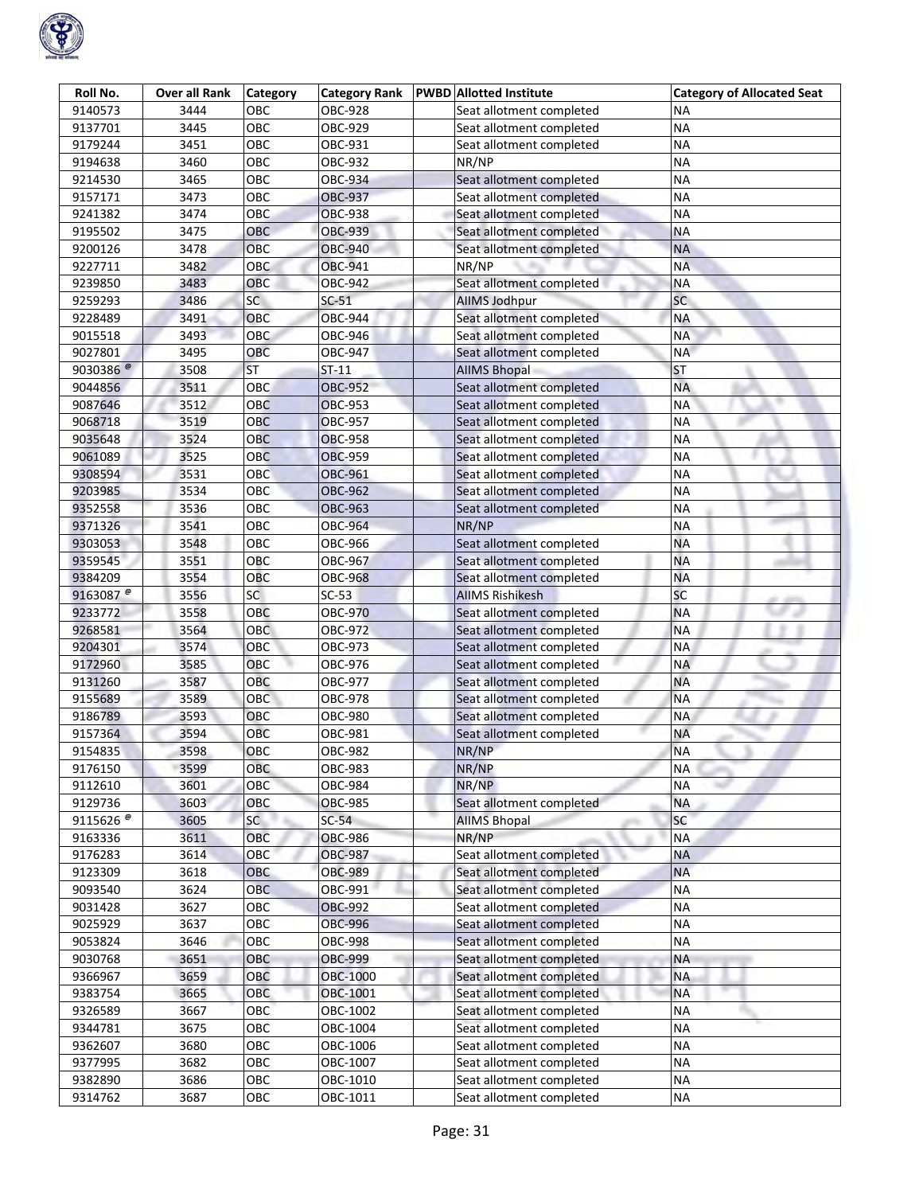| Roll No. | Over all Rank | Category | Category Rank | PWBD | Allotted Institute | Category of Allocated Seat |
|---|---|---|---|---|---|---|
| 9140573 | 3444 | OBC | OBC-928 | | Seat allotment completed | NA |
| 9137701 | 3445 | OBC | OBC-929 | | Seat allotment completed | NA |
| 9179244 | 3451 | OBC | OBC-931 | | Seat allotment completed | NA |
| 9194638 | 3460 | OBC | OBC-932 | | NR/NP | NA |
| 9214530 | 3465 | OBC | OBC-934 | | Seat allotment completed | NA |
| 9157171 | 3473 | OBC | OBC-937 | | Seat allotment completed | NA |
| 9241382 | 3474 | OBC | OBC-938 | | Seat allotment completed | NA |
| 9195502 | 3475 | OBC | OBC-939 | | Seat allotment completed | NA |
| 9200126 | 3478 | OBC | OBC-940 | | Seat allotment completed | NA |
| 9227711 | 3482 | OBC | OBC-941 | | NR/NP | NA |
| 9239850 | 3483 | OBC | OBC-942 | | Seat allotment completed | NA |
| 9259293 | 3486 | SC | SC-51 | | AIIMS Jodhpur | SC |
| 9228489 | 3491 | OBC | OBC-944 | | Seat allotment completed | NA |
| 9015518 | 3493 | OBC | OBC-946 | | Seat allotment completed | NA |
| 9027801 | 3495 | OBC | OBC-947 | | Seat allotment completed | NA |
| 9030386 @ | 3508 | ST | ST-11 | | AIIMS Bhopal | ST |
| 9044856 | 3511 | OBC | OBC-952 | | Seat allotment completed | NA |
| 9087646 | 3512 | OBC | OBC-953 | | Seat allotment completed | NA |
| 9068718 | 3519 | OBC | OBC-957 | | Seat allotment completed | NA |
| 9035648 | 3524 | OBC | OBC-958 | | Seat allotment completed | NA |
| 9061089 | 3525 | OBC | OBC-959 | | Seat allotment completed | NA |
| 9308594 | 3531 | OBC | OBC-961 | | Seat allotment completed | NA |
| 9203985 | 3534 | OBC | OBC-962 | | Seat allotment completed | NA |
| 9352558 | 3536 | OBC | OBC-963 | | Seat allotment completed | NA |
| 9371326 | 3541 | OBC | OBC-964 | | NR/NP | NA |
| 9303053 | 3548 | OBC | OBC-966 | | Seat allotment completed | NA |
| 9359545 | 3551 | OBC | OBC-967 | | Seat allotment completed | NA |
| 9384209 | 3554 | OBC | OBC-968 | | Seat allotment completed | NA |
| 9163087 @ | 3556 | SC | SC-53 | | AIIMS Rishikesh | SC |
| 9233772 | 3558 | OBC | OBC-970 | | Seat allotment completed | NA |
| 9268581 | 3564 | OBC | OBC-972 | | Seat allotment completed | NA |
| 9204301 | 3574 | OBC | OBC-973 | | Seat allotment completed | NA |
| 9172960 | 3585 | OBC | OBC-976 | | Seat allotment completed | NA |
| 9131260 | 3587 | OBC | OBC-977 | | Seat allotment completed | NA |
| 9155689 | 3589 | OBC | OBC-978 | | Seat allotment completed | NA |
| 9186789 | 3593 | OBC | OBC-980 | | Seat allotment completed | NA |
| 9157364 | 3594 | OBC | OBC-981 | | Seat allotment completed | NA |
| 9154835 | 3598 | OBC | OBC-982 | | NR/NP | NA |
| 9176150 | 3599 | OBC | OBC-983 | | NR/NP | NA |
| 9112610 | 3601 | OBC | OBC-984 | | NR/NP | NA |
| 9129736 | 3603 | OBC | OBC-985 | | Seat allotment completed | NA |
| 9115626 @ | 3605 | SC | SC-54 | | AIIMS Bhopal | SC |
| 9163336 | 3611 | OBC | OBC-986 | | NR/NP | NA |
| 9176283 | 3614 | OBC | OBC-987 | | Seat allotment completed | NA |
| 9123309 | 3618 | OBC | OBC-989 | | Seat allotment completed | NA |
| 9093540 | 3624 | OBC | OBC-991 | | Seat allotment completed | NA |
| 9031428 | 3627 | OBC | OBC-992 | | Seat allotment completed | NA |
| 9025929 | 3637 | OBC | OBC-996 | | Seat allotment completed | NA |
| 9053824 | 3646 | OBC | OBC-998 | | Seat allotment completed | NA |
| 9030768 | 3651 | OBC | OBC-999 | | Seat allotment completed | NA |
| 9366967 | 3659 | OBC | OBC-1000 | | Seat allotment completed | NA |
| 9383754 | 3665 | OBC | OBC-1001 | | Seat allotment completed | NA |
| 9326589 | 3667 | OBC | OBC-1002 | | Seat allotment completed | NA |
| 9344781 | 3675 | OBC | OBC-1004 | | Seat allotment completed | NA |
| 9362607 | 3680 | OBC | OBC-1006 | | Seat allotment completed | NA |
| 9377995 | 3682 | OBC | OBC-1007 | | Seat allotment completed | NA |
| 9382890 | 3686 | OBC | OBC-1010 | | Seat allotment completed | NA |
| 9314762 | 3687 | OBC | OBC-1011 | | Seat allotment completed | NA |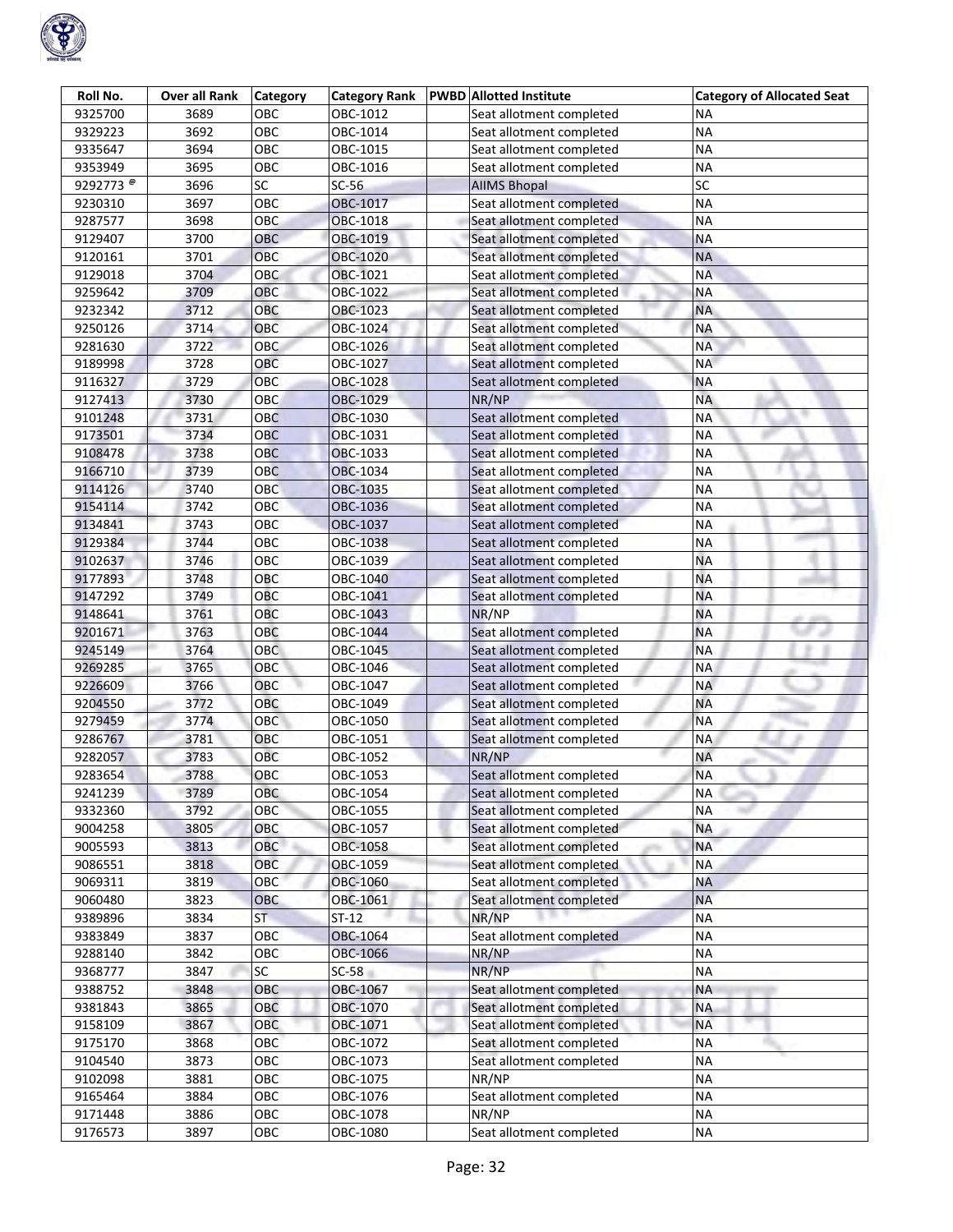| Roll No. | Over all Rank | Category | Category Rank | PWBD | Allotted Institute | Category of Allocated Seat |
|---|---|---|---|---|---|---|
| 9325700 | 3689 | OBC | OBC-1012 | | Seat allotment completed | NA |
| 9329223 | 3692 | OBC | OBC-1014 | | Seat allotment completed | NA |
| 9335647 | 3694 | OBC | OBC-1015 | | Seat allotment completed | NA |
| 9353949 | 3695 | OBC | OBC-1016 | | Seat allotment completed | NA |
| 9292773 @ | 3696 | SC | SC-56 | | AIIMS Bhopal | SC |
| 9230310 | 3697 | OBC | OBC-1017 | | Seat allotment completed | NA |
| 9287577 | 3698 | OBC | OBC-1018 | | Seat allotment completed | NA |
| 9129407 | 3700 | OBC | OBC-1019 | | Seat allotment completed | NA |
| 9120161 | 3701 | OBC | OBC-1020 | | Seat allotment completed | NA |
| 9129018 | 3704 | OBC | OBC-1021 | | Seat allotment completed | NA |
| 9259642 | 3709 | OBC | OBC-1022 | | Seat allotment completed | NA |
| 9232342 | 3712 | OBC | OBC-1023 | | Seat allotment completed | NA |
| 9250126 | 3714 | OBC | OBC-1024 | | Seat allotment completed | NA |
| 9281630 | 3722 | OBC | OBC-1026 | | Seat allotment completed | NA |
| 9189998 | 3728 | OBC | OBC-1027 | | Seat allotment completed | NA |
| 9116327 | 3729 | OBC | OBC-1028 | | Seat allotment completed | NA |
| 9127413 | 3730 | OBC | OBC-1029 | | NR/NP | NA |
| 9101248 | 3731 | OBC | OBC-1030 | | Seat allotment completed | NA |
| 9173501 | 3734 | OBC | OBC-1031 | | Seat allotment completed | NA |
| 9108478 | 3738 | OBC | OBC-1033 | | Seat allotment completed | NA |
| 9166710 | 3739 | OBC | OBC-1034 | | Seat allotment completed | NA |
| 9114126 | 3740 | OBC | OBC-1035 | | Seat allotment completed | NA |
| 9154114 | 3742 | OBC | OBC-1036 | | Seat allotment completed | NA |
| 9134841 | 3743 | OBC | OBC-1037 | | Seat allotment completed | NA |
| 9129384 | 3744 | OBC | OBC-1038 | | Seat allotment completed | NA |
| 9102637 | 3746 | OBC | OBC-1039 | | Seat allotment completed | NA |
| 9177893 | 3748 | OBC | OBC-1040 | | Seat allotment completed | NA |
| 9147292 | 3749 | OBC | OBC-1041 | | Seat allotment completed | NA |
| 9148641 | 3761 | OBC | OBC-1043 | | NR/NP | NA |
| 9201671 | 3763 | OBC | OBC-1044 | | Seat allotment completed | NA |
| 9245149 | 3764 | OBC | OBC-1045 | | Seat allotment completed | NA |
| 9269285 | 3765 | OBC | OBC-1046 | | Seat allotment completed | NA |
| 9226609 | 3766 | OBC | OBC-1047 | | Seat allotment completed | NA |
| 9204550 | 3772 | OBC | OBC-1049 | | Seat allotment completed | NA |
| 9279459 | 3774 | OBC | OBC-1050 | | Seat allotment completed | NA |
| 9286767 | 3781 | OBC | OBC-1051 | | Seat allotment completed | NA |
| 9282057 | 3783 | OBC | OBC-1052 | | NR/NP | NA |
| 9283654 | 3788 | OBC | OBC-1053 | | Seat allotment completed | NA |
| 9241239 | 3789 | OBC | OBC-1054 | | Seat allotment completed | NA |
| 9332360 | 3792 | OBC | OBC-1055 | | Seat allotment completed | NA |
| 9004258 | 3805 | OBC | OBC-1057 | | Seat allotment completed | NA |
| 9005593 | 3813 | OBC | OBC-1058 | | Seat allotment completed | NA |
| 9086551 | 3818 | OBC | OBC-1059 | | Seat allotment completed | NA |
| 9069311 | 3819 | OBC | OBC-1060 | | Seat allotment completed | NA |
| 9060480 | 3823 | OBC | OBC-1061 | | Seat allotment completed | NA |
| 9389896 | 3834 | ST | ST-12 | | NR/NP | NA |
| 9383849 | 3837 | OBC | OBC-1064 | | Seat allotment completed | NA |
| 9288140 | 3842 | OBC | OBC-1066 | | NR/NP | NA |
| 9368777 | 3847 | SC | SC-58 | | NR/NP | NA |
| 9388752 | 3848 | OBC | OBC-1067 | | Seat allotment completed | NA |
| 9381843 | 3865 | OBC | OBC-1070 | | Seat allotment completed | NA |
| 9158109 | 3867 | OBC | OBC-1071 | | Seat allotment completed | NA |
| 9175170 | 3868 | OBC | OBC-1072 | | Seat allotment completed | NA |
| 9104540 | 3873 | OBC | OBC-1073 | | Seat allotment completed | NA |
| 9102098 | 3881 | OBC | OBC-1075 | | NR/NP | NA |
| 9165464 | 3884 | OBC | OBC-1076 | | Seat allotment completed | NA |
| 9171448 | 3886 | OBC | OBC-1078 | | NR/NP | NA |
| 9176573 | 3897 | OBC | OBC-1080 | | Seat allotment completed | NA |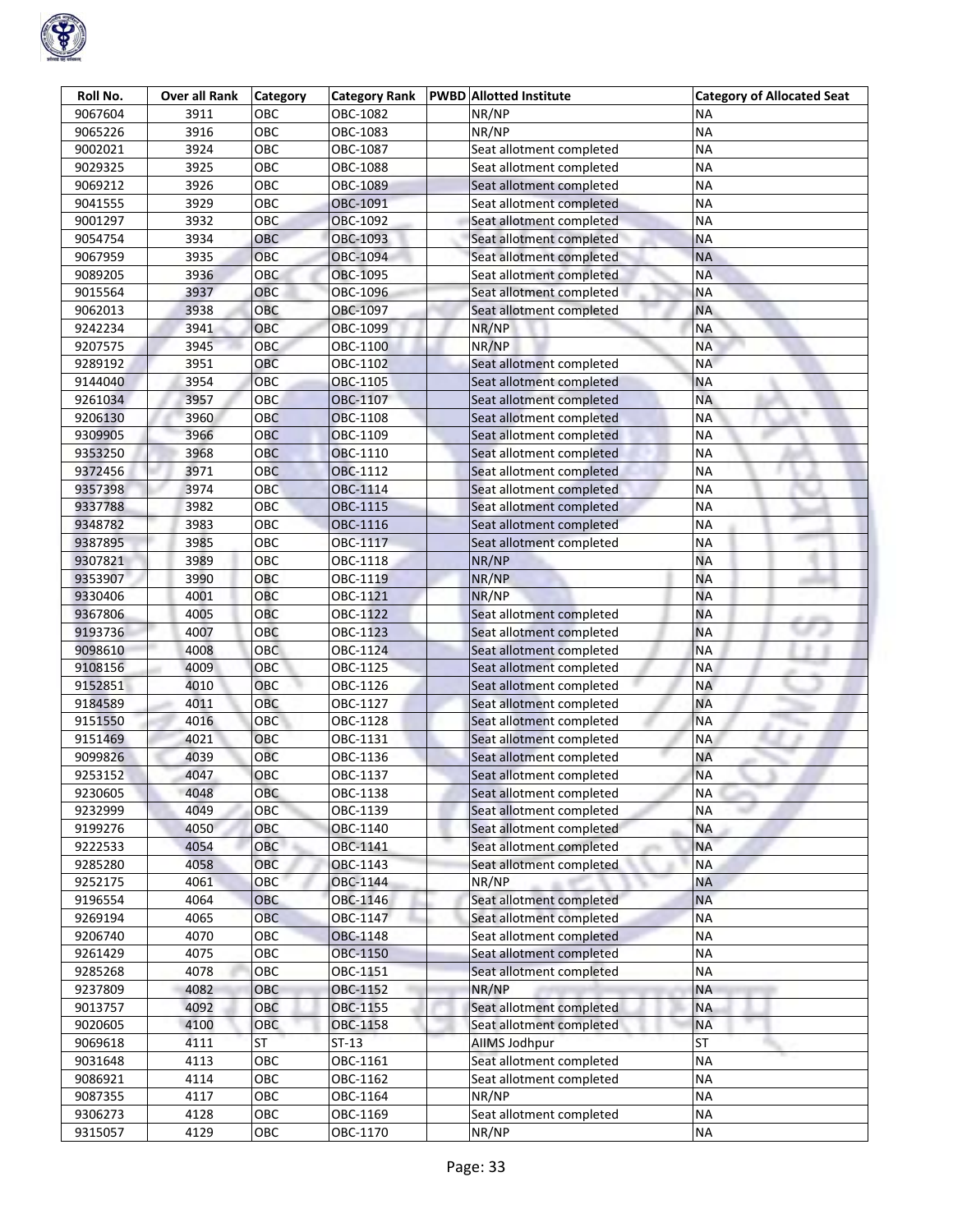| Roll No. | Over all Rank | Category | Category Rank | PWBD | Allotted Institute | Category of Allocated Seat |
|---|---|---|---|---|---|---|
| 9067604 | 3911 | OBC | OBC-1082 | | NR/NP | NA |
| 9065226 | 3916 | OBC | OBC-1083 | | NR/NP | NA |
| 9002021 | 3924 | OBC | OBC-1087 | | Seat allotment completed | NA |
| 9029325 | 3925 | OBC | OBC-1088 | | Seat allotment completed | NA |
| 9069212 | 3926 | OBC | OBC-1089 | | Seat allotment completed | NA |
| 9041555 | 3929 | OBC | OBC-1091 | | Seat allotment completed | NA |
| 9001297 | 3932 | OBC | OBC-1092 | | Seat allotment completed | NA |
| 9054754 | 3934 | OBC | OBC-1093 | | Seat allotment completed | NA |
| 9067959 | 3935 | OBC | OBC-1094 | | Seat allotment completed | NA |
| 9089205 | 3936 | OBC | OBC-1095 | | Seat allotment completed | NA |
| 9015564 | 3937 | OBC | OBC-1096 | | Seat allotment completed | NA |
| 9062013 | 3938 | OBC | OBC-1097 | | Seat allotment completed | NA |
| 9242234 | 3941 | OBC | OBC-1099 | | NR/NP | NA |
| 9207575 | 3945 | OBC | OBC-1100 | | NR/NP | NA |
| 9289192 | 3951 | OBC | OBC-1102 | | Seat allotment completed | NA |
| 9144040 | 3954 | OBC | OBC-1105 | | Seat allotment completed | NA |
| 9261034 | 3957 | OBC | OBC-1107 | | Seat allotment completed | NA |
| 9206130 | 3960 | OBC | OBC-1108 | | Seat allotment completed | NA |
| 9309905 | 3966 | OBC | OBC-1109 | | Seat allotment completed | NA |
| 9353250 | 3968 | OBC | OBC-1110 | | Seat allotment completed | NA |
| 9372456 | 3971 | OBC | OBC-1112 | | Seat allotment completed | NA |
| 9357398 | 3974 | OBC | OBC-1114 | | Seat allotment completed | NA |
| 9337788 | 3982 | OBC | OBC-1115 | | Seat allotment completed | NA |
| 9348782 | 3983 | OBC | OBC-1116 | | Seat allotment completed | NA |
| 9387895 | 3985 | OBC | OBC-1117 | | Seat allotment completed | NA |
| 9307821 | 3989 | OBC | OBC-1118 | | NR/NP | NA |
| 9353907 | 3990 | OBC | OBC-1119 | | NR/NP | NA |
| 9330406 | 4001 | OBC | OBC-1121 | | NR/NP | NA |
| 9367806 | 4005 | OBC | OBC-1122 | | Seat allotment completed | NA |
| 9193736 | 4007 | OBC | OBC-1123 | | Seat allotment completed | NA |
| 9098610 | 4008 | OBC | OBC-1124 | | Seat allotment completed | NA |
| 9108156 | 4009 | OBC | OBC-1125 | | Seat allotment completed | NA |
| 9152851 | 4010 | OBC | OBC-1126 | | Seat allotment completed | NA |
| 9184589 | 4011 | OBC | OBC-1127 | | Seat allotment completed | NA |
| 9151550 | 4016 | OBC | OBC-1128 | | Seat allotment completed | NA |
| 9151469 | 4021 | OBC | OBC-1131 | | Seat allotment completed | NA |
| 9099826 | 4039 | OBC | OBC-1136 | | Seat allotment completed | NA |
| 9253152 | 4047 | OBC | OBC-1137 | | Seat allotment completed | NA |
| 9230605 | 4048 | OBC | OBC-1138 | | Seat allotment completed | NA |
| 9232999 | 4049 | OBC | OBC-1139 | | Seat allotment completed | NA |
| 9199276 | 4050 | OBC | OBC-1140 | | Seat allotment completed | NA |
| 9222533 | 4054 | OBC | OBC-1141 | | Seat allotment completed | NA |
| 9285280 | 4058 | OBC | OBC-1143 | | Seat allotment completed | NA |
| 9252175 | 4061 | OBC | OBC-1144 | | NR/NP | NA |
| 9196554 | 4064 | OBC | OBC-1146 | | Seat allotment completed | NA |
| 9269194 | 4065 | OBC | OBC-1147 | | Seat allotment completed | NA |
| 9206740 | 4070 | OBC | OBC-1148 | | Seat allotment completed | NA |
| 9261429 | 4075 | OBC | OBC-1150 | | Seat allotment completed | NA |
| 9285268 | 4078 | OBC | OBC-1151 | | Seat allotment completed | NA |
| 9237809 | 4082 | OBC | OBC-1152 | | NR/NP | NA |
| 9013757 | 4092 | OBC | OBC-1155 | | Seat allotment completed | NA |
| 9020605 | 4100 | OBC | OBC-1158 | | Seat allotment completed | NA |
| 9069618 | 4111 | ST | ST-13 | | AIIMS Jodhpur | ST |
| 9031648 | 4113 | OBC | OBC-1161 | | Seat allotment completed | NA |
| 9086921 | 4114 | OBC | OBC-1162 | | Seat allotment completed | NA |
| 9087355 | 4117 | OBC | OBC-1164 | | NR/NP | NA |
| 9306273 | 4128 | OBC | OBC-1169 | | Seat allotment completed | NA |
| 9315057 | 4129 | OBC | OBC-1170 | | NR/NP | NA |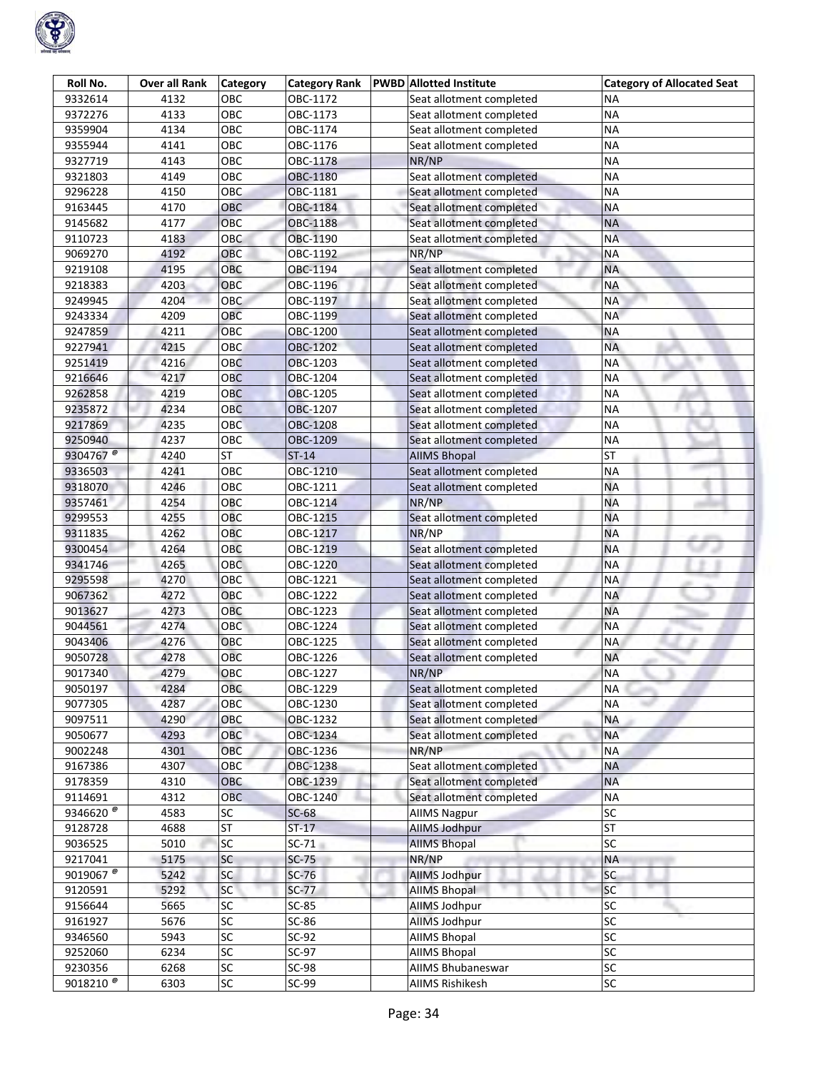| Roll No. | Over all Rank | Category | Category Rank | PWBD | Allotted Institute | Category of Allocated Seat |
|---|---|---|---|---|---|---|
| 9332614 | 4132 | OBC | OBC-1172 | | Seat allotment completed | NA |
| 9372276 | 4133 | OBC | OBC-1173 | | Seat allotment completed | NA |
| 9359904 | 4134 | OBC | OBC-1174 | | Seat allotment completed | NA |
| 9355944 | 4141 | OBC | OBC-1176 | | Seat allotment completed | NA |
| 9327719 | 4143 | OBC | OBC-1178 | | NR/NP | NA |
| 9321803 | 4149 | OBC | OBC-1180 | | Seat allotment completed | NA |
| 9296228 | 4150 | OBC | OBC-1181 | | Seat allotment completed | NA |
| 9163445 | 4170 | OBC | OBC-1184 | | Seat allotment completed | NA |
| 9145682 | 4177 | OBC | OBC-1188 | | Seat allotment completed | NA |
| 9110723 | 4183 | OBC | OBC-1190 | | Seat allotment completed | NA |
| 9069270 | 4192 | OBC | OBC-1192 | | NR/NP | NA |
| 9219108 | 4195 | OBC | OBC-1194 | | Seat allotment completed | NA |
| 9218383 | 4203 | OBC | OBC-1196 | | Seat allotment completed | NA |
| 9249945 | 4204 | OBC | OBC-1197 | | Seat allotment completed | NA |
| 9243334 | 4209 | OBC | OBC-1199 | | Seat allotment completed | NA |
| 9247859 | 4211 | OBC | OBC-1200 | | Seat allotment completed | NA |
| 9227941 | 4215 | OBC | OBC-1202 | | Seat allotment completed | NA |
| 9251419 | 4216 | OBC | OBC-1203 | | Seat allotment completed | NA |
| 9216646 | 4217 | OBC | OBC-1204 | | Seat allotment completed | NA |
| 9262858 | 4219 | OBC | OBC-1205 | | Seat allotment completed | NA |
| 9235872 | 4234 | OBC | OBC-1207 | | Seat allotment completed | NA |
| 9217869 | 4235 | OBC | OBC-1208 | | Seat allotment completed | NA |
| 9250940 | 4237 | OBC | OBC-1209 | | Seat allotment completed | NA |
| 9304767 @ | 4240 | ST | ST-14 | | AIIMS Bhopal | ST |
| 9336503 | 4241 | OBC | OBC-1210 | | Seat allotment completed | NA |
| 9318070 | 4246 | OBC | OBC-1211 | | Seat allotment completed | NA |
| 9357461 | 4254 | OBC | OBC-1214 | | NR/NP | NA |
| 9299553 | 4255 | OBC | OBC-1215 | | Seat allotment completed | NA |
| 9311835 | 4262 | OBC | OBC-1217 | | NR/NP | NA |
| 9300454 | 4264 | OBC | OBC-1219 | | Seat allotment completed | NA |
| 9341746 | 4265 | OBC | OBC-1220 | | Seat allotment completed | NA |
| 9295598 | 4270 | OBC | OBC-1221 | | Seat allotment completed | NA |
| 9067362 | 4272 | OBC | OBC-1222 | | Seat allotment completed | NA |
| 9013627 | 4273 | OBC | OBC-1223 | | Seat allotment completed | NA |
| 9044561 | 4274 | OBC | OBC-1224 | | Seat allotment completed | NA |
| 9043406 | 4276 | OBC | OBC-1225 | | Seat allotment completed | NA |
| 9050728 | 4278 | OBC | OBC-1226 | | Seat allotment completed | NA |
| 9017340 | 4279 | OBC | OBC-1227 | | NR/NP | NA |
| 9050197 | 4284 | OBC | OBC-1229 | | Seat allotment completed | NA |
| 9077305 | 4287 | OBC | OBC-1230 | | Seat allotment completed | NA |
| 9097511 | 4290 | OBC | OBC-1232 | | Seat allotment completed | NA |
| 9050677 | 4293 | OBC | OBC-1234 | | Seat allotment completed | NA |
| 9002248 | 4301 | OBC | OBC-1236 | | NR/NP | NA |
| 9167386 | 4307 | OBC | OBC-1238 | | Seat allotment completed | NA |
| 9178359 | 4310 | OBC | OBC-1239 | | Seat allotment completed | NA |
| 9114691 | 4312 | OBC | OBC-1240 | | Seat allotment completed | NA |
| 9346620 @ | 4583 | SC | SC-68 | | AIIMS Nagpur | SC |
| 9128728 | 4688 | ST | ST-17 | | AIIMS Jodhpur | ST |
| 9036525 | 5010 | SC | SC-71 | | AIIMS Bhopal | SC |
| 9217041 | 5175 | SC | SC-75 | | NR/NP | NA |
| 9019067 @ | 5242 | SC | SC-76 | | AIIMS Jodhpur | SC |
| 9120591 | 5292 | SC | SC-77 | | AIIMS Bhopal | SC |
| 9156644 | 5665 | SC | SC-85 | | AIIMS Jodhpur | SC |
| 9161927 | 5676 | SC | SC-86 | | AIIMS Jodhpur | SC |
| 9346560 | 5943 | SC | SC-92 | | AIIMS Bhopal | SC |
| 9252060 | 6234 | SC | SC-97 | | AIIMS Bhopal | SC |
| 9230356 | 6268 | SC | SC-98 | | AIIMS Bhubaneswar | SC |
| 9018210 @ | 6303 | SC | SC-99 | | AIIMS Rishikesh | SC |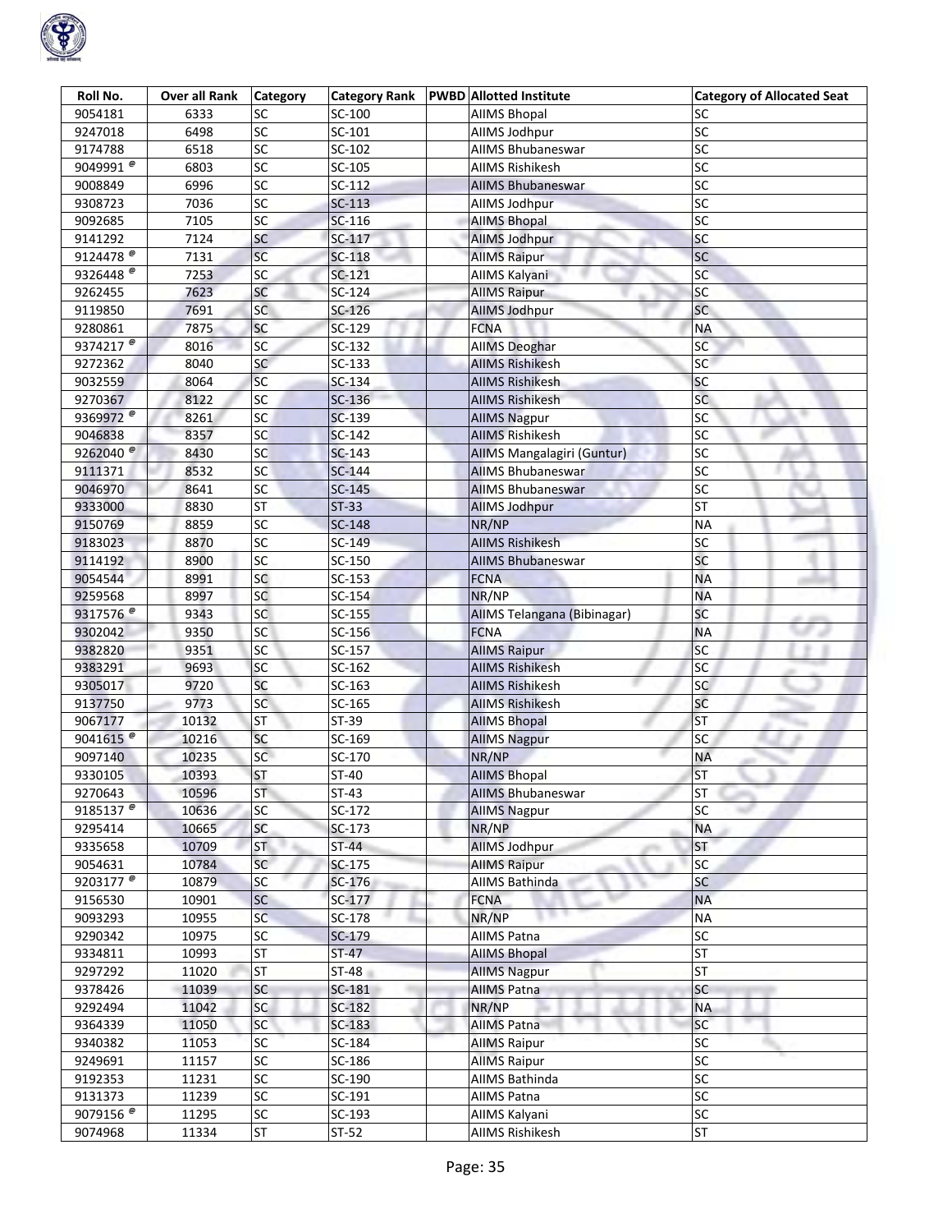| Roll No. | Over all Rank | Category | Category Rank | PWBD | Allotted Institute | Category of Allocated Seat |
|---|---|---|---|---|---|---|
| 9054181 | 6333 | SC | SC-100 | | AIIMS Bhopal | SC |
| 9247018 | 6498 | SC | SC-101 | | AIIMS Jodhpur | SC |
| 9174788 | 6518 | SC | SC-102 | | AIIMS Bhubaneswar | SC |
| 9049991 @ | 6803 | SC | SC-105 | | AIIMS Rishikesh | SC |
| 9008849 | 6996 | SC | SC-112 | | AIIMS Bhubaneswar | SC |
| 9308723 | 7036 | SC | SC-113 | | AIIMS Jodhpur | SC |
| 9092685 | 7105 | SC | SC-116 | | AIIMS Bhopal | SC |
| 9141292 | 7124 | SC | SC-117 | | AIIMS Jodhpur | SC |
| 9124478 @ | 7131 | SC | SC-118 | | AIIMS Raipur | SC |
| 9326448 @ | 7253 | SC | SC-121 | | AIIMS Kalyani | SC |
| 9262455 | 7623 | SC | SC-124 | | AIIMS Raipur | SC |
| 9119850 | 7691 | SC | SC-126 | | AIIMS Jodhpur | SC |
| 9280861 | 7875 | SC | SC-129 | | FCNA | NA |
| 9374217 @ | 8016 | SC | SC-132 | | AIIMS Deoghar | SC |
| 9272362 | 8040 | SC | SC-133 | | AIIMS Rishikesh | SC |
| 9032559 | 8064 | SC | SC-134 | | AIIMS Rishikesh | SC |
| 9270367 | 8122 | SC | SC-136 | | AIIMS Rishikesh | SC |
| 9369972 @ | 8261 | SC | SC-139 | | AIIMS Nagpur | SC |
| 9046838 | 8357 | SC | SC-142 | | AIIMS Rishikesh | SC |
| 9262040 @ | 8430 | SC | SC-143 | | AIIMS Mangalagiri (Guntur) | SC |
| 9111371 | 8532 | SC | SC-144 | | AIIMS Bhubaneswar | SC |
| 9046970 | 8641 | SC | SC-145 | | AIIMS Bhubaneswar | SC |
| 9333000 | 8830 | ST | ST-33 | | AIIMS Jodhpur | ST |
| 9150769 | 8859 | SC | SC-148 | | NR/NP | NA |
| 9183023 | 8870 | SC | SC-149 | | AIIMS Rishikesh | SC |
| 9114192 | 8900 | SC | SC-150 | | AIIMS Bhubaneswar | SC |
| 9054544 | 8991 | SC | SC-153 | | FCNA | NA |
| 9259568 | 8997 | SC | SC-154 | | NR/NP | NA |
| 9317576 @ | 9343 | SC | SC-155 | | AIIMS Telangana (Bibinagar) | SC |
| 9302042 | 9350 | SC | SC-156 | | FCNA | NA |
| 9382820 | 9351 | SC | SC-157 | | AIIMS Raipur | SC |
| 9383291 | 9693 | SC | SC-162 | | AIIMS Rishikesh | SC |
| 9305017 | 9720 | SC | SC-163 | | AIIMS Rishikesh | SC |
| 9137750 | 9773 | SC | SC-165 | | AIIMS Rishikesh | SC |
| 9067177 | 10132 | ST | ST-39 | | AIIMS Bhopal | ST |
| 9041615 @ | 10216 | SC | SC-169 | | AIIMS Nagpur | SC |
| 9097140 | 10235 | SC | SC-170 | | NR/NP | NA |
| 9330105 | 10393 | ST | ST-40 | | AIIMS Bhopal | ST |
| 9270643 | 10596 | ST | ST-43 | | AIIMS Bhubaneswar | ST |
| 9185137 @ | 10636 | SC | SC-172 | | AIIMS Nagpur | SC |
| 9295414 | 10665 | SC | SC-173 | | NR/NP | NA |
| 9335658 | 10709 | ST | ST-44 | | AIIMS Jodhpur | ST |
| 9054631 | 10784 | SC | SC-175 | | AIIMS Raipur | SC |
| 9203177 @ | 10879 | SC | SC-176 | | AIIMS Bathinda | SC |
| 9156530 | 10901 | SC | SC-177 | | FCNA | NA |
| 9093293 | 10955 | SC | SC-178 | | NR/NP | NA |
| 9290342 | 10975 | SC | SC-179 | | AIIMS Patna | SC |
| 9334811 | 10993 | ST | ST-47 | | AIIMS Bhopal | ST |
| 9297292 | 11020 | ST | ST-48 | | AIIMS Nagpur | ST |
| 9378426 | 11039 | SC | SC-181 | | AIIMS Patna | SC |
| 9292494 | 11042 | SC | SC-182 | | NR/NP | NA |
| 9364339 | 11050 | SC | SC-183 | | AIIMS Patna | SC |
| 9340382 | 11053 | SC | SC-184 | | AIIMS Raipur | SC |
| 9249691 | 11157 | SC | SC-186 | | AIIMS Raipur | SC |
| 9192353 | 11231 | SC | SC-190 | | AIIMS Bathinda | SC |
| 9131373 | 11239 | SC | SC-191 | | AIIMS Patna | SC |
| 9079156 @ | 11295 | SC | SC-193 | | AIIMS Kalyani | SC |
| 9074968 | 11334 | ST | ST-52 | | AIIMS Rishikesh | ST |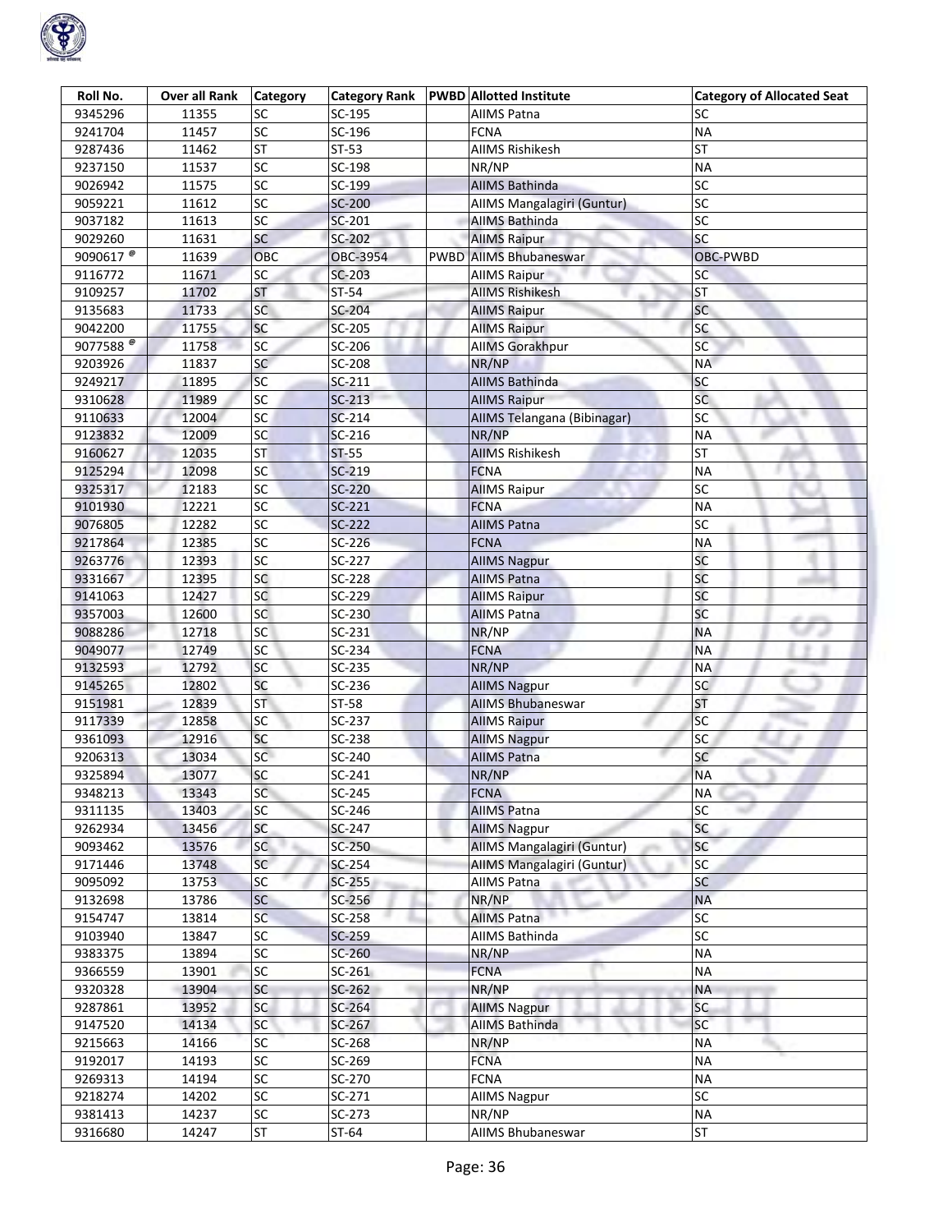| Roll No. | Over all Rank | Category | Category Rank | PWBD | Allotted Institute | Category of Allocated Seat |
|---|---|---|---|---|---|---|
| 9345296 | 11355 | SC | SC-195 | | AIIMS Patna | SC |
| 9241704 | 11457 | SC | SC-196 | | FCNA | NA |
| 9287436 | 11462 | ST | ST-53 | | AIIMS Rishikesh | ST |
| 9237150 | 11537 | SC | SC-198 | | NR/NP | NA |
| 9026942 | 11575 | SC | SC-199 | | AIIMS Bathinda | SC |
| 9059221 | 11612 | SC | SC-200 | | AIIMS Mangalagiri (Guntur) | SC |
| 9037182 | 11613 | SC | SC-201 | | AIIMS Bathinda | SC |
| 9029260 | 11631 | SC | SC-202 | | AIIMS Raipur | SC |
| 9090617 @ | 11639 | OBC | OBC-3954 | PWBD | AIIMS Bhubaneswar | OBC-PWBD |
| 9116772 | 11671 | SC | SC-203 | | AIIMS Raipur | SC |
| 9109257 | 11702 | ST | ST-54 | | AIIMS Rishikesh | ST |
| 9135683 | 11733 | SC | SC-204 | | AIIMS Raipur | SC |
| 9042200 | 11755 | SC | SC-205 | | AIIMS Raipur | SC |
| 9077588 @ | 11758 | SC | SC-206 | | AIIMS Gorakhpur | SC |
| 9203926 | 11837 | SC | SC-208 | | NR/NP | NA |
| 9249217 | 11895 | SC | SC-211 | | AIIMS Bathinda | SC |
| 9310628 | 11989 | SC | SC-213 | | AIIMS Raipur | SC |
| 9110633 | 12004 | SC | SC-214 | | AIIMS Telangana (Bibinagar) | SC |
| 9123832 | 12009 | SC | SC-216 | | NR/NP | NA |
| 9160627 | 12035 | ST | ST-55 | | AIIMS Rishikesh | ST |
| 9125294 | 12098 | SC | SC-219 | | FCNA | NA |
| 9325317 | 12183 | SC | SC-220 | | AIIMS Raipur | SC |
| 9101930 | 12221 | SC | SC-221 | | FCNA | NA |
| 9076805 | 12282 | SC | SC-222 | | AIIMS Patna | SC |
| 9217864 | 12385 | SC | SC-226 | | FCNA | NA |
| 9263776 | 12393 | SC | SC-227 | | AIIMS Nagpur | SC |
| 9331667 | 12395 | SC | SC-228 | | AIIMS Patna | SC |
| 9141063 | 12427 | SC | SC-229 | | AIIMS Raipur | SC |
| 9357003 | 12600 | SC | SC-230 | | AIIMS Patna | SC |
| 9088286 | 12718 | SC | SC-231 | | NR/NP | NA |
| 9049077 | 12749 | SC | SC-234 | | FCNA | NA |
| 9132593 | 12792 | SC | SC-235 | | NR/NP | NA |
| 9145265 | 12802 | SC | SC-236 | | AIIMS Nagpur | SC |
| 9151981 | 12839 | ST | ST-58 | | AIIMS Bhubaneswar | ST |
| 9117339 | 12858 | SC | SC-237 | | AIIMS Raipur | SC |
| 9361093 | 12916 | SC | SC-238 | | AIIMS Nagpur | SC |
| 9206313 | 13034 | SC | SC-240 | | AIIMS Patna | SC |
| 9325894 | 13077 | SC | SC-241 | | NR/NP | NA |
| 9348213 | 13343 | SC | SC-245 | | FCNA | NA |
| 9311135 | 13403 | SC | SC-246 | | AIIMS Patna | SC |
| 9262934 | 13456 | SC | SC-247 | | AIIMS Nagpur | SC |
| 9093462 | 13576 | SC | SC-250 | | AIIMS Mangalagiri (Guntur) | SC |
| 9171446 | 13748 | SC | SC-254 | | AIIMS Mangalagiri (Guntur) | SC |
| 9095092 | 13753 | SC | SC-255 | | AIIMS Patna | SC |
| 9132698 | 13786 | SC | SC-256 | | NR/NP | NA |
| 9154747 | 13814 | SC | SC-258 | | AIIMS Patna | SC |
| 9103940 | 13847 | SC | SC-259 | | AIIMS Bathinda | SC |
| 9383375 | 13894 | SC | SC-260 | | NR/NP | NA |
| 9366559 | 13901 | SC | SC-261 | | FCNA | NA |
| 9320328 | 13904 | SC | SC-262 | | NR/NP | NA |
| 9287861 | 13952 | SC | SC-264 | | AIIMS Nagpur | SC |
| 9147520 | 14134 | SC | SC-267 | | AIIMS Bathinda | SC |
| 9215663 | 14166 | SC | SC-268 | | NR/NP | NA |
| 9192017 | 14193 | SC | SC-269 | | FCNA | NA |
| 9269313 | 14194 | SC | SC-270 | | FCNA | NA |
| 9218274 | 14202 | SC | SC-271 | | AIIMS Nagpur | SC |
| 9381413 | 14237 | SC | SC-273 | | NR/NP | NA |
| 9316680 | 14247 | ST | ST-64 | | AIIMS Bhubaneswar | ST |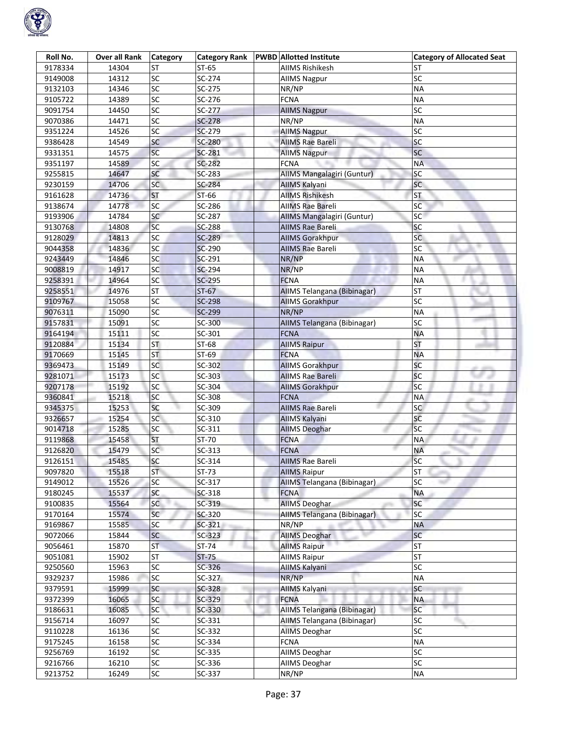| Roll No. | Over all Rank | Category | Category Rank | PWBD | Allotted Institute | Category of Allocated Seat |
|---|---|---|---|---|---|---|
| 9178334 | 14304 | ST | ST-65 | | AIIMS Rishikesh | ST |
| 9149008 | 14312 | SC | SC-274 | | AIIMS Nagpur | SC |
| 9132103 | 14346 | SC | SC-275 | | NR/NP | NA |
| 9105722 | 14389 | SC | SC-276 | | FCNA | NA |
| 9091754 | 14450 | SC | SC-277 | | AIIMS Nagpur | SC |
| 9070386 | 14471 | SC | SC-278 | | NR/NP | NA |
| 9351224 | 14526 | SC | SC-279 | | AIIMS Nagpur | SC |
| 9386428 | 14549 | SC | SC-280 | | AIIMS Rae Bareli | SC |
| 9331351 | 14575 | SC | SC-281 | | AIIMS Nagpur | SC |
| 9351197 | 14589 | SC | SC-282 | | FCNA | NA |
| 9255815 | 14647 | SC | SC-283 | | AIIMS Mangalagiri (Guntur) | SC |
| 9230159 | 14706 | SC | SC-284 | | AIIMS Kalyani | SC |
| 9161628 | 14736 | ST | ST-66 | | AIIMS Rishikesh | ST |
| 9138674 | 14778 | SC | SC-286 | | AIIMS Rae Bareli | SC |
| 9193906 | 14784 | SC | SC-287 | | AIIMS Mangalagiri (Guntur) | SC |
| 9130768 | 14808 | SC | SC-288 | | AIIMS Rae Bareli | SC |
| 9128029 | 14813 | SC | SC-289 | | AIIMS Gorakhpur | SC |
| 9044358 | 14836 | SC | SC-290 | | AIIMS Rae Bareli | SC |
| 9243449 | 14846 | SC | SC-291 | | NR/NP | NA |
| 9008819 | 14917 | SC | SC-294 | | NR/NP | NA |
| 9258391 | 14964 | SC | SC-295 | | FCNA | NA |
| 9258551 | 14976 | ST | ST-67 | | AIIMS Telangana (Bibinagar) | ST |
| 9109767 | 15058 | SC | SC-298 | | AIIMS Gorakhpur | SC |
| 9076311 | 15090 | SC | SC-299 | | NR/NP | NA |
| 9157831 | 15091 | SC | SC-300 | | AIIMS Telangana (Bibinagar) | SC |
| 9164194 | 15111 | SC | SC-301 | | FCNA | NA |
| 9120884 | 15134 | ST | ST-68 | | AIIMS Raipur | ST |
| 9170669 | 15145 | ST | ST-69 | | FCNA | NA |
| 9369473 | 15149 | SC | SC-302 | | AIIMS Gorakhpur | SC |
| 9281071 | 15173 | SC | SC-303 | | AIIMS Rae Bareli | SC |
| 9207178 | 15192 | SC | SC-304 | | AIIMS Gorakhpur | SC |
| 9360841 | 15218 | SC | SC-308 | | FCNA | NA |
| 9345375 | 15253 | SC | SC-309 | | AIIMS Rae Bareli | SC |
| 9326657 | 15254 | SC | SC-310 | | AIIMS Kalyani | SC |
| 9014718 | 15285 | SC | SC-311 | | AIIMS Deoghar | SC |
| 9119868 | 15458 | ST | ST-70 | | FCNA | NA |
| 9126820 | 15479 | SC | SC-313 | | FCNA | NA |
| 9126151 | 15485 | SC | SC-314 | | AIIMS Rae Bareli | SC |
| 9097820 | 15518 | ST | ST-73 | | AIIMS Raipur | ST |
| 9149012 | 15526 | SC | SC-317 | | AIIMS Telangana (Bibinagar) | SC |
| 9180245 | 15537 | SC | SC-318 | | FCNA | NA |
| 9100835 | 15564 | SC | SC-319 | | AIIMS Deoghar | SC |
| 9170164 | 15574 | SC | SC-320 | | AIIMS Telangana (Bibinagar) | SC |
| 9169867 | 15585 | SC | SC-321 | | NR/NP | NA |
| 9072066 | 15844 | SC | SC-323 | | AIIMS Deoghar | SC |
| 9056461 | 15870 | ST | ST-74 | | AIIMS Raipur | ST |
| 9051081 | 15902 | ST | ST-75 | | AIIMS Raipur | ST |
| 9250560 | 15963 | SC | SC-326 | | AIIMS Kalyani | SC |
| 9329237 | 15986 | SC | SC-327 | | NR/NP | NA |
| 9379591 | 15999 | SC | SC-328 | | AIIMS Kalyani | SC |
| 9372399 | 16065 | SC | SC-329 | | FCNA | NA |
| 9186631 | 16085 | SC | SC-330 | | AIIMS Telangana (Bibinagar) | SC |
| 9156714 | 16097 | SC | SC-331 | | AIIMS Telangana (Bibinagar) | SC |
| 9110228 | 16136 | SC | SC-332 | | AIIMS Deoghar | SC |
| 9175245 | 16158 | SC | SC-334 | | FCNA | NA |
| 9256769 | 16192 | SC | SC-335 | | AIIMS Deoghar | SC |
| 9216766 | 16210 | SC | SC-336 | | AIIMS Deoghar | SC |
| 9213752 | 16249 | SC | SC-337 | | NR/NP | NA |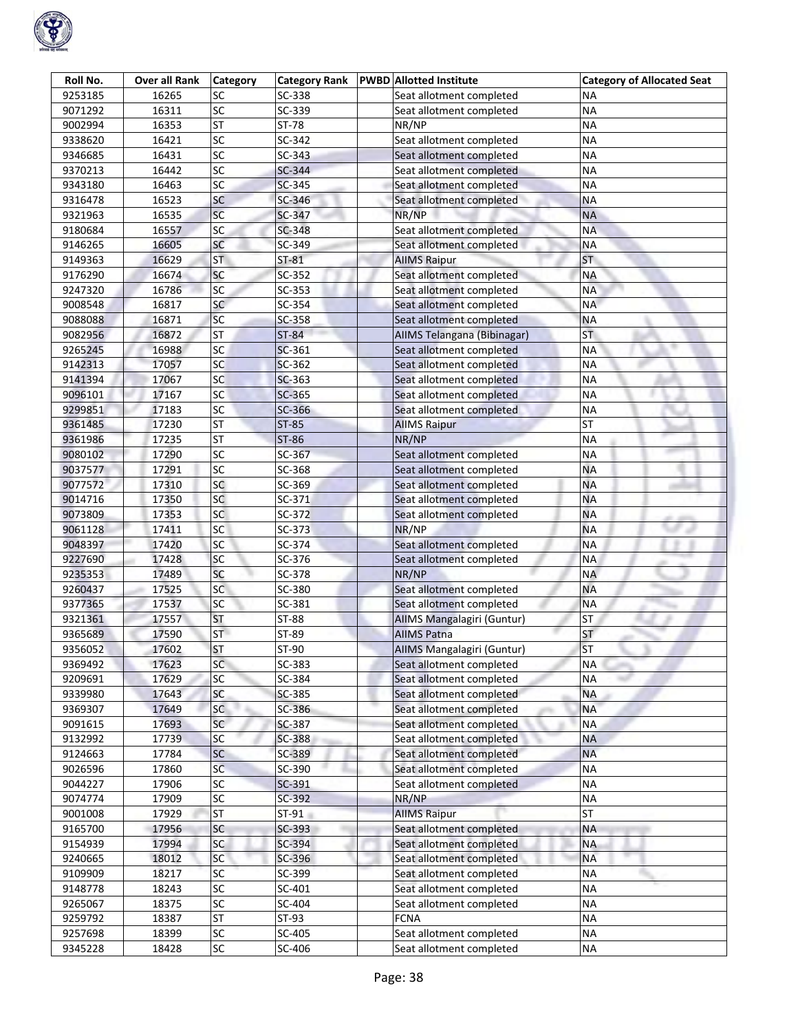| Roll No. | Over all Rank | Category | Category Rank | PWBD | Allotted Institute | Category of Allocated Seat |
|---|---|---|---|---|---|---|
| 9253185 | 16265 | SC | SC-338 | | Seat allotment completed | NA |
| 9071292 | 16311 | SC | SC-339 | | Seat allotment completed | NA |
| 9002994 | 16353 | ST | ST-78 | | NR/NP | NA |
| 9338620 | 16421 | SC | SC-342 | | Seat allotment completed | NA |
| 9346685 | 16431 | SC | SC-343 | | Seat allotment completed | NA |
| 9370213 | 16442 | SC | SC-344 | | Seat allotment completed | NA |
| 9343180 | 16463 | SC | SC-345 | | Seat allotment completed | NA |
| 9316478 | 16523 | SC | SC-346 | | Seat allotment completed | NA |
| 9321963 | 16535 | SC | SC-347 | | NR/NP | NA |
| 9180684 | 16557 | SC | SC-348 | | Seat allotment completed | NA |
| 9146265 | 16605 | SC | SC-349 | | Seat allotment completed | NA |
| 9149363 | 16629 | ST | ST-81 | | AIIMS Raipur | ST |
| 9176290 | 16674 | SC | SC-352 | | Seat allotment completed | NA |
| 9247320 | 16786 | SC | SC-353 | | Seat allotment completed | NA |
| 9008548 | 16817 | SC | SC-354 | | Seat allotment completed | NA |
| 9088088 | 16871 | SC | SC-358 | | Seat allotment completed | NA |
| 9082956 | 16872 | ST | ST-84 | | AIIMS Telangana (Bibinagar) | ST |
| 9265245 | 16988 | SC | SC-361 | | Seat allotment completed | NA |
| 9142313 | 17057 | SC | SC-362 | | Seat allotment completed | NA |
| 9141394 | 17067 | SC | SC-363 | | Seat allotment completed | NA |
| 9096101 | 17167 | SC | SC-365 | | Seat allotment completed | NA |
| 9299851 | 17183 | SC | SC-366 | | Seat allotment completed | NA |
| 9361485 | 17230 | ST | ST-85 | | AIIMS Raipur | ST |
| 9361986 | 17235 | ST | ST-86 | | NR/NP | NA |
| 9080102 | 17290 | SC | SC-367 | | Seat allotment completed | NA |
| 9037577 | 17291 | SC | SC-368 | | Seat allotment completed | NA |
| 9077572 | 17310 | SC | SC-369 | | Seat allotment completed | NA |
| 9014716 | 17350 | SC | SC-371 | | Seat allotment completed | NA |
| 9073809 | 17353 | SC | SC-372 | | Seat allotment completed | NA |
| 9061128 | 17411 | SC | SC-373 | | NR/NP | NA |
| 9048397 | 17420 | SC | SC-374 | | Seat allotment completed | NA |
| 9227690 | 17428 | SC | SC-376 | | Seat allotment completed | NA |
| 9235353 | 17489 | SC | SC-378 | | NR/NP | NA |
| 9260437 | 17525 | SC | SC-380 | | Seat allotment completed | NA |
| 9377365 | 17537 | SC | SC-381 | | Seat allotment completed | NA |
| 9321361 | 17557 | ST | ST-88 | | AIIMS Mangalagiri (Guntur) | ST |
| 9365689 | 17590 | ST | ST-89 | | AIIMS Patna | ST |
| 9356052 | 17602 | ST | ST-90 | | AIIMS Mangalagiri (Guntur) | ST |
| 9369492 | 17623 | SC | SC-383 | | Seat allotment completed | NA |
| 9209691 | 17629 | SC | SC-384 | | Seat allotment completed | NA |
| 9339980 | 17643 | SC | SC-385 | | Seat allotment completed | NA |
| 9369307 | 17649 | SC | SC-386 | | Seat allotment completed | NA |
| 9091615 | 17693 | SC | SC-387 | | Seat allotment completed | NA |
| 9132992 | 17739 | SC | SC-388 | | Seat allotment completed | NA |
| 9124663 | 17784 | SC | SC-389 | | Seat allotment completed | NA |
| 9026596 | 17860 | SC | SC-390 | | Seat allotment completed | NA |
| 9044227 | 17906 | SC | SC-391 | | Seat allotment completed | NA |
| 9074774 | 17909 | SC | SC-392 | | NR/NP | NA |
| 9001008 | 17929 | ST | ST-91 | | AIIMS Raipur | ST |
| 9165700 | 17956 | SC | SC-393 | | Seat allotment completed | NA |
| 9154939 | 17994 | SC | SC-394 | | Seat allotment completed | NA |
| 9240665 | 18012 | SC | SC-396 | | Seat allotment completed | NA |
| 9109909 | 18217 | SC | SC-399 | | Seat allotment completed | NA |
| 9148778 | 18243 | SC | SC-401 | | Seat allotment completed | NA |
| 9265067 | 18375 | SC | SC-404 | | Seat allotment completed | NA |
| 9259792 | 18387 | ST | ST-93 | | FCNA | NA |
| 9257698 | 18399 | SC | SC-405 | | Seat allotment completed | NA |
| 9345228 | 18428 | SC | SC-406 | | Seat allotment completed | NA |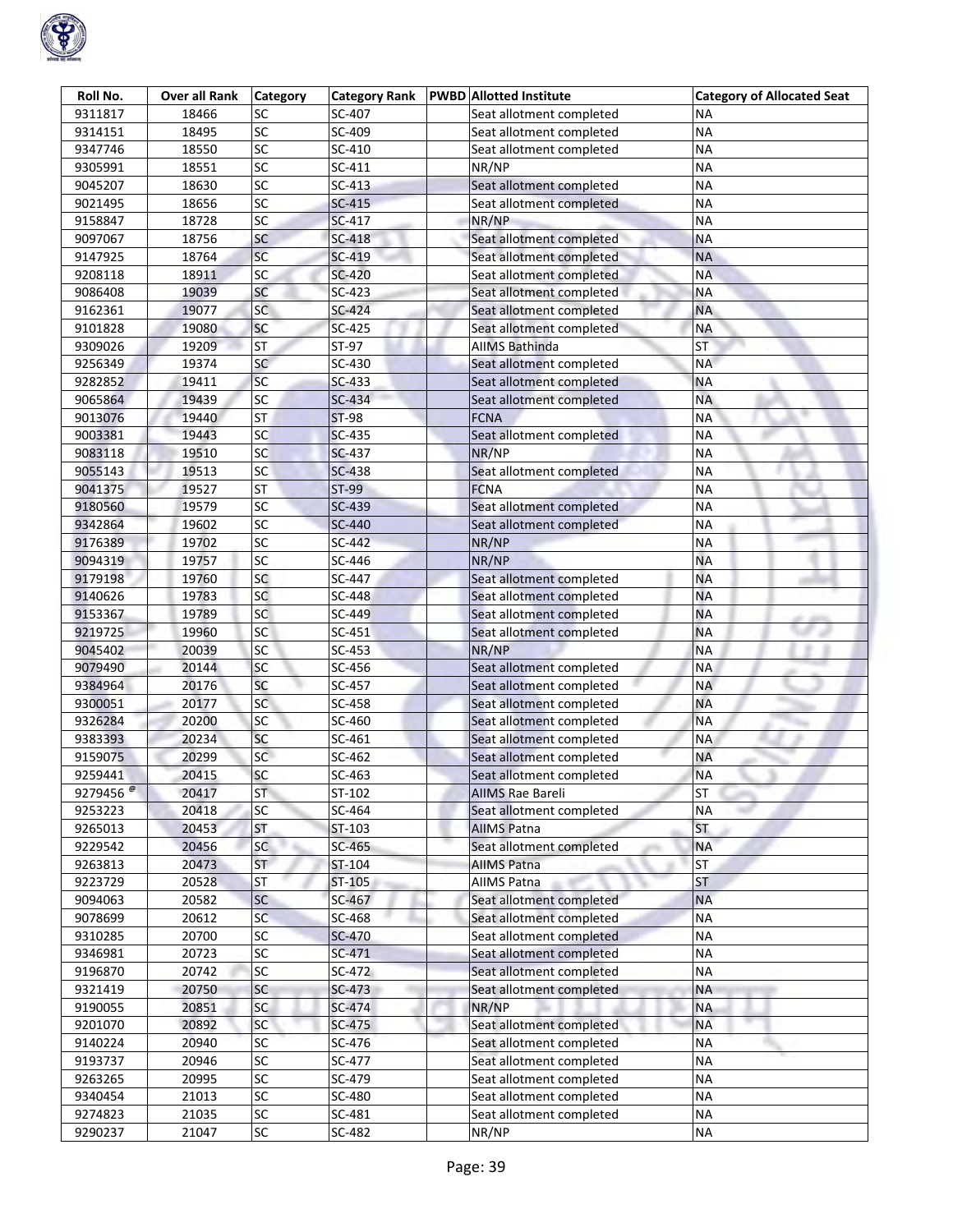| Roll No. | Over all Rank | Category | Category Rank | PWBD | Allotted Institute | Category of Allocated Seat |
|---|---|---|---|---|---|---|
| 9311817 | 18466 | SC | SC-407 | | Seat allotment completed | NA |
| 9314151 | 18495 | SC | SC-409 | | Seat allotment completed | NA |
| 9347746 | 18550 | SC | SC-410 | | Seat allotment completed | NA |
| 9305991 | 18551 | SC | SC-411 | | NR/NP | NA |
| 9045207 | 18630 | SC | SC-413 | | Seat allotment completed | NA |
| 9021495 | 18656 | SC | SC-415 | | Seat allotment completed | NA |
| 9158847 | 18728 | SC | SC-417 | | NR/NP | NA |
| 9097067 | 18756 | SC | SC-418 | | Seat allotment completed | NA |
| 9147925 | 18764 | SC | SC-419 | | Seat allotment completed | NA |
| 9208118 | 18911 | SC | SC-420 | | Seat allotment completed | NA |
| 9086408 | 19039 | SC | SC-423 | | Seat allotment completed | NA |
| 9162361 | 19077 | SC | SC-424 | | Seat allotment completed | NA |
| 9101828 | 19080 | SC | SC-425 | | Seat allotment completed | NA |
| 9309026 | 19209 | ST | ST-97 | | AIIMS Bathinda | ST |
| 9256349 | 19374 | SC | SC-430 | | Seat allotment completed | NA |
| 9282852 | 19411 | SC | SC-433 | | Seat allotment completed | NA |
| 9065864 | 19439 | SC | SC-434 | | Seat allotment completed | NA |
| 9013076 | 19440 | ST | ST-98 | | FCNA | NA |
| 9003381 | 19443 | SC | SC-435 | | Seat allotment completed | NA |
| 9083118 | 19510 | SC | SC-437 | | NR/NP | NA |
| 9055143 | 19513 | SC | SC-438 | | Seat allotment completed | NA |
| 9041375 | 19527 | ST | ST-99 | | FCNA | NA |
| 9180560 | 19579 | SC | SC-439 | | Seat allotment completed | NA |
| 9342864 | 19602 | SC | SC-440 | | Seat allotment completed | NA |
| 9176389 | 19702 | SC | SC-442 | | NR/NP | NA |
| 9094319 | 19757 | SC | SC-446 | | NR/NP | NA |
| 9179198 | 19760 | SC | SC-447 | | Seat allotment completed | NA |
| 9140626 | 19783 | SC | SC-448 | | Seat allotment completed | NA |
| 9153367 | 19789 | SC | SC-449 | | Seat allotment completed | NA |
| 9219725 | 19960 | SC | SC-451 | | Seat allotment completed | NA |
| 9045402 | 20039 | SC | SC-453 | | NR/NP | NA |
| 9079490 | 20144 | SC | SC-456 | | Seat allotment completed | NA |
| 9384964 | 20176 | SC | SC-457 | | Seat allotment completed | NA |
| 9300051 | 20177 | SC | SC-458 | | Seat allotment completed | NA |
| 9326284 | 20200 | SC | SC-460 | | Seat allotment completed | NA |
| 9383393 | 20234 | SC | SC-461 | | Seat allotment completed | NA |
| 9159075 | 20299 | SC | SC-462 | | Seat allotment completed | NA |
| 9259441 | 20415 | SC | SC-463 | | Seat allotment completed | NA |
| 9279456 @ | 20417 | ST | ST-102 | | AIIMS Rae Bareli | ST |
| 9253223 | 20418 | SC | SC-464 | | Seat allotment completed | NA |
| 9265013 | 20453 | ST | ST-103 | | AIIMS Patna | ST |
| 9229542 | 20456 | SC | SC-465 | | Seat allotment completed | NA |
| 9263813 | 20473 | ST | ST-104 | | AIIMS Patna | ST |
| 9223729 | 20528 | ST | ST-105 | | AIIMS Patna | ST |
| 9094063 | 20582 | SC | SC-467 | | Seat allotment completed | NA |
| 9078699 | 20612 | SC | SC-468 | | Seat allotment completed | NA |
| 9310285 | 20700 | SC | SC-470 | | Seat allotment completed | NA |
| 9346981 | 20723 | SC | SC-471 | | Seat allotment completed | NA |
| 9196870 | 20742 | SC | SC-472 | | Seat allotment completed | NA |
| 9321419 | 20750 | SC | SC-473 | | Seat allotment completed | NA |
| 9190055 | 20851 | SC | SC-474 | | NR/NP | NA |
| 9201070 | 20892 | SC | SC-475 | | Seat allotment completed | NA |
| 9140224 | 20940 | SC | SC-476 | | Seat allotment completed | NA |
| 9193737 | 20946 | SC | SC-477 | | Seat allotment completed | NA |
| 9263265 | 20995 | SC | SC-479 | | Seat allotment completed | NA |
| 9340454 | 21013 | SC | SC-480 | | Seat allotment completed | NA |
| 9274823 | 21035 | SC | SC-481 | | Seat allotment completed | NA |
| 9290237 | 21047 | SC | SC-482 | | NR/NP | NA |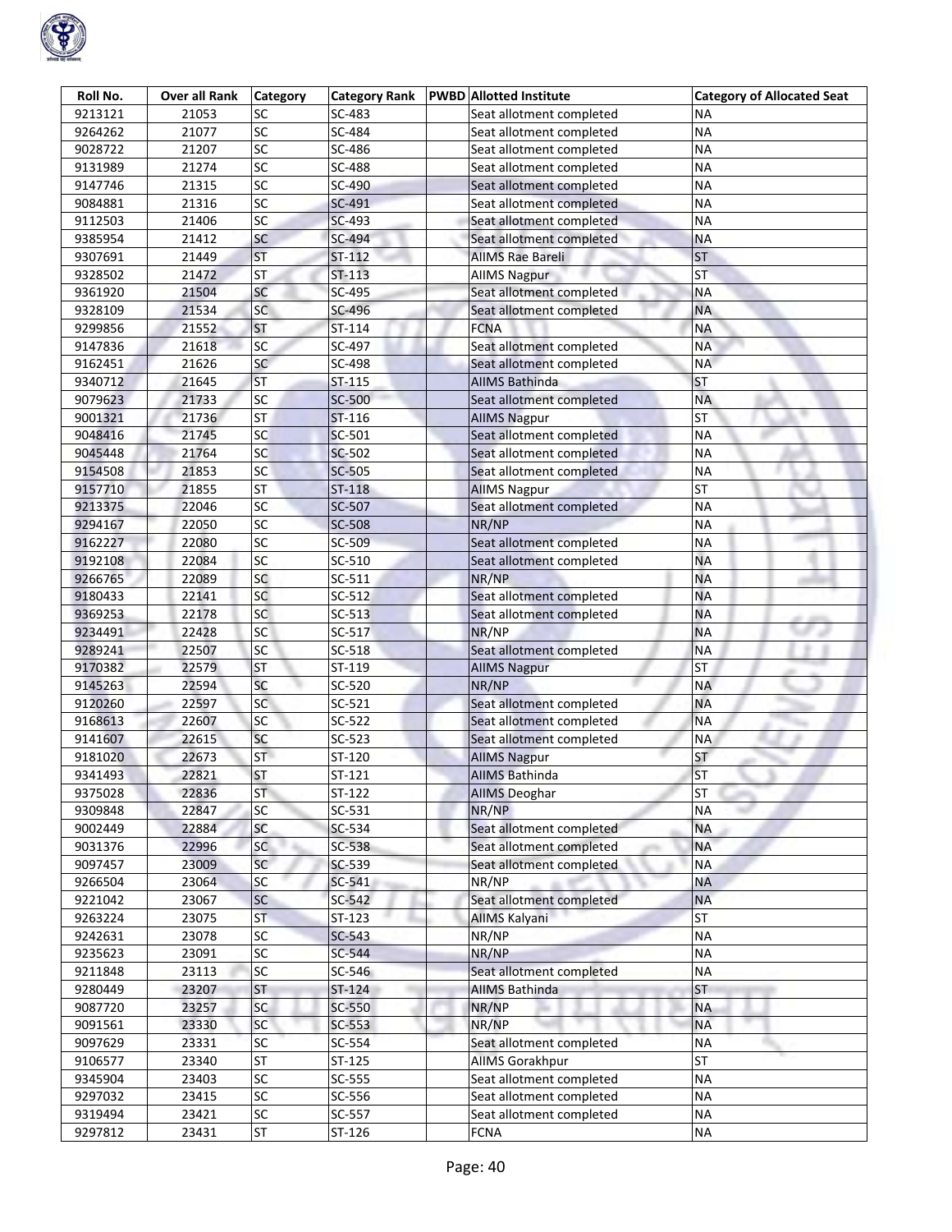| Roll No. | Over all Rank | Category | Category Rank | PWBD | Allotted Institute | Category of Allocated Seat |
|---|---|---|---|---|---|---|
| 9213121 | 21053 | SC | SC-483 | | Seat allotment completed | NA |
| 9264262 | 21077 | SC | SC-484 | | Seat allotment completed | NA |
| 9028722 | 21207 | SC | SC-486 | | Seat allotment completed | NA |
| 9131989 | 21274 | SC | SC-488 | | Seat allotment completed | NA |
| 9147746 | 21315 | SC | SC-490 | | Seat allotment completed | NA |
| 9084881 | 21316 | SC | SC-491 | | Seat allotment completed | NA |
| 9112503 | 21406 | SC | SC-493 | | Seat allotment completed | NA |
| 9385954 | 21412 | SC | SC-494 | | Seat allotment completed | NA |
| 9307691 | 21449 | ST | ST-112 | | AIIMS Rae Bareli | ST |
| 9328502 | 21472 | ST | ST-113 | | AIIMS Nagpur | ST |
| 9361920 | 21504 | SC | SC-495 | | Seat allotment completed | NA |
| 9328109 | 21534 | SC | SC-496 | | Seat allotment completed | NA |
| 9299856 | 21552 | ST | ST-114 | | FCNA | NA |
| 9147836 | 21618 | SC | SC-497 | | Seat allotment completed | NA |
| 9162451 | 21626 | SC | SC-498 | | Seat allotment completed | NA |
| 9340712 | 21645 | ST | ST-115 | | AIIMS Bathinda | ST |
| 9079623 | 21733 | SC | SC-500 | | Seat allotment completed | NA |
| 9001321 | 21736 | ST | ST-116 | | AIIMS Nagpur | ST |
| 9048416 | 21745 | SC | SC-501 | | Seat allotment completed | NA |
| 9045448 | 21764 | SC | SC-502 | | Seat allotment completed | NA |
| 9154508 | 21853 | SC | SC-505 | | Seat allotment completed | NA |
| 9157710 | 21855 | ST | ST-118 | | AIIMS Nagpur | ST |
| 9213375 | 22046 | SC | SC-507 | | Seat allotment completed | NA |
| 9294167 | 22050 | SC | SC-508 | | NR/NP | NA |
| 9162227 | 22080 | SC | SC-509 | | Seat allotment completed | NA |
| 9192108 | 22084 | SC | SC-510 | | Seat allotment completed | NA |
| 9266765 | 22089 | SC | SC-511 | | NR/NP | NA |
| 9180433 | 22141 | SC | SC-512 | | Seat allotment completed | NA |
| 9369253 | 22178 | SC | SC-513 | | Seat allotment completed | NA |
| 9234491 | 22428 | SC | SC-517 | | NR/NP | NA |
| 9289241 | 22507 | SC | SC-518 | | Seat allotment completed | NA |
| 9170382 | 22579 | ST | ST-119 | | AIIMS Nagpur | ST |
| 9145263 | 22594 | SC | SC-520 | | NR/NP | NA |
| 9120260 | 22597 | SC | SC-521 | | Seat allotment completed | NA |
| 9168613 | 22607 | SC | SC-522 | | Seat allotment completed | NA |
| 9141607 | 22615 | SC | SC-523 | | Seat allotment completed | NA |
| 9181020 | 22673 | ST | ST-120 | | AIIMS Nagpur | ST |
| 9341493 | 22821 | ST | ST-121 | | AIIMS Bathinda | ST |
| 9375028 | 22836 | ST | ST-122 | | AIIMS Deoghar | ST |
| 9309848 | 22847 | SC | SC-531 | | NR/NP | NA |
| 9002449 | 22884 | SC | SC-534 | | Seat allotment completed | NA |
| 9031376 | 22996 | SC | SC-538 | | Seat allotment completed | NA |
| 9097457 | 23009 | SC | SC-539 | | Seat allotment completed | NA |
| 9266504 | 23064 | SC | SC-541 | | NR/NP | NA |
| 9221042 | 23067 | SC | SC-542 | | Seat allotment completed | NA |
| 9263224 | 23075 | ST | ST-123 | | AIIMS Kalyani | ST |
| 9242631 | 23078 | SC | SC-543 | | NR/NP | NA |
| 9235623 | 23091 | SC | SC-544 | | NR/NP | NA |
| 9211848 | 23113 | SC | SC-546 | | Seat allotment completed | NA |
| 9280449 | 23207 | ST | ST-124 | | AIIMS Bathinda | ST |
| 9087720 | 23257 | SC | SC-550 | | NR/NP | NA |
| 9091561 | 23330 | SC | SC-553 | | NR/NP | NA |
| 9097629 | 23331 | SC | SC-554 | | Seat allotment completed | NA |
| 9106577 | 23340 | ST | ST-125 | | AIIMS Gorakhpur | ST |
| 9345904 | 23403 | SC | SC-555 | | Seat allotment completed | NA |
| 9297032 | 23415 | SC | SC-556 | | Seat allotment completed | NA |
| 9319494 | 23421 | SC | SC-557 | | Seat allotment completed | NA |
| 9297812 | 23431 | ST | ST-126 | | FCNA | NA |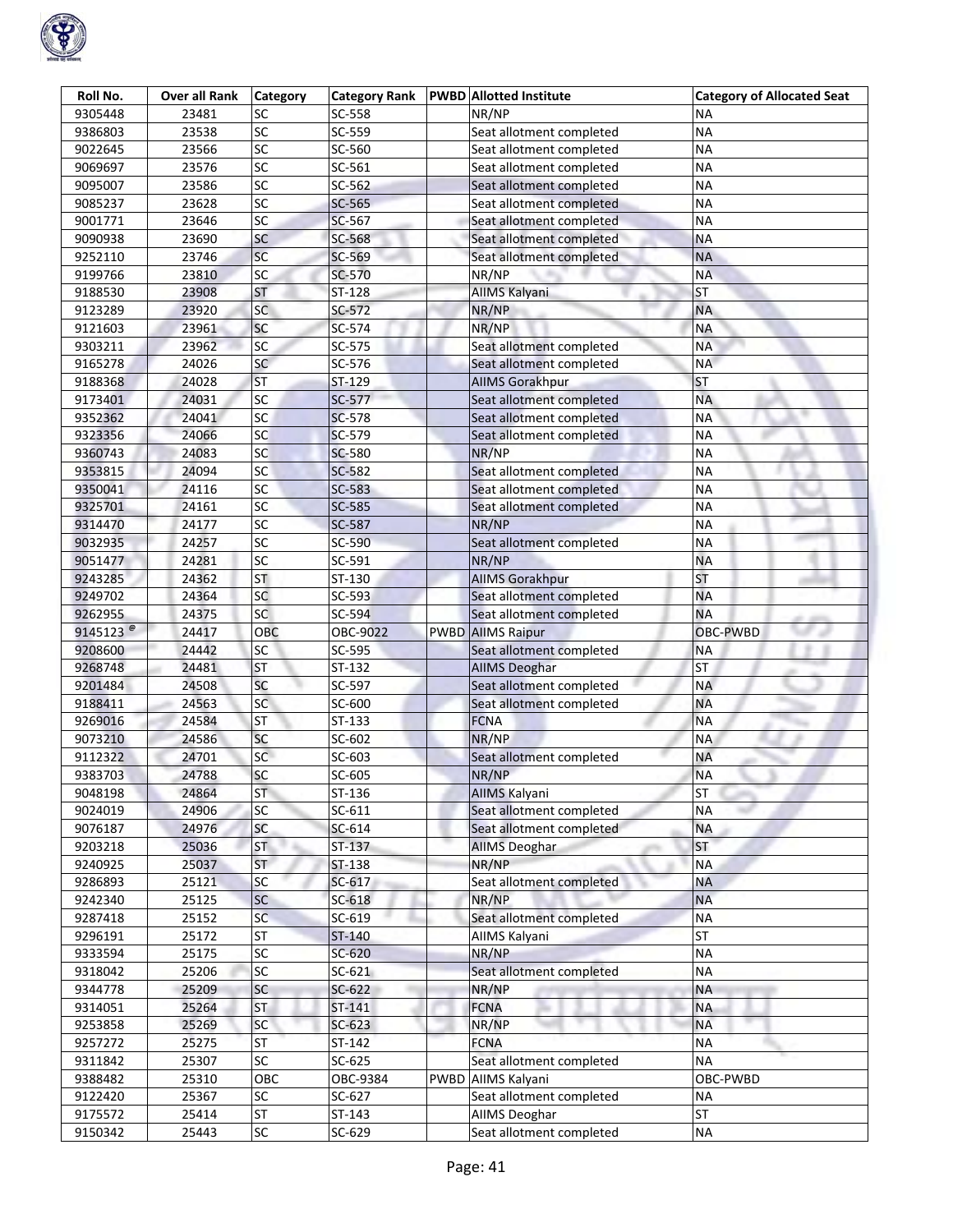| Roll No. | Over all Rank | Category | Category Rank | PWBD | Allotted Institute | Category of Allocated Seat |
|---|---|---|---|---|---|---|
| 9305448 | 23481 | SC | SC-558 | | NR/NP | NA |
| 9386803 | 23538 | SC | SC-559 | | Seat allotment completed | NA |
| 9022645 | 23566 | SC | SC-560 | | Seat allotment completed | NA |
| 9069697 | 23576 | SC | SC-561 | | Seat allotment completed | NA |
| 9095007 | 23586 | SC | SC-562 | | Seat allotment completed | NA |
| 9085237 | 23628 | SC | SC-565 | | Seat allotment completed | NA |
| 9001771 | 23646 | SC | SC-567 | | Seat allotment completed | NA |
| 9090938 | 23690 | SC | SC-568 | | Seat allotment completed | NA |
| 9252110 | 23746 | SC | SC-569 | | Seat allotment completed | NA |
| 9199766 | 23810 | SC | SC-570 | | NR/NP | NA |
| 9188530 | 23908 | ST | ST-128 | | AIIMS Kalyani | ST |
| 9123289 | 23920 | SC | SC-572 | | NR/NP | NA |
| 9121603 | 23961 | SC | SC-574 | | NR/NP | NA |
| 9303211 | 23962 | SC | SC-575 | | Seat allotment completed | NA |
| 9165278 | 24026 | SC | SC-576 | | Seat allotment completed | NA |
| 9188368 | 24028 | ST | ST-129 | | AIIMS Gorakhpur | ST |
| 9173401 | 24031 | SC | SC-577 | | Seat allotment completed | NA |
| 9352362 | 24041 | SC | SC-578 | | Seat allotment completed | NA |
| 9323356 | 24066 | SC | SC-579 | | Seat allotment completed | NA |
| 9360743 | 24083 | SC | SC-580 | | NR/NP | NA |
| 9353815 | 24094 | SC | SC-582 | | Seat allotment completed | NA |
| 9350041 | 24116 | SC | SC-583 | | Seat allotment completed | NA |
| 9325701 | 24161 | SC | SC-585 | | Seat allotment completed | NA |
| 9314470 | 24177 | SC | SC-587 | | NR/NP | NA |
| 9032935 | 24257 | SC | SC-590 | | Seat allotment completed | NA |
| 9051477 | 24281 | SC | SC-591 | | NR/NP | NA |
| 9243285 | 24362 | ST | ST-130 | | AIIMS Gorakhpur | ST |
| 9249702 | 24364 | SC | SC-593 | | Seat allotment completed | NA |
| 9262955 | 24375 | SC | SC-594 | | Seat allotment completed | NA |
| 9145123 @ | 24417 | OBC | OBC-9022 | PWBD | AIIMS Raipur | OBC-PWBD |
| 9208600 | 24442 | SC | SC-595 | | Seat allotment completed | NA |
| 9268748 | 24481 | ST | ST-132 | | AIIMS Deoghar | ST |
| 9201484 | 24508 | SC | SC-597 | | Seat allotment completed | NA |
| 9188411 | 24563 | SC | SC-600 | | Seat allotment completed | NA |
| 9269016 | 24584 | ST | ST-133 | | FCNA | NA |
| 9073210 | 24586 | SC | SC-602 | | NR/NP | NA |
| 9112322 | 24701 | SC | SC-603 | | Seat allotment completed | NA |
| 9383703 | 24788 | SC | SC-605 | | NR/NP | NA |
| 9048198 | 24864 | ST | ST-136 | | AIIMS Kalyani | ST |
| 9024019 | 24906 | SC | SC-611 | | Seat allotment completed | NA |
| 9076187 | 24976 | SC | SC-614 | | Seat allotment completed | NA |
| 9203218 | 25036 | ST | ST-137 | | AIIMS Deoghar | ST |
| 9240925 | 25037 | ST | ST-138 | | NR/NP | NA |
| 9286893 | 25121 | SC | SC-617 | | Seat allotment completed | NA |
| 9242340 | 25125 | SC | SC-618 | | NR/NP | NA |
| 9287418 | 25152 | SC | SC-619 | | Seat allotment completed | NA |
| 9296191 | 25172 | ST | ST-140 | | AIIMS Kalyani | ST |
| 9333594 | 25175 | SC | SC-620 | | NR/NP | NA |
| 9318042 | 25206 | SC | SC-621 | | Seat allotment completed | NA |
| 9344778 | 25209 | SC | SC-622 | | NR/NP | NA |
| 9314051 | 25264 | ST | ST-141 | | FCNA | NA |
| 9253858 | 25269 | SC | SC-623 | | NR/NP | NA |
| 9257272 | 25275 | ST | ST-142 | | FCNA | NA |
| 9311842 | 25307 | SC | SC-625 | | Seat allotment completed | NA |
| 9388482 | 25310 | OBC | OBC-9384 | PWBD | AIIMS Kalyani | OBC-PWBD |
| 9122420 | 25367 | SC | SC-627 | | Seat allotment completed | NA |
| 9175572 | 25414 | ST | ST-143 | | AIIMS Deoghar | ST |
| 9150342 | 25443 | SC | SC-629 | | Seat allotment completed | NA |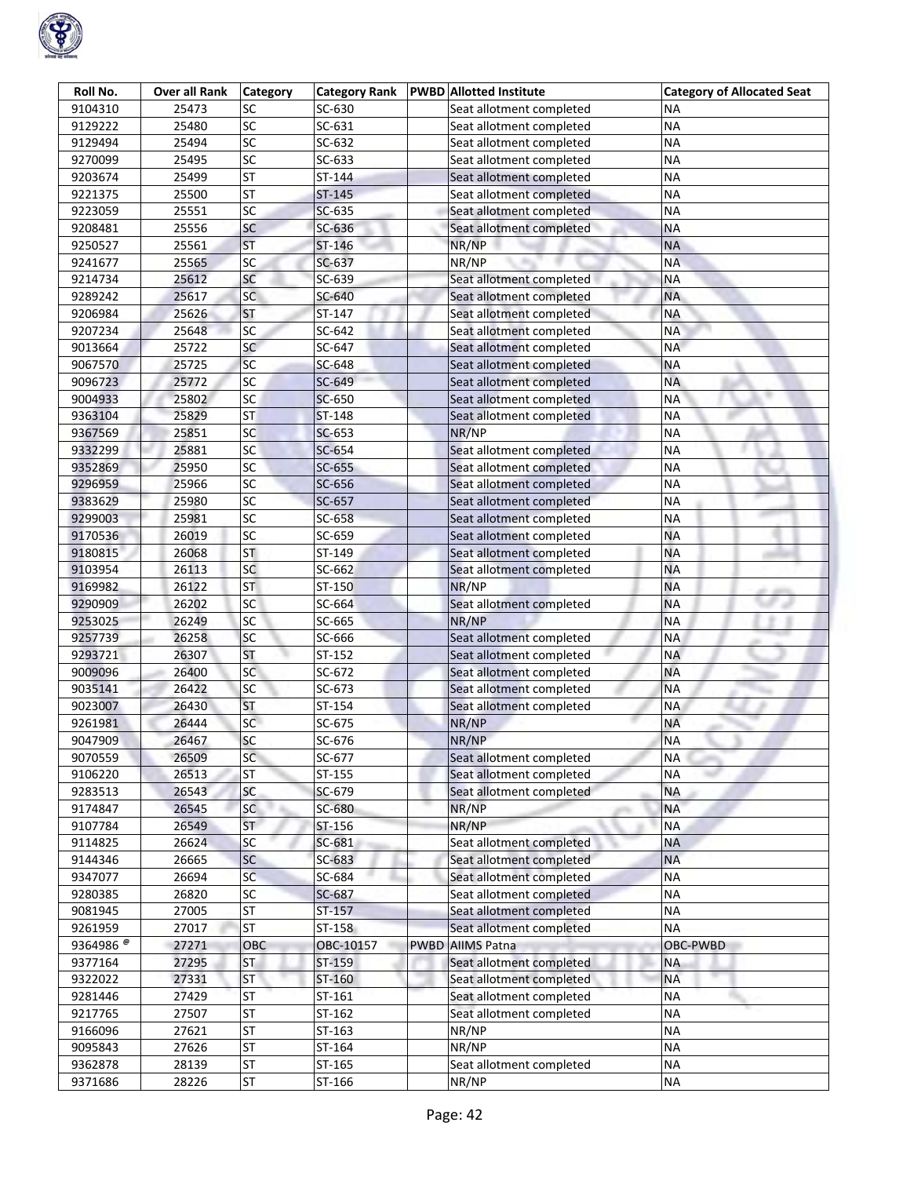| Roll No. | Over all Rank | Category | Category Rank | PWBD | Allotted Institute | Category of Allocated Seat |
|---|---|---|---|---|---|---|
| 9104310 | 25473 | SC | SC-630 | | Seat allotment completed | NA |
| 9129222 | 25480 | SC | SC-631 | | Seat allotment completed | NA |
| 9129494 | 25494 | SC | SC-632 | | Seat allotment completed | NA |
| 9270099 | 25495 | SC | SC-633 | | Seat allotment completed | NA |
| 9203674 | 25499 | ST | ST-144 | | Seat allotment completed | NA |
| 9221375 | 25500 | ST | ST-145 | | Seat allotment completed | NA |
| 9223059 | 25551 | SC | SC-635 | | Seat allotment completed | NA |
| 9208481 | 25556 | SC | SC-636 | | Seat allotment completed | NA |
| 9250527 | 25561 | ST | ST-146 | | NR/NP | NA |
| 9241677 | 25565 | SC | SC-637 | | NR/NP | NA |
| 9214734 | 25612 | SC | SC-639 | | Seat allotment completed | NA |
| 9289242 | 25617 | SC | SC-640 | | Seat allotment completed | NA |
| 9206984 | 25626 | ST | ST-147 | | Seat allotment completed | NA |
| 9207234 | 25648 | SC | SC-642 | | Seat allotment completed | NA |
| 9013664 | 25722 | SC | SC-647 | | Seat allotment completed | NA |
| 9067570 | 25725 | SC | SC-648 | | Seat allotment completed | NA |
| 9096723 | 25772 | SC | SC-649 | | Seat allotment completed | NA |
| 9004933 | 25802 | SC | SC-650 | | Seat allotment completed | NA |
| 9363104 | 25829 | ST | ST-148 | | Seat allotment completed | NA |
| 9367569 | 25851 | SC | SC-653 | | NR/NP | NA |
| 9332299 | 25881 | SC | SC-654 | | Seat allotment completed | NA |
| 9352869 | 25950 | SC | SC-655 | | Seat allotment completed | NA |
| 9296959 | 25966 | SC | SC-656 | | Seat allotment completed | NA |
| 9383629 | 25980 | SC | SC-657 | | Seat allotment completed | NA |
| 9299003 | 25981 | SC | SC-658 | | Seat allotment completed | NA |
| 9170536 | 26019 | SC | SC-659 | | Seat allotment completed | NA |
| 9180815 | 26068 | ST | ST-149 | | Seat allotment completed | NA |
| 9103954 | 26113 | SC | SC-662 | | Seat allotment completed | NA |
| 9169982 | 26122 | ST | ST-150 | | NR/NP | NA |
| 9290909 | 26202 | SC | SC-664 | | Seat allotment completed | NA |
| 9253025 | 26249 | SC | SC-665 | | NR/NP | NA |
| 9257739 | 26258 | SC | SC-666 | | Seat allotment completed | NA |
| 9293721 | 26307 | ST | ST-152 | | Seat allotment completed | NA |
| 9009096 | 26400 | SC | SC-672 | | Seat allotment completed | NA |
| 9035141 | 26422 | SC | SC-673 | | Seat allotment completed | NA |
| 9023007 | 26430 | ST | ST-154 | | Seat allotment completed | NA |
| 9261981 | 26444 | SC | SC-675 | | NR/NP | NA |
| 9047909 | 26467 | SC | SC-676 | | NR/NP | NA |
| 9070559 | 26509 | SC | SC-677 | | Seat allotment completed | NA |
| 9106220 | 26513 | ST | ST-155 | | Seat allotment completed | NA |
| 9283513 | 26543 | SC | SC-679 | | Seat allotment completed | NA |
| 9174847 | 26545 | SC | SC-680 | | NR/NP | NA |
| 9107784 | 26549 | ST | ST-156 | | NR/NP | NA |
| 9114825 | 26624 | SC | SC-681 | | Seat allotment completed | NA |
| 9144346 | 26665 | SC | SC-683 | | Seat allotment completed | NA |
| 9347077 | 26694 | SC | SC-684 | | Seat allotment completed | NA |
| 9280385 | 26820 | SC | SC-687 | | Seat allotment completed | NA |
| 9081945 | 27005 | ST | ST-157 | | Seat allotment completed | NA |
| 9261959 | 27017 | ST | ST-158 | | Seat allotment completed | NA |
| 9364986 @ | 27271 | OBC | OBC-10157 | PWBD | AIIMS Patna | OBC-PWBD |
| 9377164 | 27295 | ST | ST-159 | | Seat allotment completed | NA |
| 9322022 | 27331 | ST | ST-160 | | Seat allotment completed | NA |
| 9281446 | 27429 | ST | ST-161 | | Seat allotment completed | NA |
| 9217765 | 27507 | ST | ST-162 | | Seat allotment completed | NA |
| 9166096 | 27621 | ST | ST-163 | | NR/NP | NA |
| 9095843 | 27626 | ST | ST-164 | | NR/NP | NA |
| 9362878 | 28139 | ST | ST-165 | | Seat allotment completed | NA |
| 9371686 | 28226 | ST | ST-166 | | NR/NP | NA |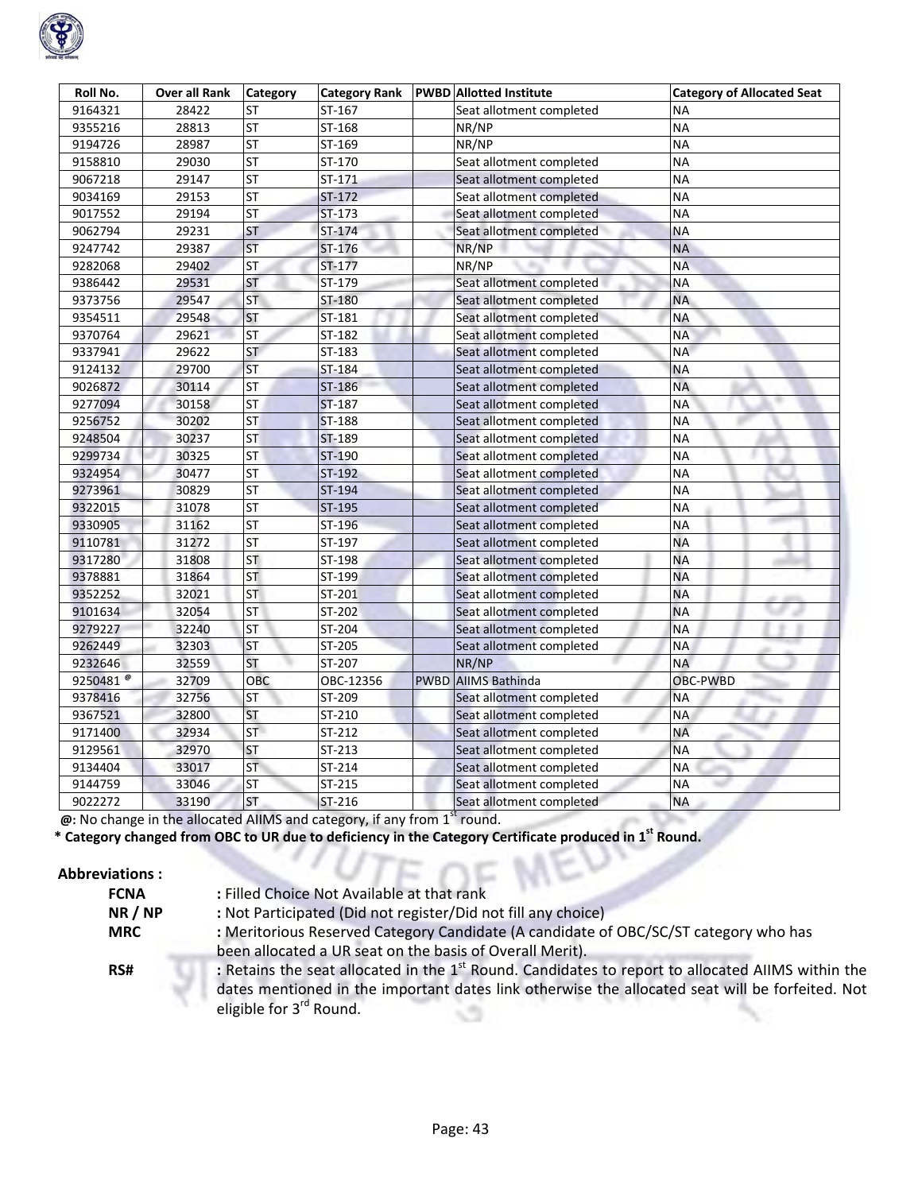| Roll No. | Over all Rank | Category | Category Rank | PWBD | Allotted Institute | Category of Allocated Seat |
|---|---|---|---|---|---|---|
| 9164321 | 28422 | ST | ST-167 | | Seat allotment completed | NA |
| 9355216 | 28813 | ST | ST-168 | | NR/NP | NA |
| 9194726 | 28987 | ST | ST-169 | | NR/NP | NA |
| 9158810 | 29030 | ST | ST-170 | | Seat allotment completed | NA |
| 9067218 | 29147 | ST | ST-171 | | Seat allotment completed | NA |
| 9034169 | 29153 | ST | ST-172 | | Seat allotment completed | NA |
| 9017552 | 29194 | ST | ST-173 | | Seat allotment completed | NA |
| 9062794 | 29231 | ST | ST-174 | | Seat allotment completed | NA |
| 9247742 | 29387 | ST | ST-176 | | NR/NP | NA |
| 9282068 | 29402 | ST | ST-177 | | NR/NP | NA |
| 9386442 | 29531 | ST | ST-179 | | Seat allotment completed | NA |
| 9373756 | 29547 | ST | ST-180 | | Seat allotment completed | NA |
| 9354511 | 29548 | ST | ST-181 | | Seat allotment completed | NA |
| 9370764 | 29621 | ST | ST-182 | | Seat allotment completed | NA |
| 9337941 | 29622 | ST | ST-183 | | Seat allotment completed | NA |
| 9124132 | 29700 | ST | ST-184 | | Seat allotment completed | NA |
| 9026872 | 30114 | ST | ST-186 | | Seat allotment completed | NA |
| 9277094 | 30158 | ST | ST-187 | | Seat allotment completed | NA |
| 9256752 | 30202 | ST | ST-188 | | Seat allotment completed | NA |
| 9248504 | 30237 | ST | ST-189 | | Seat allotment completed | NA |
| 9299734 | 30325 | ST | ST-190 | | Seat allotment completed | NA |
| 9324954 | 30477 | ST | ST-192 | | Seat allotment completed | NA |
| 9273961 | 30829 | ST | ST-194 | | Seat allotment completed | NA |
| 9322015 | 31078 | ST | ST-195 | | Seat allotment completed | NA |
| 9330905 | 31162 | ST | ST-196 | | Seat allotment completed | NA |
| 9110781 | 31272 | ST | ST-197 | | Seat allotment completed | NA |
| 9317280 | 31808 | ST | ST-198 | | Seat allotment completed | NA |
| 9378881 | 31864 | ST | ST-199 | | Seat allotment completed | NA |
| 9352252 | 32021 | ST | ST-201 | | Seat allotment completed | NA |
| 9101634 | 32054 | ST | ST-202 | | Seat allotment completed | NA |
| 9279227 | 32240 | ST | ST-204 | | Seat allotment completed | NA |
| 9262449 | 32303 | ST | ST-205 | | Seat allotment completed | NA |
| 9232646 | 32559 | ST | ST-207 | | NR/NP | NA |
| 9250481 @ | 32709 | OBC | OBC-12356 | PWBD | AIIMS Bathinda | OBC-PWBD |
| 9378416 | 32756 | ST | ST-209 | | Seat allotment completed | NA |
| 9367521 | 32800 | ST | ST-210 | | Seat allotment completed | NA |
| 9171400 | 32934 | ST | ST-212 | | Seat allotment completed | NA |
| 9129561 | 32970 | ST | ST-213 | | Seat allotment completed | NA |
| 9134404 | 33017 | ST | ST-214 | | Seat allotment completed | NA |
| 9144759 | 33046 | ST | ST-215 | | Seat allotment completed | NA |
| 9022272 | 33190 | ST | ST-216 | | Seat allotment completed | NA |

**@:** No change in the allocated AIIMS and category, if any from 1st round.

**\* Category changed from OBC to UR due to deficiency in the Category Certificate produced in 1st Round.**

**Abbreviations :**

- **FCNA** : Filled Choice Not Available at that rank
- **NR / NP** : Not Participated (Did not register/Did not fill any choice)
- **MRC** : Meritorious Reserved Category Candidate (A candidate of OBC/SC/ST category who has been allocated a UR seat on the basis of Overall Merit).
- **RS#** : Retains the seat allocated in the 1st Round. Candidates to report to allocated AIIMS within the dates mentioned in the important dates link otherwise the allocated seat will be forfeited. Not eligible for 3rd Round.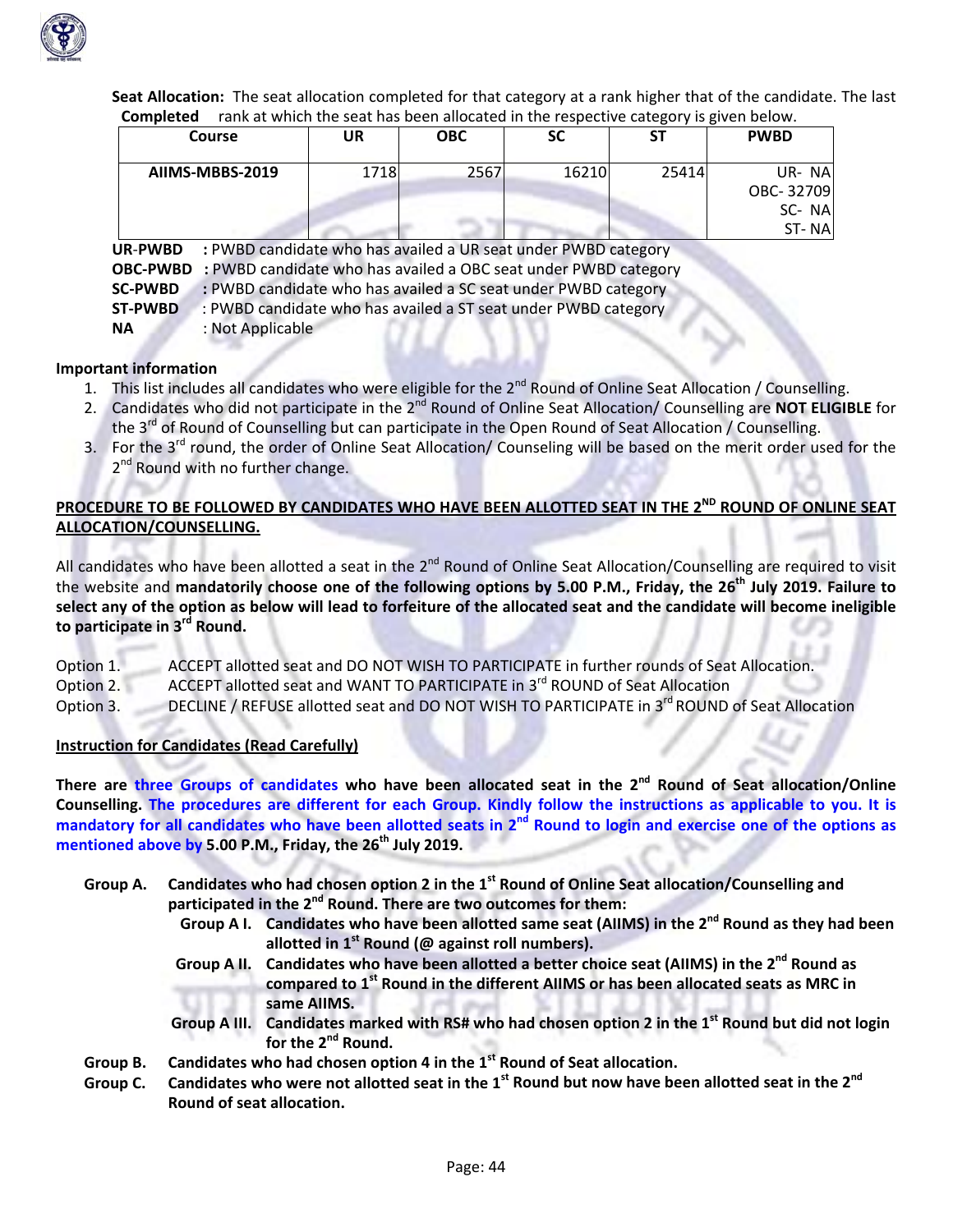**Seat Allocation:** The seat allocation completed for that category at a rank higher that of the candidate. The last **Completed** rank at which the seat has been allocated in the respective category is given below.

| Course | UR | OBC | SC | ST | PWBD |
|---|---|---|---|---|---|
| **AIIMS-MBBS-2019** | 1718 | 2567 | 16210 | 25414 | UR- NA<br>OBC- 32709<br>SC- NA<br>ST- NA |

**UR-PWBD** : PWBD candidate who has availed a UR seat under PWBD category
**OBC-PWBD** : PWBD candidate who has availed a OBC seat under PWBD category
**SC-PWBD** : PWBD candidate who has availed a SC seat under PWBD category
**ST-PWBD** : PWBD candidate who has availed a ST seat under PWBD category
**NA** : Not Applicable

**Important information**

1. This list includes all candidates who were eligible for the 2nd Round of Online Seat Allocation / Counselling.
2. Candidates who did not participate in the 2nd Round of Online Seat Allocation/ Counselling are **NOT ELIGIBLE** for the 3rd of Round of Counselling but can participate in the Open Round of Seat Allocation / Counselling.
3. For the 3rd round, the order of Online Seat Allocation/ Counseling will be based on the merit order used for the 2nd Round with no further change.

**<u>PROCEDURE TO BE FOLLOWED BY CANDIDATES WHO HAVE BEEN ALLOTTED SEAT IN THE 2ND ROUND OF ONLINE SEAT ALLOCATION/COUNSELLING.</u>**

All candidates who have been allotted a seat in the 2nd Round of Online Seat Allocation/Counselling are required to visit the website and **mandatorily choose one of the following options by 5.00 P.M., Friday, the 26th July 2019. Failure to select any of the option as below will lead to forfeiture of the allocated seat and the candidate will become ineligible to participate in 3rd Round.**

Option 1. ACCEPT allotted seat and DO NOT WISH TO PARTICIPATE in further rounds of Seat Allocation.
Option 2. ACCEPT allotted seat and WANT TO PARTICIPATE in 3rd ROUND of Seat Allocation
Option 3. DECLINE / REFUSE allotted seat and DO NOT WISH TO PARTICIPATE in 3rd ROUND of Seat Allocation

**<u>Instruction for Candidates (Read Carefully)</u>**

**There are three Groups of candidates who have been allocated seat in the 2nd Round of Seat allocation/Online Counselling. The procedures are different for each Group. Kindly follow the instructions as applicable to you. It is mandatory for all candidates who have been allotted seats in 2nd Round to login and exercise one of the options as mentioned above by 5.00 P.M., Friday, the 26th July 2019.**

- **Group A. Candidates who had chosen option 2 in the 1st Round of Online Seat allocation/Counselling and participated in the 2nd Round. There are two outcomes for them:**
  - **Group A I. Candidates who have been allotted same seat (AIIMS) in the 2nd Round as they had been allotted in 1st Round (@ against roll numbers).**
  - **Group A II. Candidates who have been allotted a better choice seat (AIIMS) in the 2nd Round as compared to 1st Round in the different AIIMS or has been allocated seats as MRC in same AIIMS.**
  - **Group A III. Candidates marked with RS# who had chosen option 2 in the 1st Round but did not login for the 2nd Round.**
- **Group B. Candidates who had chosen option 4 in the 1st Round of Seat allocation.**
- **Group C. Candidates who were not allotted seat in the 1st Round but now have been allotted seat in the 2nd Round of seat allocation.**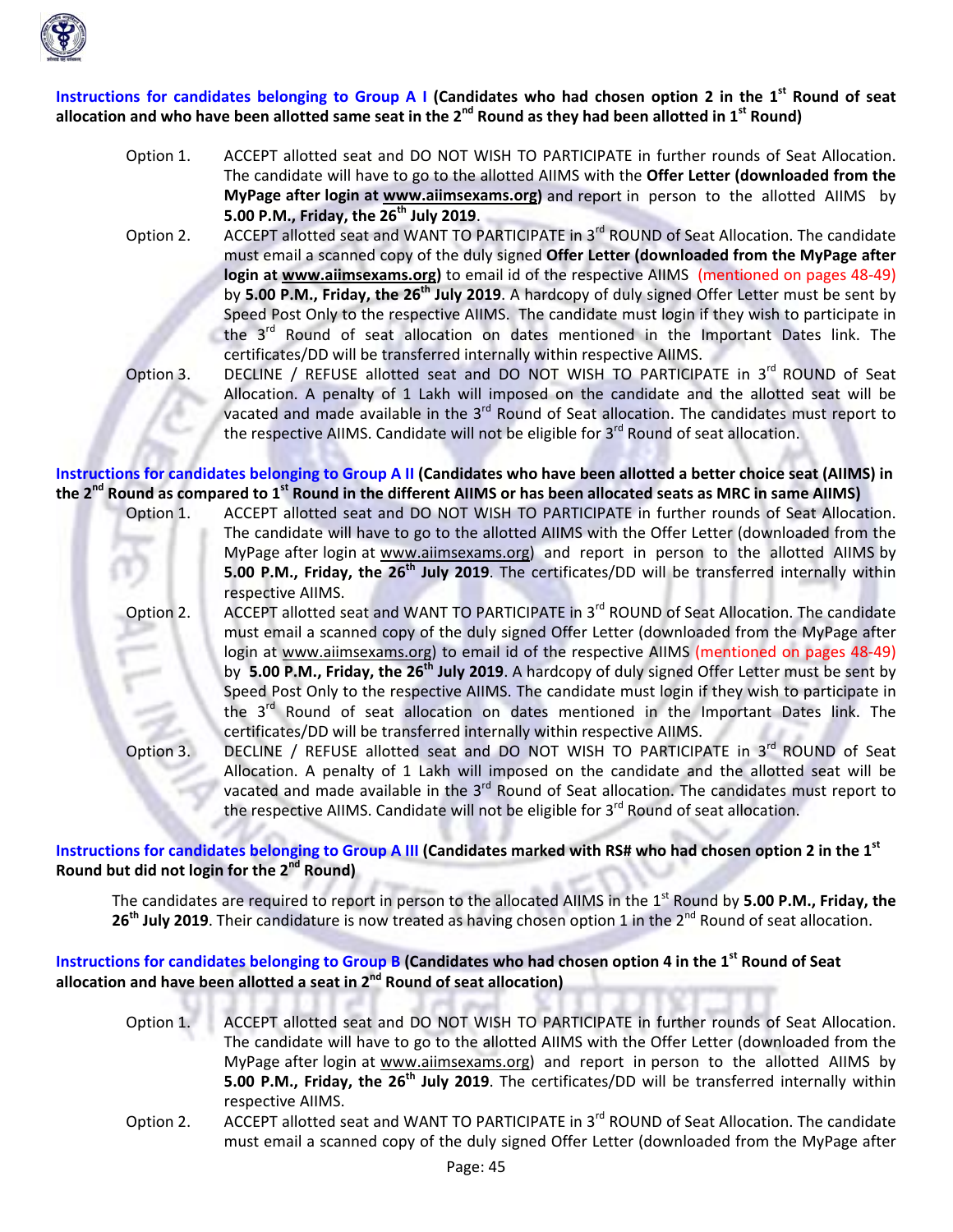**Instructions for candidates belonging to Group A I (Candidates who had chosen option 2 in the 1st Round of seat allocation and who have been allotted same seat in the 2nd Round as they had been allotted in 1st Round)**

Option 1. ACCEPT allotted seat and DO NOT WISH TO PARTICIPATE in further rounds of Seat Allocation. The candidate will have to go to the allotted AIIMS with the **Offer Letter (downloaded from the MyPage after login at www.aiimsexams.org)** and report in person to the allotted AIIMS by **5.00 P.M., Friday, the 26th July 2019**.

Option 2. ACCEPT allotted seat and WANT TO PARTICIPATE in 3rd ROUND of Seat Allocation. The candidate must email a scanned copy of the duly signed **Offer Letter (downloaded from the MyPage after login at www.aiimsexams.org)** to email id of the respective AIIMS (mentioned on pages 48-49) by **5.00 P.M., Friday, the 26th July 2019**. A hardcopy of duly signed Offer Letter must be sent by Speed Post Only to the respective AIIMS. The candidate must login if they wish to participate in the 3rd Round of seat allocation on dates mentioned in the Important Dates link. The certificates/DD will be transferred internally within respective AIIMS.

Option 3. DECLINE / REFUSE allotted seat and DO NOT WISH TO PARTICIPATE in 3rd ROUND of Seat Allocation. A penalty of 1 Lakh will imposed on the candidate and the allotted seat will be vacated and made available in the 3rd Round of Seat allocation. The candidates must report to the respective AIIMS. Candidate will not be eligible for 3rd Round of seat allocation.

**Instructions for candidates belonging to Group A II (Candidates who have been allotted a better choice seat (AIIMS) in the 2nd Round as compared to 1st Round in the different AIIMS or has been allocated seats as MRC in same AIIMS)**

Option 1. ACCEPT allotted seat and DO NOT WISH TO PARTICIPATE in further rounds of Seat Allocation. The candidate will have to go to the allotted AIIMS with the Offer Letter (downloaded from the MyPage after login at www.aiimsexams.org) and report in person to the allotted AIIMS by **5.00 P.M., Friday, the 26th July 2019**. The certificates/DD will be transferred internally within respective AIIMS.

Option 2. ACCEPT allotted seat and WANT TO PARTICIPATE in 3rd ROUND of Seat Allocation. The candidate must email a scanned copy of the duly signed Offer Letter (downloaded from the MyPage after login at www.aiimsexams.org) to email id of the respective AIIMS (mentioned on pages 48-49) by **5.00 P.M., Friday, the 26th July 2019**. A hardcopy of duly signed Offer Letter must be sent by Speed Post Only to the respective AIIMS. The candidate must login if they wish to participate in the 3rd Round of seat allocation on dates mentioned in the Important Dates link. The certificates/DD will be transferred internally within respective AIIMS.

Option 3. DECLINE / REFUSE allotted seat and DO NOT WISH TO PARTICIPATE in 3rd ROUND of Seat Allocation. A penalty of 1 Lakh will imposed on the candidate and the allotted seat will be vacated and made available in the 3rd Round of Seat allocation. The candidates must report to the respective AIIMS. Candidate will not be eligible for 3rd Round of seat allocation.

**Instructions for candidates belonging to Group A III (Candidates marked with RS# who had chosen option 2 in the 1st Round but did not login for the 2nd Round)**

The candidates are required to report in person to the allocated AIIMS in the 1st Round by **5.00 P.M., Friday, the 26th July 2019**. Their candidature is now treated as having chosen option 1 in the 2nd Round of seat allocation.

**Instructions for candidates belonging to Group B (Candidates who had chosen option 4 in the 1st Round of Seat allocation and have been allotted a seat in 2nd Round of seat allocation)**

Option 1. ACCEPT allotted seat and DO NOT WISH TO PARTICIPATE in further rounds of Seat Allocation. The candidate will have to go to the allotted AIIMS with the Offer Letter (downloaded from the MyPage after login at www.aiimsexams.org) and report in person to the allotted AIIMS by **5.00 P.M., Friday, the 26th July 2019**. The certificates/DD will be transferred internally within respective AIIMS.

Option 2. ACCEPT allotted seat and WANT TO PARTICIPATE in 3rd ROUND of Seat Allocation. The candidate must email a scanned copy of the duly signed Offer Letter (downloaded from the MyPage after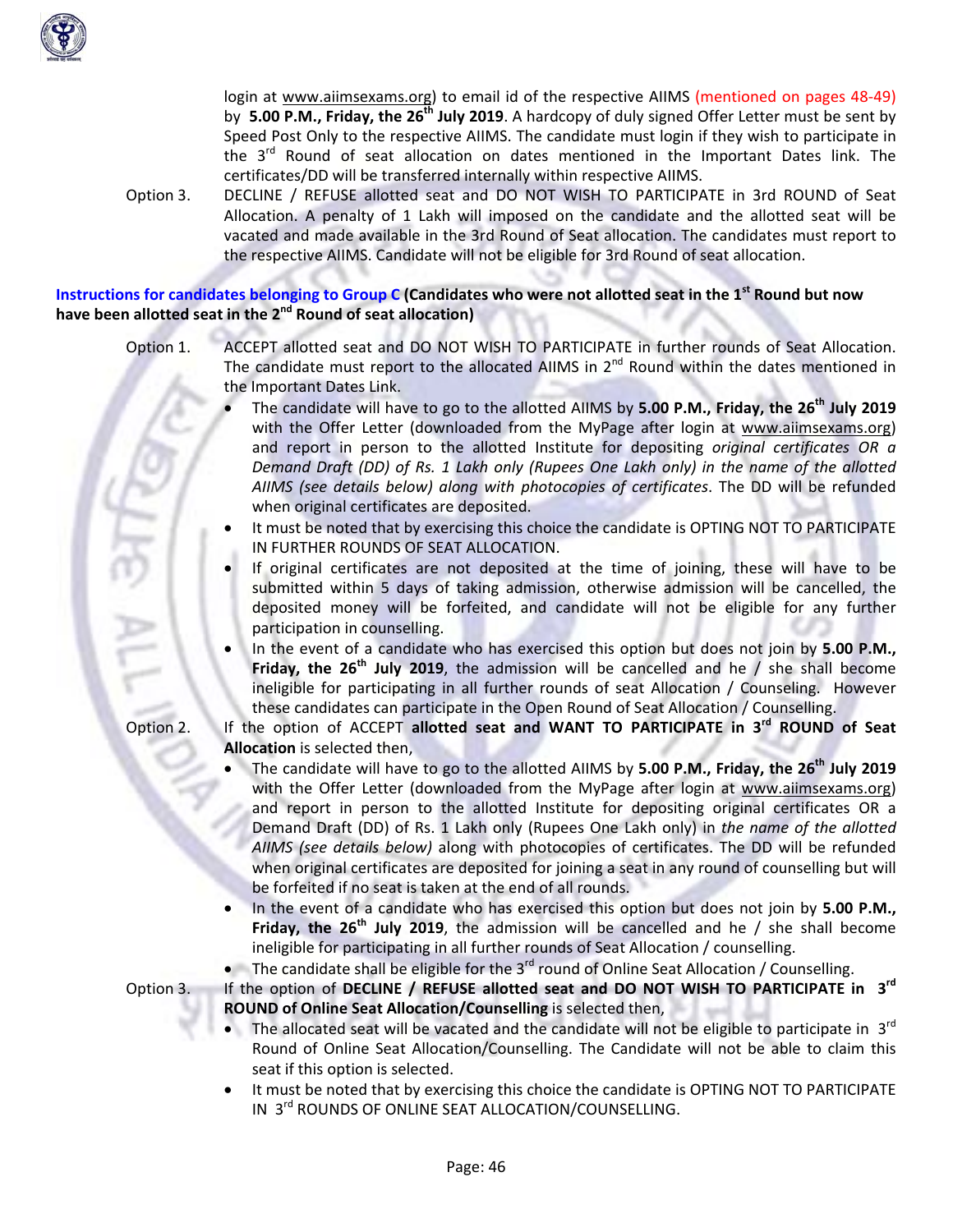login at www.aiimsexams.org) to email id of the respective AIIMS (mentioned on pages 48-49) by **5.00 P.M., Friday, the 26th July 2019**. A hardcopy of duly signed Offer Letter must be sent by Speed Post Only to the respective AIIMS. The candidate must login if they wish to participate in the 3rd Round of seat allocation on dates mentioned in the Important Dates link. The certificates/DD will be transferred internally within respective AIIMS.

Option 3. DECLINE / REFUSE allotted seat and DO NOT WISH TO PARTICIPATE in 3rd ROUND of Seat Allocation. A penalty of 1 Lakh will imposed on the candidate and the allotted seat will be vacated and made available in the 3rd Round of Seat allocation. The candidates must report to the respective AIIMS. Candidate will not be eligible for 3rd Round of seat allocation.

**Instructions for candidates belonging to Group C (Candidates who were not allotted seat in the 1st Round but now have been allotted seat in the 2nd Round of seat allocation)**

Option 1. ACCEPT allotted seat and DO NOT WISH TO PARTICIPATE in further rounds of Seat Allocation. The candidate must report to the allocated AIIMS in 2nd Round within the dates mentioned in the Important Dates Link.

- The candidate will have to go to the allotted AIIMS by **5.00 P.M., Friday, the 26th July 2019** with the Offer Letter (downloaded from the MyPage after login at www.aiimsexams.org) and report in person to the allotted Institute for depositing *original certificates OR a Demand Draft (DD) of Rs. 1 Lakh only (Rupees One Lakh only) in the name of the allotted AIIMS (see details below) along with photocopies of certificates*. The DD will be refunded when original certificates are deposited.
- It must be noted that by exercising this choice the candidate is OPTING NOT TO PARTICIPATE IN FURTHER ROUNDS OF SEAT ALLOCATION.
- If original certificates are not deposited at the time of joining, these will have to be submitted within 5 days of taking admission, otherwise admission will be cancelled, the deposited money will be forfeited, and candidate will not be eligible for any further participation in counselling.
- In the event of a candidate who has exercised this option but does not join by **5.00 P.M., Friday, the 26th July 2019**, the admission will be cancelled and he / she shall become ineligible for participating in all further rounds of seat Allocation / Counseling. However these candidates can participate in the Open Round of Seat Allocation / Counselling.

Option 2. If the option of ACCEPT **allotted seat and WANT TO PARTICIPATE in 3rd ROUND of Seat Allocation** is selected then,

- The candidate will have to go to the allotted AIIMS by **5.00 P.M., Friday, the 26th July 2019** with the Offer Letter (downloaded from the MyPage after login at www.aiimsexams.org) and report in person to the allotted Institute for depositing original certificates OR a Demand Draft (DD) of Rs. 1 Lakh only (Rupees One Lakh only) in *the name of the allotted AIIMS (see details below)* along with photocopies of certificates. The DD will be refunded when original certificates are deposited for joining a seat in any round of counselling but will be forfeited if no seat is taken at the end of all rounds.
- In the event of a candidate who has exercised this option but does not join by **5.00 P.M., Friday, the 26th July 2019**, the admission will be cancelled and he / she shall become ineligible for participating in all further rounds of Seat Allocation / counselling.
- The candidate shall be eligible for the 3rd round of Online Seat Allocation / Counselling.

Option 3. If the option of **DECLINE / REFUSE allotted seat and DO NOT WISH TO PARTICIPATE in 3rd ROUND of Online Seat Allocation/Counselling** is selected then,

- The allocated seat will be vacated and the candidate will not be eligible to participate in 3rd Round of Online Seat Allocation/Counselling. The Candidate will not be able to claim this seat if this option is selected.
- It must be noted that by exercising this choice the candidate is OPTING NOT TO PARTICIPATE IN 3rd ROUNDS OF ONLINE SEAT ALLOCATION/COUNSELLING.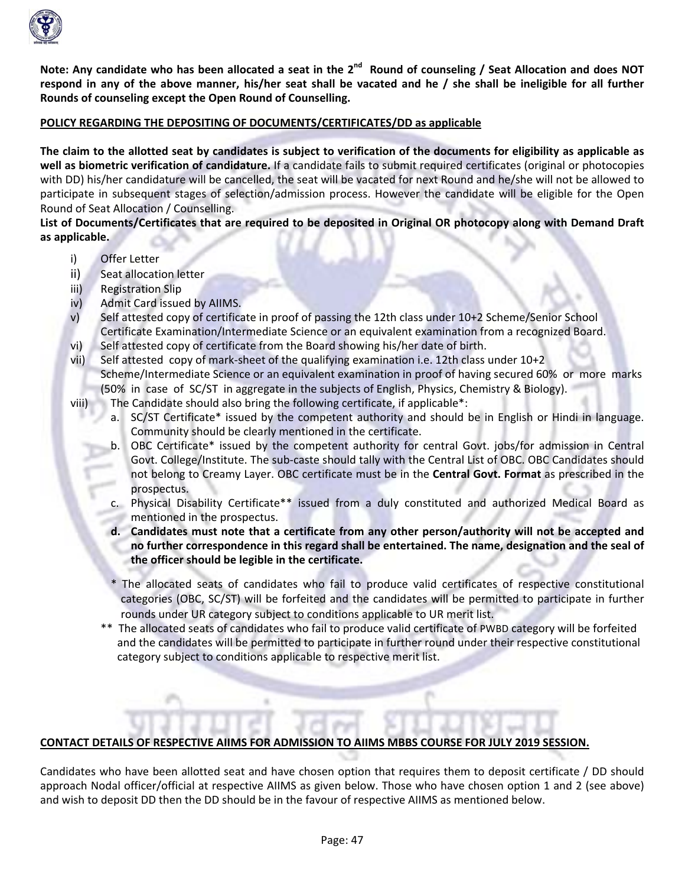**Note: Any candidate who has been allocated a seat in the 2nd Round of counseling / Seat Allocation and does NOT respond in any of the above manner, his/her seat shall be vacated and he / she shall be ineligible for all further Rounds of counseling except the Open Round of Counselling.**

**POLICY REGARDING THE DEPOSITING OF DOCUMENTS/CERTIFICATES/DD as applicable**

**The claim to the allotted seat by candidates is subject to verification of the documents for eligibility as applicable as well as biometric verification of candidature.** If a candidate fails to submit required certificates (original or photocopies with DD) his/her candidature will be cancelled, the seat will be vacated for next Round and he/she will not be allowed to participate in subsequent stages of selection/admission process. However the candidate will be eligible for the Open Round of Seat Allocation / Counselling.

**List of Documents/Certificates that are required to be deposited in Original OR photocopy along with Demand Draft as applicable.**

i) Offer Letter
ii) Seat allocation letter
iii) Registration Slip
iv) Admit Card issued by AIIMS.
v) Self attested copy of certificate in proof of passing the 12th class under 10+2 Scheme/Senior School Certificate Examination/Intermediate Science or an equivalent examination from a recognized Board.
vi) Self attested copy of certificate from the Board showing his/her date of birth.
vii) Self attested copy of mark-sheet of the qualifying examination i.e. 12th class under 10+2 Scheme/Intermediate Science or an equivalent examination in proof of having secured 60% or more marks (50% in case of SC/ST in aggregate in the subjects of English, Physics, Chemistry & Biology).
viii) The Candidate should also bring the following certificate, if applicable*:
   a. SC/ST Certificate* issued by the competent authority and should be in English or Hindi in language. Community should be clearly mentioned in the certificate.
   b. OBC Certificate* issued by the competent authority for central Govt. jobs/for admission in Central Govt. College/Institute. The sub-caste should tally with the Central List of OBC. OBC Candidates should not belong to Creamy Layer. OBC certificate must be in the **Central Govt. Format** as prescribed in the prospectus.
   c. Physical Disability Certificate** issued from a duly constituted and authorized Medical Board as mentioned in the prospectus.
   **d. Candidates must note that a certificate from any other person/authority will not be accepted and no further correspondence in this regard shall be entertained. The name, designation and the seal of the officer should be legible in the certificate.**

   \* The allocated seats of candidates who fail to produce valid certificates of respective constitutional categories (OBC, SC/ST) will be forfeited and the candidates will be permitted to participate in further rounds under UR category subject to conditions applicable to UR merit list.

   ** The allocated seats of candidates who fail to produce valid certificate of PWBD category will be forfeited and the candidates will be permitted to participate in further round under their respective constitutional category subject to conditions applicable to respective merit list.

**CONTACT DETAILS OF RESPECTIVE AIIMS FOR ADMISSION TO AIIMS MBBS COURSE FOR JULY 2019 SESSION.**

Candidates who have been allotted seat and have chosen option that requires them to deposit certificate / DD should approach Nodal officer/official at respective AIIMS as given below. Those who have chosen option 1 and 2 (see above) and wish to deposit DD then the DD should be in the favour of respective AIIMS as mentioned below.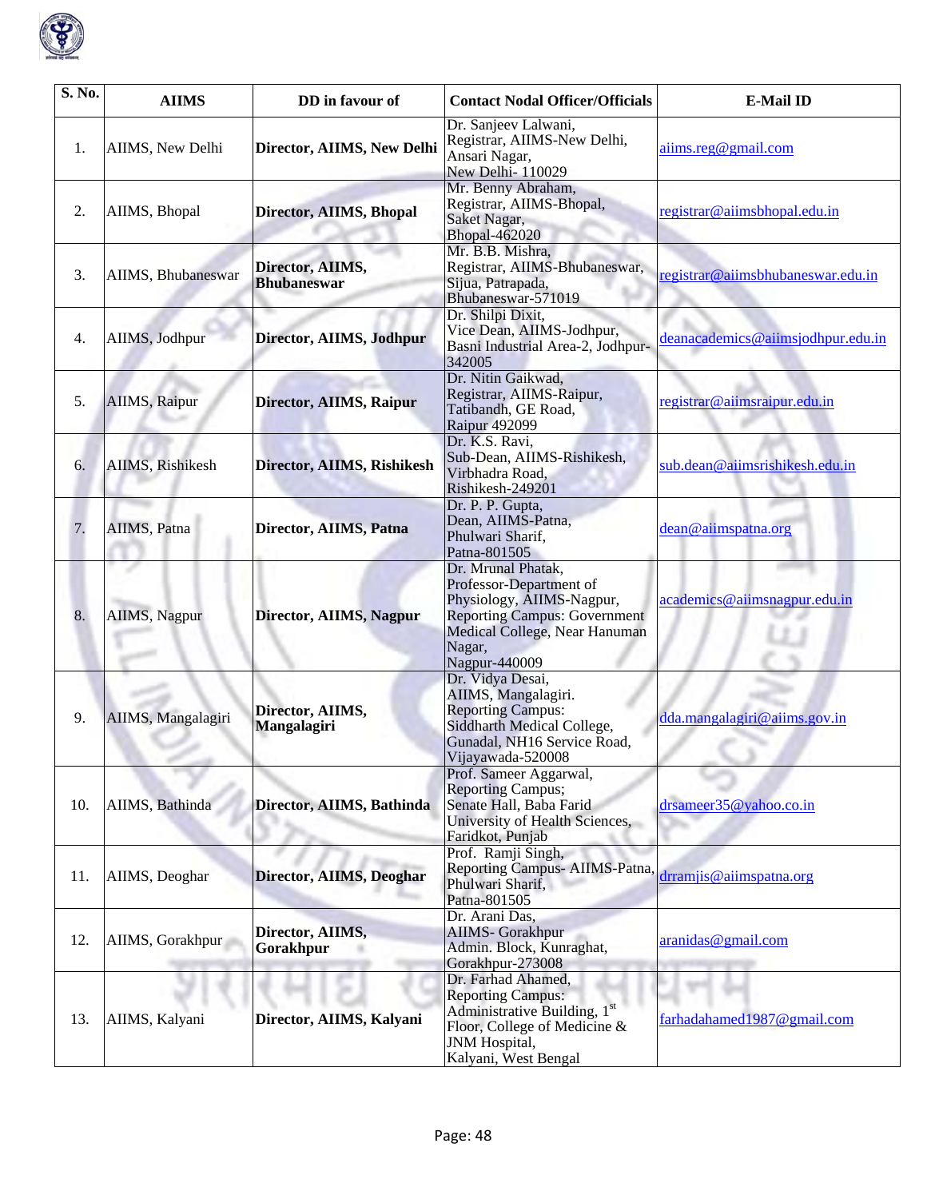| S. No. | AIIMS | DD in favour of | Contact Nodal Officer/Officials | E-Mail ID |
|---|---|---|---|---|
| 1. | AIIMS, New Delhi | **Director, AIIMS, New Delhi** | Dr. Sanjeev Lalwani, Registrar, AIIMS-New Delhi, Ansari Nagar, New Delhi- 110029 | aiims.reg@gmail.com |
| 2. | AIIMS, Bhopal | **Director, AIIMS, Bhopal** | Mr. Benny Abraham, Registrar, AIIMS-Bhopal, Saket Nagar, Bhopal-462020 | registrar@aiimsbhopal.edu.in |
| 3. | AIIMS, Bhubaneswar | **Director, AIIMS, Bhubaneswar** | Mr. B.B. Mishra, Registrar, AIIMS-Bhubaneswar, Sijua, Patrapada, Bhubaneswar-571019 | registrar@aiimsbhubaneswar.edu.in |
| 4. | AIIMS, Jodhpur | **Director, AIIMS, Jodhpur** | Dr. Shilpi Dixit, Vice Dean, AIIMS-Jodhpur, Basni Industrial Area-2, Jodhpur-342005 | deanacademics@aiimsjodhpur.edu.in |
| 5. | AIIMS, Raipur | **Director, AIIMS, Raipur** | Dr. Nitin Gaikwad, Registrar, AIIMS-Raipur, Tatibandh, GE Road, Raipur 492099 | registrar@aiimsraipur.edu.in |
| 6. | AIIMS, Rishikesh | **Director, AIIMS, Rishikesh** | Dr. K.S. Ravi, Sub-Dean, AIIMS-Rishikesh, Virbhadra Road, Rishikesh-249201 | sub.dean@aiimsrishikesh.edu.in |
| 7. | AIIMS, Patna | **Director, AIIMS, Patna** | Dr. P. P. Gupta, Dean, AIIMS-Patna, Phulwari Sharif, Patna-801505 | dean@aiimspatna.org |
| 8. | AIIMS, Nagpur | **Director, AIIMS, Nagpur** | Dr. Mrunal Phatak, Professor-Department of Physiology, AIIMS-Nagpur, Reporting Campus: Government Medical College, Near Hanuman Nagar, Nagpur-440009 | academics@aiimsnagpur.edu.in |
| 9. | AIIMS, Mangalagiri | **Director, AIIMS, Mangalagiri** | Dr. Vidya Desai, AIIMS, Mangalagiri. Reporting Campus: Siddharth Medical College, Gunadal, NH16 Service Road, Vijayawada-520008 | dda.mangalagiri@aiims.gov.in |
| 10. | AIIMS, Bathinda | **Director, AIIMS, Bathinda** | Prof. Sameer Aggarwal, Reporting Campus; Senate Hall, Baba Farid University of Health Sciences, Faridkot, Punjab | drsameer35@yahoo.co.in |
| 11. | AIIMS, Deoghar | **Director, AIIMS, Deoghar** | Prof. Ramji Singh, Reporting Campus- AIIMS-Patna, Phulwari Sharif, Patna-801505 | drramjis@aiimspatna.org |
| 12. | AIIMS, Gorakhpur | **Director, AIIMS, Gorakhpur** | Dr. Arani Das, AIIMS- Gorakhpur Admin. Block, Kunraghat, Gorakhpur-273008 | aranidas@gmail.com |
| 13. | AIIMS, Kalyani | **Director, AIIMS, Kalyani** | Dr. Farhad Ahamed, Reporting Campus: Administrative Building, 1st Floor, College of Medicine & JNM Hospital, Kalyani, West Bengal | farhadahamed1987@gmail.com |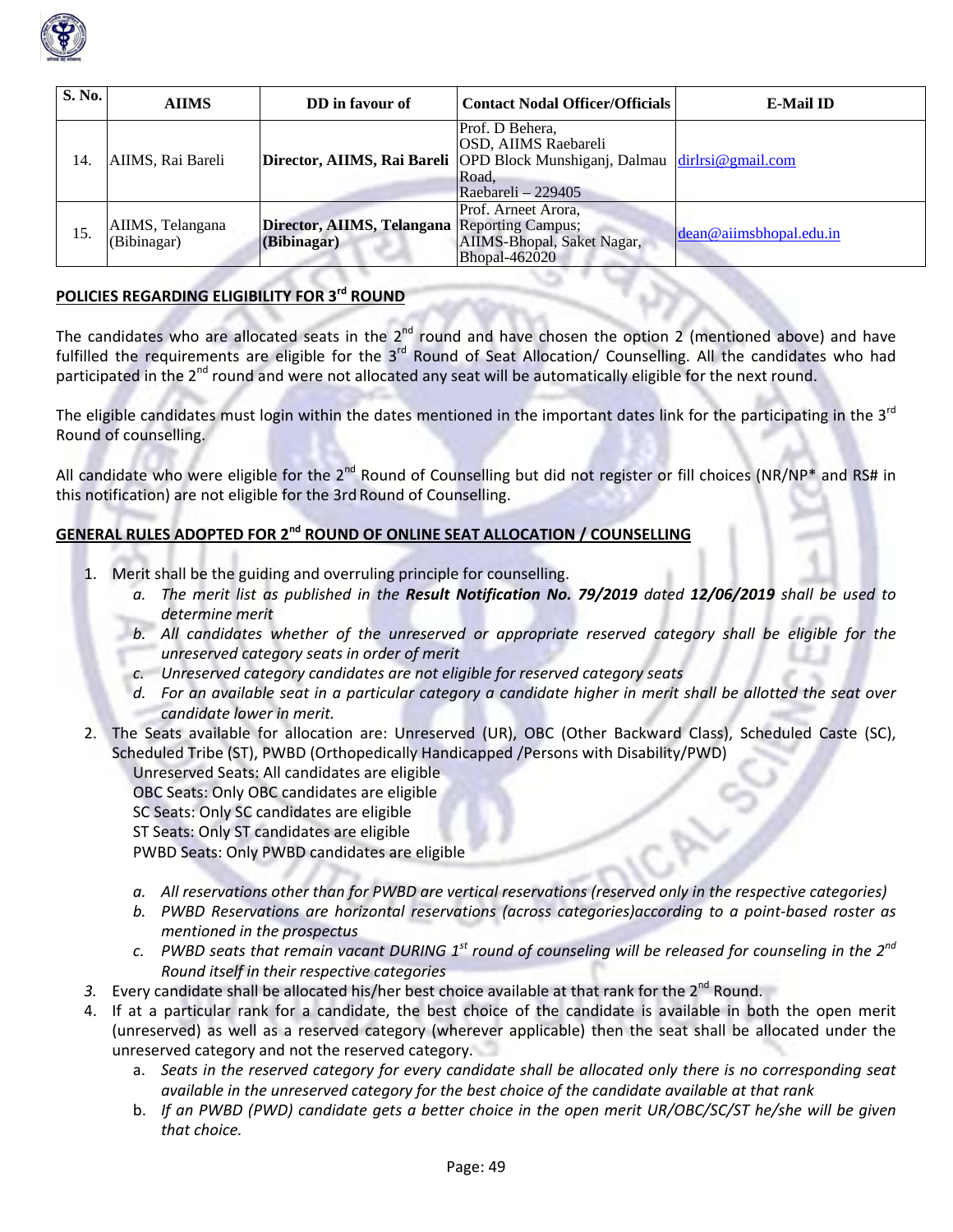| S. No. | AIIMS | DD in favour of | Contact Nodal Officer/Officials | E-Mail ID |
|---|---|---|---|---|
| 14. | AIIMS, Rai Bareli | **Director, AIIMS, Rai Bareli** | Prof. D Behera, OSD, AIIMS Raebareli OPD Block Munshiganj, Dalmau Road, Raebareli – 229405 | dirlrsi@gmail.com |
| 15. | AIIMS, Telangana (Bibinagar) | **Director, AIIMS, Telangana (Bibinagar)** | Prof. Arneet Arora, Reporting Campus; AIIMS-Bhopal, Saket Nagar, Bhopal-462020 | dean@aiimsbhopal.edu.in |

## POLICIES REGARDING ELIGIBILITY FOR 3rd ROUND

The candidates who are allocated seats in the 2nd round and have chosen the option 2 (mentioned above) and have fulfilled the requirements are eligible for the 3rd Round of Seat Allocation/ Counselling. All the candidates who had participated in the 2nd round and were not allocated any seat will be automatically eligible for the next round.

The eligible candidates must login within the dates mentioned in the important dates link for the participating in the 3rd Round of counselling.

All candidate who were eligible for the 2nd Round of Counselling but did not register or fill choices (NR/NP* and RS# in this notification) are not eligible for the 3rd Round of Counselling.

## GENERAL RULES ADOPTED FOR 2nd ROUND OF ONLINE SEAT ALLOCATION / COUNSELLING

1. Merit shall be the guiding and overruling principle for counselling.
   a. *The merit list as published in the **Result Notification No. 79/2019** dated **12/06/2019** shall be used to determine merit*
   b. *All candidates whether of the unreserved or appropriate reserved category shall be eligible for the unreserved category seats in order of merit*
   c. *Unreserved category candidates are not eligible for reserved category seats*
   d. *For an available seat in a particular category a candidate higher in merit shall be allotted the seat over candidate lower in merit.*
2. The Seats available for allocation are: Unreserved (UR), OBC (Other Backward Class), Scheduled Caste (SC), Scheduled Tribe (ST), PWBD (Orthopedically Handicapped /Persons with Disability/PWD)
   Unreserved Seats: All candidates are eligible
   OBC Seats: Only OBC candidates are eligible
   SC Seats: Only SC candidates are eligible
   ST Seats: Only ST candidates are eligible
   PWBD Seats: Only PWBD candidates are eligible

   a. *All reservations other than for PWBD are vertical reservations (reserved only in the respective categories)*
   b. *PWBD Reservations are horizontal reservations (across categories)according to a point-based roster as mentioned in the prospectus*
   c. *PWBD seats that remain vacant DURING 1st round of counseling will be released for counseling in the 2nd Round itself in their respective categories*
3. Every candidate shall be allocated his/her best choice available at that rank for the 2nd Round.
4. If at a particular rank for a candidate, the best choice of the candidate is available in both the open merit (unreserved) as well as a reserved category (wherever applicable) then the seat shall be allocated under the unreserved category and not the reserved category.
   a. *Seats in the reserved category for every candidate shall be allocated only there is no corresponding seat available in the unreserved category for the best choice of the candidate available at that rank*
   b. *If an PWBD (PWD) candidate gets a better choice in the open merit UR/OBC/SC/ST he/she will be given that choice.*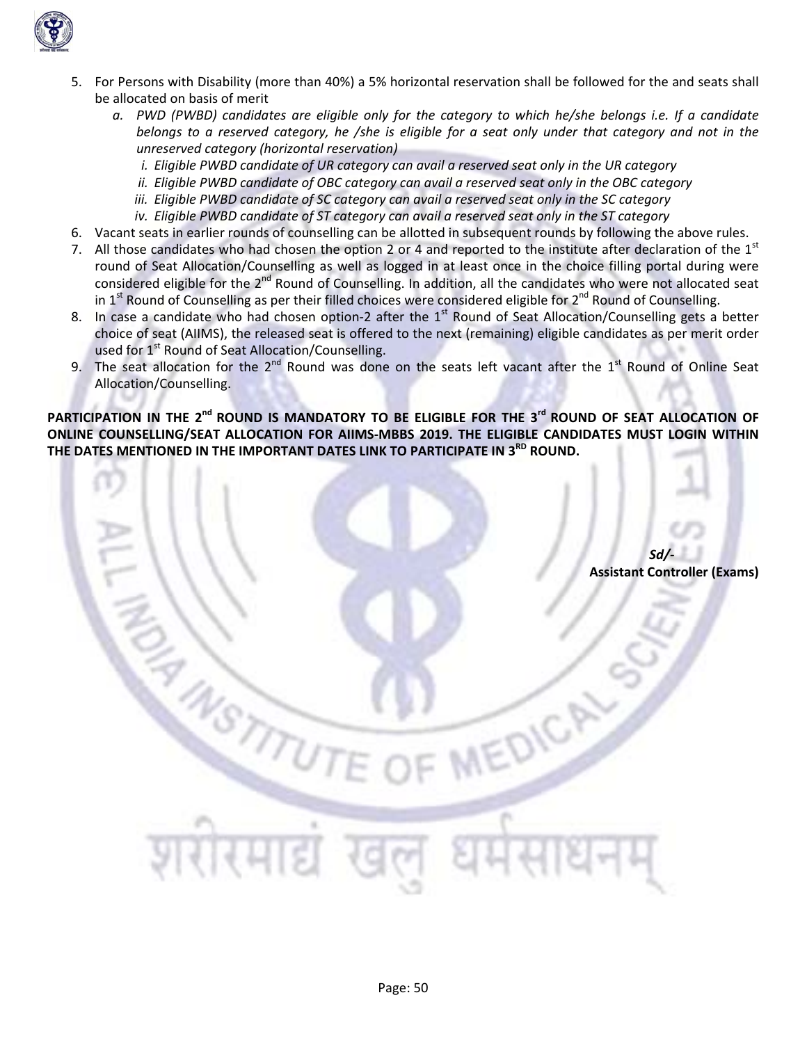5. For Persons with Disability (more than 40%) a 5% horizontal reservation shall be followed for the and seats shall be allocated on basis of merit
   a. *PWD (PWBD) candidates are eligible only for the category to which he/she belongs i.e. If a candidate belongs to a reserved category, he /she is eligible for a seat only under that category and not in the unreserved category (horizontal reservation)*
      i. *Eligible PWBD candidate of UR category can avail a reserved seat only in the UR category*
      ii. *Eligible PWBD candidate of OBC category can avail a reserved seat only in the OBC category*
      iii. *Eligible PWBD candidate of SC category can avail a reserved seat only in the SC category*
      iv. *Eligible PWBD candidate of ST category can avail a reserved seat only in the ST category*
6. Vacant seats in earlier rounds of counselling can be allotted in subsequent rounds by following the above rules.
7. All those candidates who had chosen the option 2 or 4 and reported to the institute after declaration of the 1st round of Seat Allocation/Counselling as well as logged in at least once in the choice filling portal during were considered eligible for the 2nd Round of Counselling. In addition, all the candidates who were not allocated seat in 1st Round of Counselling as per their filled choices were considered eligible for 2nd Round of Counselling.
8. In case a candidate who had chosen option-2 after the 1st Round of Seat Allocation/Counselling gets a better choice of seat (AIIMS), the released seat is offered to the next (remaining) eligible candidates as per merit order used for 1st Round of Seat Allocation/Counselling.
9. The seat allocation for the 2nd Round was done on the seats left vacant after the 1st Round of Online Seat Allocation/Counselling.

**PARTICIPATION IN THE 2nd ROUND IS MANDATORY TO BE ELIGIBLE FOR THE 3rd ROUND OF SEAT ALLOCATION OF ONLINE COUNSELLING/SEAT ALLOCATION FOR AIIMS-MBBS 2019. THE ELIGIBLE CANDIDATES MUST LOGIN WITHIN THE DATES MENTIONED IN THE IMPORTANT DATES LINK TO PARTICIPATE IN 3RD ROUND.**

***Sd/-***
**Assistant Controller (Exams)**